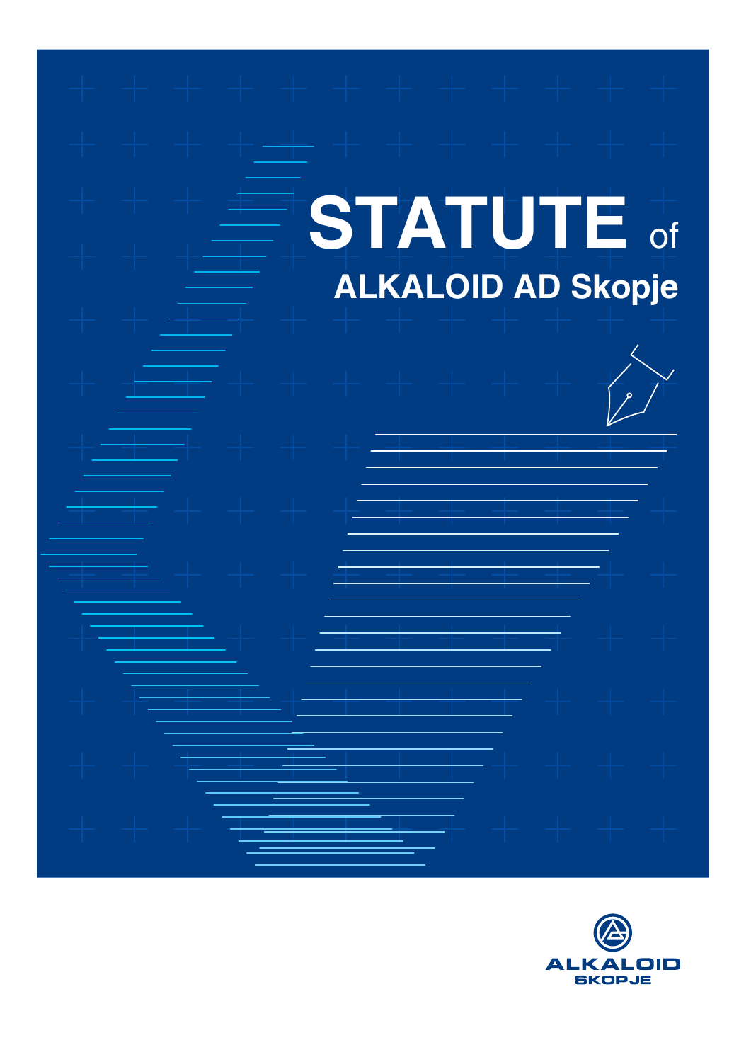# STATUTE of

## ALKALOID AD Skopje

ALKALOID
SKOPJE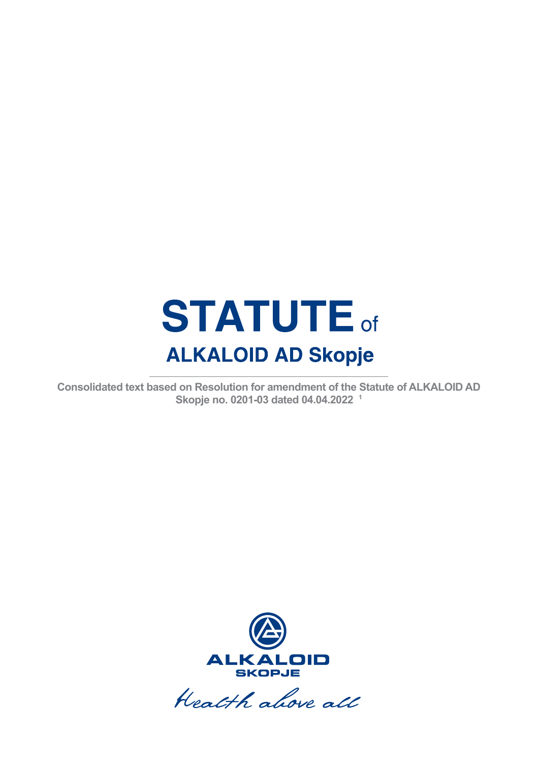# STATUTE of

## ALKALOID AD Skopje

**Consolidated text based on Resolution for amendment of the Statute of ALKALOID AD Skopje no. 0201-03 dated 04.04.2022** [1]

ALKALOID
SKOPJE

*Health above all*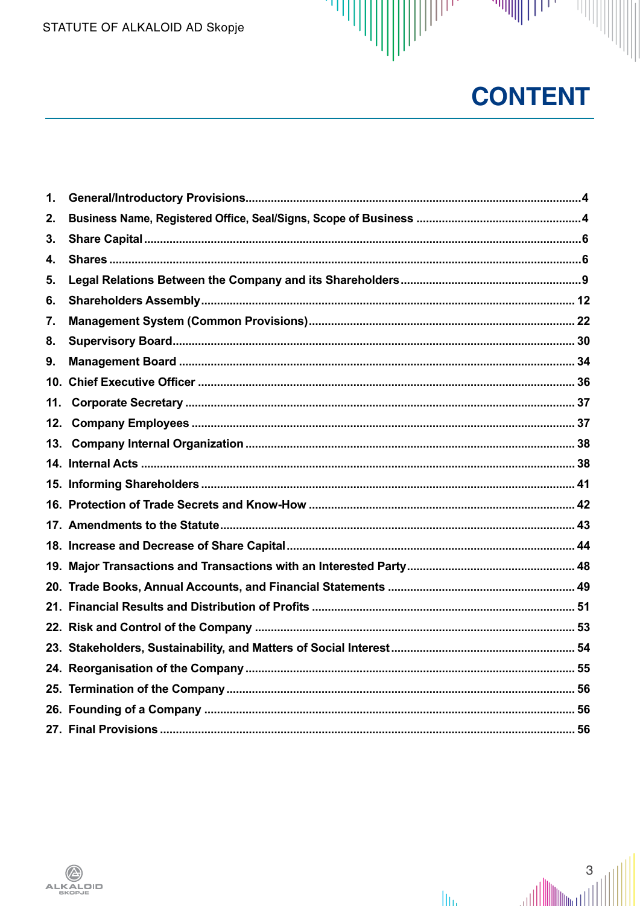# CONTENT

1. General/Introductory Provisions ..... 4
2. Business Name, Registered Office, Seal/Signs, Scope of Business ..... 4
3. Share Capital ..... 6
4. Shares ..... 6
5. Legal Relations Between the Company and its Shareholders ..... 9
6. Shareholders Assembly ..... 12
7. Management System (Common Provisions) ..... 22
8. Supervisory Board ..... 30
9. Management Board ..... 34
10. Chief Executive Officer ..... 36
11. Corporate Secretary ..... 37
12. Company Employees ..... 37
13. Company Internal Organization ..... 38
14. Internal Acts ..... 38
15. Informing Shareholders ..... 41
16. Protection of Trade Secrets and Know-How ..... 42
17. Amendments to the Statute ..... 43
18. Increase and Decrease of Share Capital ..... 44
19. Major Transactions and Transactions with an Interested Party ..... 48
20. Trade Books, Annual Accounts, and Financial Statements ..... 49
21. Financial Results and Distribution of Profits ..... 51
22. Risk and Control of the Company ..... 53
23. Stakeholders, Sustainability, and Matters of Social Interest ..... 54
24. Reorganisation of the Company ..... 55
25. Termination of the Company ..... 56
26. Founding of a Company ..... 56
27. Final Provisions ..... 56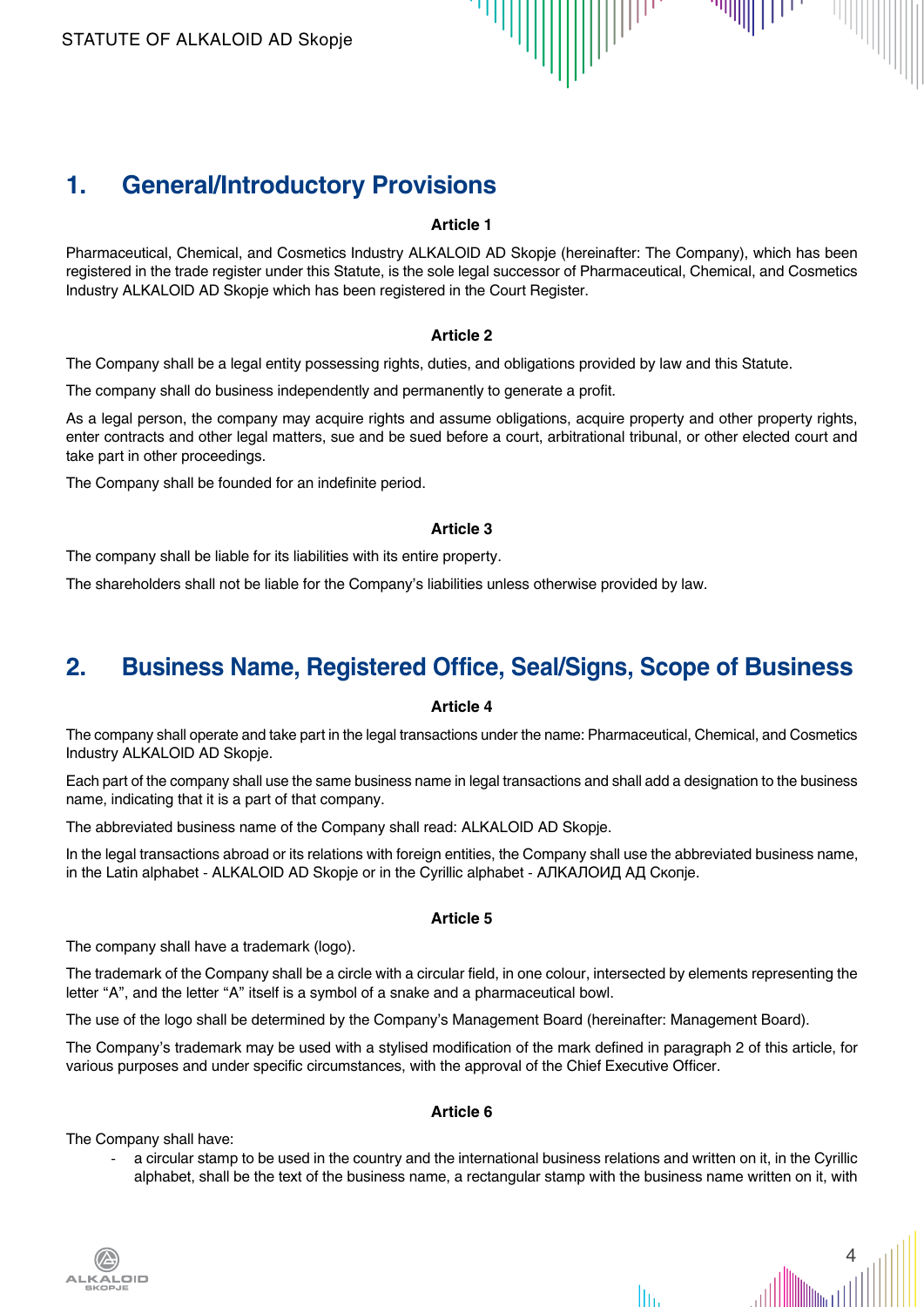## 1. General/Introductory Provisions

**Article 1**

Pharmaceutical, Chemical, and Cosmetics Industry ALKALOID AD Skopje (hereinafter: The Company), which has been registered in the trade register under this Statute, is the sole legal successor of Pharmaceutical, Chemical, and Cosmetics Industry ALKALOID AD Skopje which has been registered in the Court Register.

**Article 2**

The Company shall be a legal entity possessing rights, duties, and obligations provided by law and this Statute.

The company shall do business independently and permanently to generate a profit.

As a legal person, the company may acquire rights and assume obligations, acquire property and other property rights, enter contracts and other legal matters, sue and be sued before a court, arbitrational tribunal, or other elected court and take part in other proceedings.

The Company shall be founded for an indefinite period.

**Article 3**

The company shall be liable for its liabilities with its entire property.

The shareholders shall not be liable for the Company's liabilities unless otherwise provided by law.

## 2. Business Name, Registered Office, Seal/Signs, Scope of Business

**Article 4**

The company shall operate and take part in the legal transactions under the name: Pharmaceutical, Chemical, and Cosmetics Industry ALKALOID AD Skopje.

Each part of the company shall use the same business name in legal transactions and shall add a designation to the business name, indicating that it is a part of that company.

The abbreviated business name of the Company shall read: ALKALOID AD Skopje.

In the legal transactions abroad or its relations with foreign entities, the Company shall use the abbreviated business name, in the Latin alphabet - ALKALOID AD Skopje or in the Cyrillic alphabet - АЛКАЛОИД АД Скопје.

**Article 5**

The company shall have a trademark (logo).

The trademark of the Company shall be a circle with a circular field, in one colour, intersected by elements representing the letter "A", and the letter "A" itself is a symbol of a snake and a pharmaceutical bowl.

The use of the logo shall be determined by the Company's Management Board (hereinafter: Management Board).

The Company's trademark may be used with a stylised modification of the mark defined in paragraph 2 of this article, for various purposes and under specific circumstances, with the approval of the Chief Executive Officer.

**Article 6**

The Company shall have:

- a circular stamp to be used in the country and the international business relations and written on it, in the Cyrillic alphabet, shall be the text of the business name, a rectangular stamp with the business name written on it, with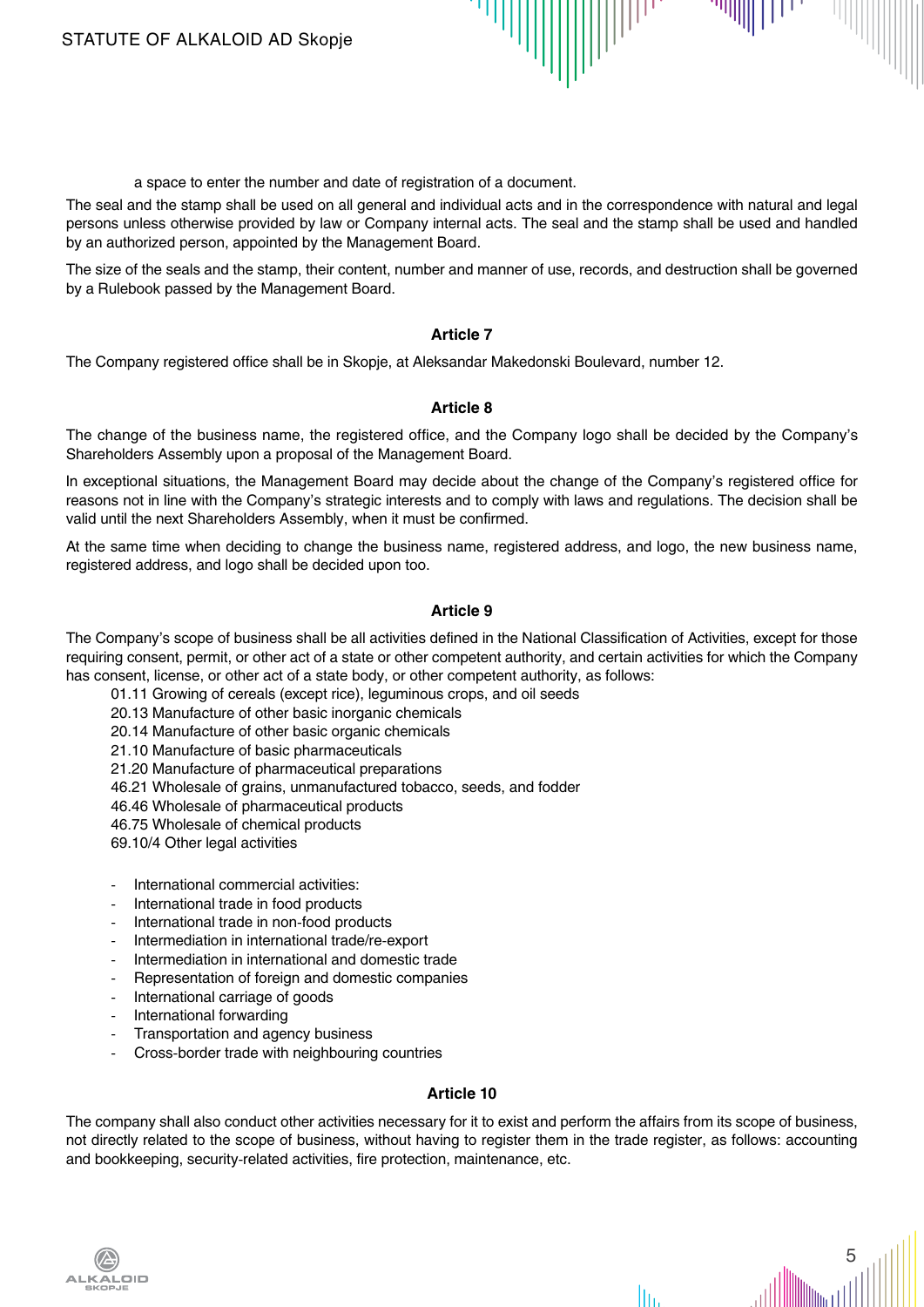a space to enter the number and date of registration of a document.

The seal and the stamp shall be used on all general and individual acts and in the correspondence with natural and legal persons unless otherwise provided by law or Company internal acts. The seal and the stamp shall be used and handled by an authorized person, appointed by the Management Board.

The size of the seals and the stamp, their content, number and manner of use, records, and destruction shall be governed by a Rulebook passed by the Management Board.

**Article 7**

The Company registered office shall be in Skopje, at Aleksandar Makedonski Boulevard, number 12.

**Article 8**

The change of the business name, the registered office, and the Company logo shall be decided by the Company's Shareholders Assembly upon a proposal of the Management Board.

In exceptional situations, the Management Board may decide about the change of the Company's registered office for reasons not in line with the Company's strategic interests and to comply with laws and regulations. The decision shall be valid until the next Shareholders Assembly, when it must be confirmed.

At the same time when deciding to change the business name, registered address, and logo, the new business name, registered address, and logo shall be decided upon too.

**Article 9**

The Company's scope of business shall be all activities defined in the National Classification of Activities, except for those requiring consent, permit, or other act of a state or other competent authority, and certain activities for which the Company has consent, license, or other act of a state body, or other competent authority, as follows:

01.11 Growing of cereals (except rice), leguminous crops, and oil seeds
20.13 Manufacture of other basic inorganic chemicals
20.14 Manufacture of other basic organic chemicals
21.10 Manufacture of basic pharmaceuticals
21.20 Manufacture of pharmaceutical preparations
46.21 Wholesale of grains, unmanufactured tobacco, seeds, and fodder
46.46 Wholesale of pharmaceutical products
46.75 Wholesale of chemical products
69.10/4 Other legal activities

- International commercial activities:
- International trade in food products
- International trade in non-food products
- Intermediation in international trade/re-export
- Intermediation in international and domestic trade
- Representation of foreign and domestic companies
- International carriage of goods
- International forwarding
- Transportation and agency business
- Cross-border trade with neighbouring countries

**Article 10**

The company shall also conduct other activities necessary for it to exist and perform the affairs from its scope of business, not directly related to the scope of business, without having to register them in the trade register, as follows: accounting and bookkeeping, security-related activities, fire protection, maintenance, etc.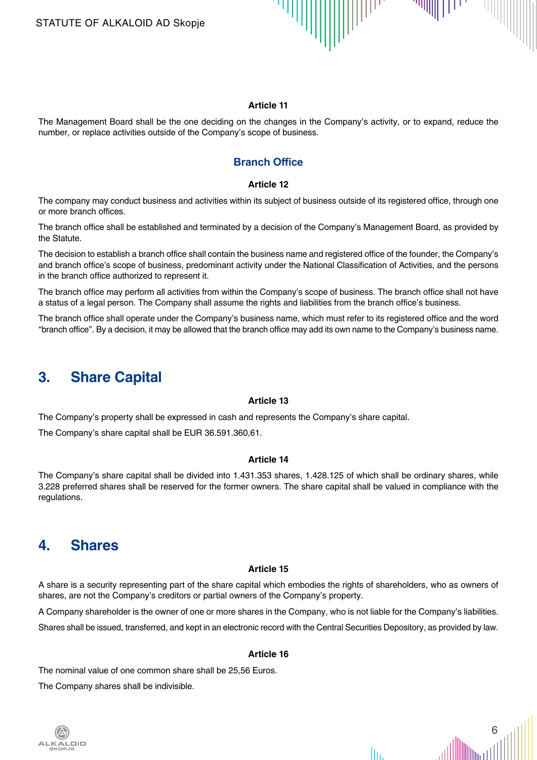#### Article 11

The Management Board shall be the one deciding on the changes in the Company's activity, or to expand, reduce the number, or replace activities outside of the Company's scope of business.

### Branch Office

#### Article 12

The company may conduct business and activities within its subject of business outside of its registered office, through one or more branch offices.

The branch office shall be established and terminated by a decision of the Company's Management Board, as provided by the Statute.

The decision to establish a branch office shall contain the business name and registered office of the founder, the Company's and branch office's scope of business, predominant activity under the National Classification of Activities, and the persons in the branch office authorized to represent it.

The branch office may perform all activities from within the Company's scope of business. The branch office shall not have a status of a legal person. The Company shall assume the rights and liabilities from the branch office's business.

The branch office shall operate under the Company's business name, which must refer to its registered office and the word "branch office". By a decision, it may be allowed that the branch office may add its own name to the Company's business name.

## 3. Share Capital

#### Article 13

The Company's property shall be expressed in cash and represents the Company's share capital.

The Company's share capital shall be EUR 36.591.360,61.

#### Article 14

The Company's share capital shall be divided into 1.431.353 shares, 1.428.125 of which shall be ordinary shares, while 3.228 preferred shares shall be reserved for the former owners. The share capital shall be valued in compliance with the regulations.

## 4. Shares

#### Article 15

A share is a security representing part of the share capital which embodies the rights of shareholders, who as owners of shares, are not the Company's creditors or partial owners of the Company's property.

A Company shareholder is the owner of one or more shares in the Company, who is not liable for the Company's liabilities.

Shares shall be issued, transferred, and kept in an electronic record with the Central Securities Depository, as provided by law.

#### Article 16

The nominal value of one common share shall be 25,56 Euros.

The Company shares shall be indivisible.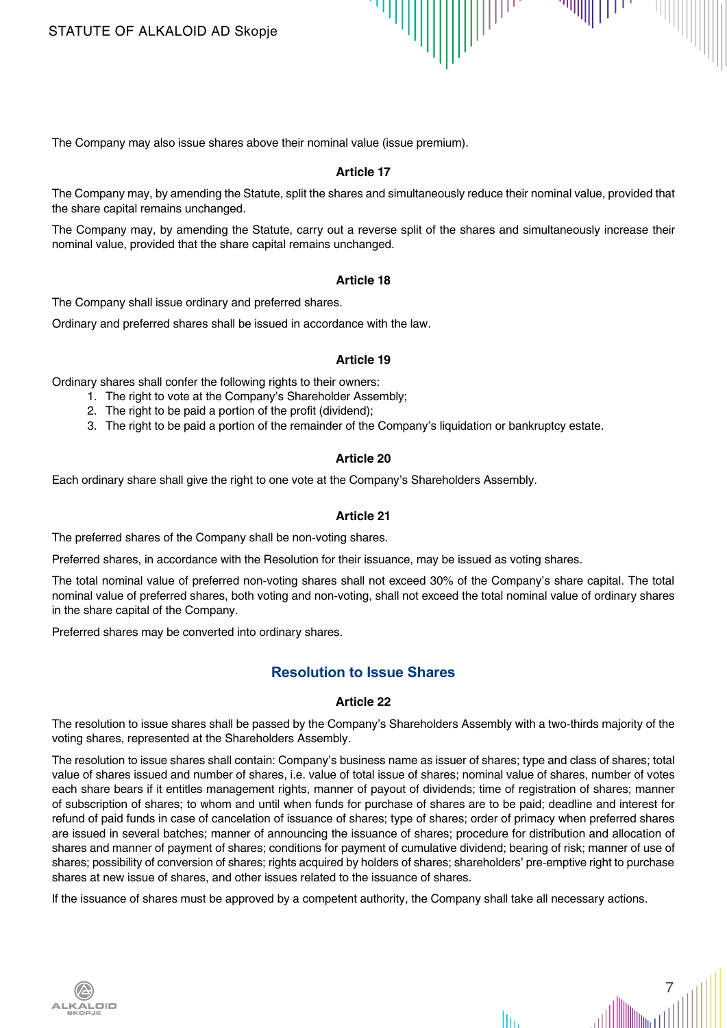The Company may also issue shares above their nominal value (issue premium).

### Article 17

The Company may, by amending the Statute, split the shares and simultaneously reduce their nominal value, provided that the share capital remains unchanged.

The Company may, by amending the Statute, carry out a reverse split of the shares and simultaneously increase their nominal value, provided that the share capital remains unchanged.

### Article 18

The Company shall issue ordinary and preferred shares.

Ordinary and preferred shares shall be issued in accordance with the law.

### Article 19

Ordinary shares shall confer the following rights to their owners:

1. The right to vote at the Company's Shareholder Assembly;
2. The right to be paid a portion of the profit (dividend);
3. The right to be paid a portion of the remainder of the Company's liquidation or bankruptcy estate.

### Article 20

Each ordinary share shall give the right to one vote at the Company's Shareholders Assembly.

### Article 21

The preferred shares of the Company shall be non-voting shares.

Preferred shares, in accordance with the Resolution for their issuance, may be issued as voting shares.

The total nominal value of preferred non-voting shares shall not exceed 30% of the Company's share capital. The total nominal value of preferred shares, both voting and non-voting, shall not exceed the total nominal value of ordinary shares in the share capital of the Company.

Preferred shares may be converted into ordinary shares.

## Resolution to Issue Shares

### Article 22

The resolution to issue shares shall be passed by the Company's Shareholders Assembly with a two-thirds majority of the voting shares, represented at the Shareholders Assembly.

The resolution to issue shares shall contain: Company's business name as issuer of shares; type and class of shares; total value of shares issued and number of shares, i.e. value of total issue of shares; nominal value of shares, number of votes each share bears if it entitles management rights, manner of payout of dividends; time of registration of shares; manner of subscription of shares; to whom and until when funds for purchase of shares are to be paid; deadline and interest for refund of paid funds in case of cancelation of issuance of shares; type of shares; order of primacy when preferred shares are issued in several batches; manner of announcing the issuance of shares; procedure for distribution and allocation of shares and manner of payment of shares; conditions for payment of cumulative dividend; bearing of risk; manner of use of shares; possibility of conversion of shares; rights acquired by holders of shares; shareholders' pre-emptive right to purchase shares at new issue of shares, and other issues related to the issuance of shares.

If the issuance of shares must be approved by a competent authority, the Company shall take all necessary actions.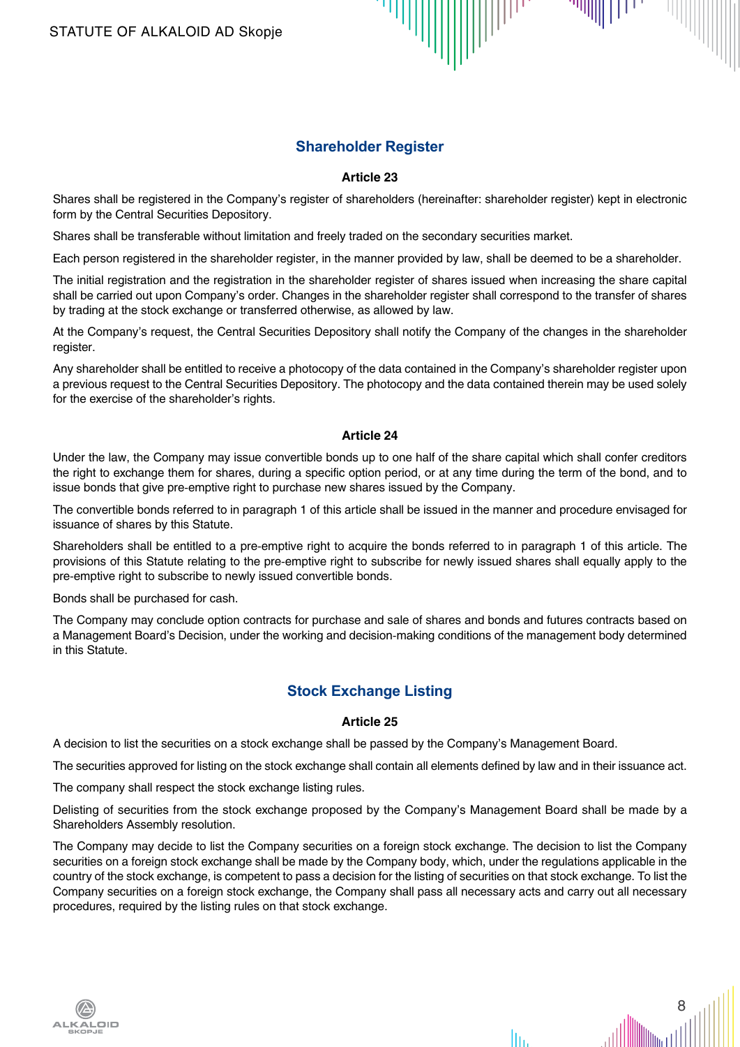## Shareholder Register

### Article 23

Shares shall be registered in the Company's register of shareholders (hereinafter: shareholder register) kept in electronic form by the Central Securities Depository.

Shares shall be transferable without limitation and freely traded on the secondary securities market.

Each person registered in the shareholder register, in the manner provided by law, shall be deemed to be a shareholder.

The initial registration and the registration in the shareholder register of shares issued when increasing the share capital shall be carried out upon Company's order. Changes in the shareholder register shall correspond to the transfer of shares by trading at the stock exchange or transferred otherwise, as allowed by law.

At the Company's request, the Central Securities Depository shall notify the Company of the changes in the shareholder register.

Any shareholder shall be entitled to receive a photocopy of the data contained in the Company's shareholder register upon a previous request to the Central Securities Depository. The photocopy and the data contained therein may be used solely for the exercise of the shareholder's rights.

### Article 24

Under the law, the Company may issue convertible bonds up to one half of the share capital which shall confer creditors the right to exchange them for shares, during a specific option period, or at any time during the term of the bond, and to issue bonds that give pre-emptive right to purchase new shares issued by the Company.

The convertible bonds referred to in paragraph 1 of this article shall be issued in the manner and procedure envisaged for issuance of shares by this Statute.

Shareholders shall be entitled to a pre-emptive right to acquire the bonds referred to in paragraph 1 of this article. The provisions of this Statute relating to the pre-emptive right to subscribe for newly issued shares shall equally apply to the pre-emptive right to subscribe to newly issued convertible bonds.

Bonds shall be purchased for cash.

The Company may conclude option contracts for purchase and sale of shares and bonds and futures contracts based on a Management Board's Decision, under the working and decision-making conditions of the management body determined in this Statute.

## Stock Exchange Listing

### Article 25

A decision to list the securities on a stock exchange shall be passed by the Company's Management Board.

The securities approved for listing on the stock exchange shall contain all elements defined by law and in their issuance act.

The company shall respect the stock exchange listing rules.

Delisting of securities from the stock exchange proposed by the Company's Management Board shall be made by a Shareholders Assembly resolution.

The Company may decide to list the Company securities on a foreign stock exchange. The decision to list the Company securities on a foreign stock exchange shall be made by the Company body, which, under the regulations applicable in the country of the stock exchange, is competent to pass a decision for the listing of securities on that stock exchange. To list the Company securities on a foreign stock exchange, the Company shall pass all necessary acts and carry out all necessary procedures, required by the listing rules on that stock exchange.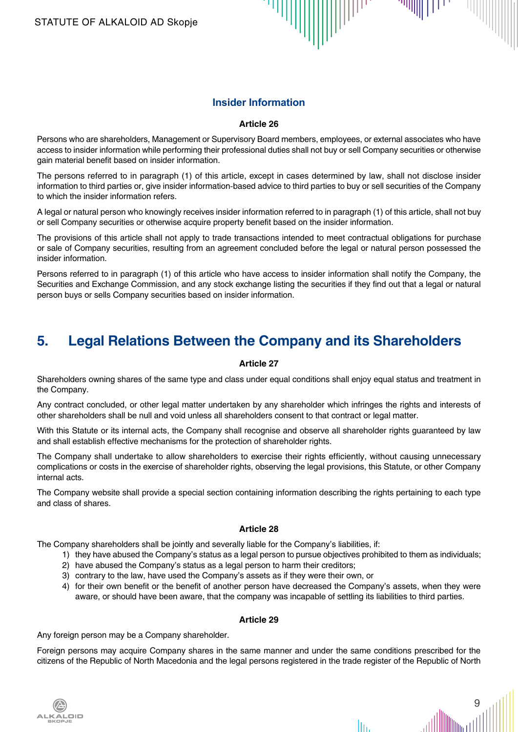### Insider Information

#### Article 26

Persons who are shareholders, Management or Supervisory Board members, employees, or external associates who have access to insider information while performing their professional duties shall not buy or sell Company securities or otherwise gain material benefit based on insider information.

The persons referred to in paragraph (1) of this article, except in cases determined by law, shall not disclose insider information to third parties or, give insider information-based advice to third parties to buy or sell securities of the Company to which the insider information refers.

A legal or natural person who knowingly receives insider information referred to in paragraph (1) of this article, shall not buy or sell Company securities or otherwise acquire property benefit based on the insider information.

The provisions of this article shall not apply to trade transactions intended to meet contractual obligations for purchase or sale of Company securities, resulting from an agreement concluded before the legal or natural person possessed the insider information.

Persons referred to in paragraph (1) of this article who have access to insider information shall notify the Company, the Securities and Exchange Commission, and any stock exchange listing the securities if they find out that a legal or natural person buys or sells Company securities based on insider information.

## 5. Legal Relations Between the Company and its Shareholders

#### Article 27

Shareholders owning shares of the same type and class under equal conditions shall enjoy equal status and treatment in the Company.

Any contract concluded, or other legal matter undertaken by any shareholder which infringes the rights and interests of other shareholders shall be null and void unless all shareholders consent to that contract or legal matter.

With this Statute or its internal acts, the Company shall recognise and observe all shareholder rights guaranteed by law and shall establish effective mechanisms for the protection of shareholder rights.

The Company shall undertake to allow shareholders to exercise their rights efficiently, without causing unnecessary complications or costs in the exercise of shareholder rights, observing the legal provisions, this Statute, or other Company internal acts.

The Company website shall provide a special section containing information describing the rights pertaining to each type and class of shares.

#### Article 28

The Company shareholders shall be jointly and severally liable for the Company's liabilities, if:

1) they have abused the Company's status as a legal person to pursue objectives prohibited to them as individuals;
2) have abused the Company's status as a legal person to harm their creditors;
3) contrary to the law, have used the Company's assets as if they were their own, or
4) for their own benefit or the benefit of another person have decreased the Company's assets, when they were aware, or should have been aware, that the company was incapable of settling its liabilities to third parties.

#### Article 29

Any foreign person may be a Company shareholder.

Foreign persons may acquire Company shares in the same manner and under the same conditions prescribed for the citizens of the Republic of North Macedonia and the legal persons registered in the trade register of the Republic of North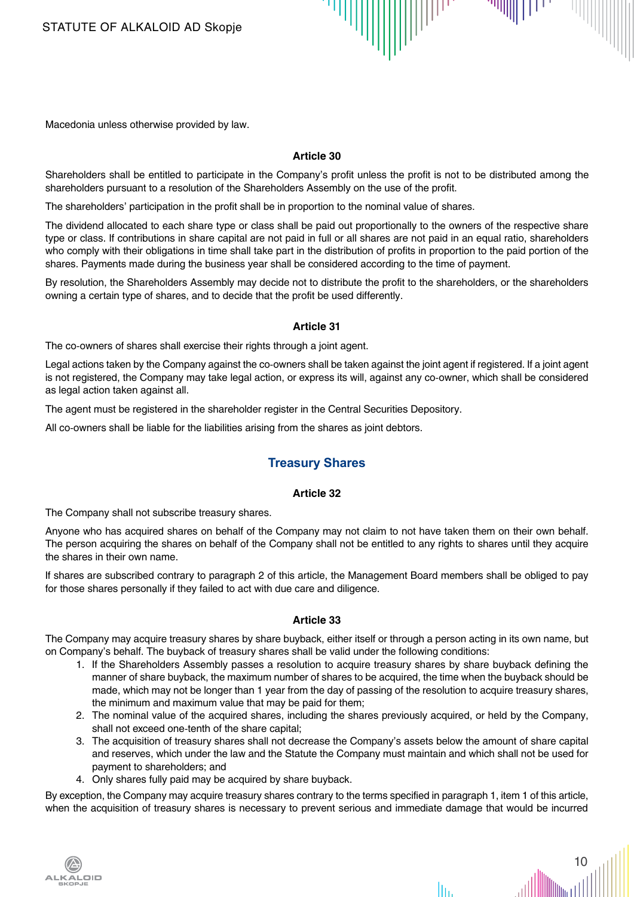Macedonia unless otherwise provided by law.

#### Article 30

Shareholders shall be entitled to participate in the Company's profit unless the profit is not to be distributed among the shareholders pursuant to a resolution of the Shareholders Assembly on the use of the profit.

The shareholders' participation in the profit shall be in proportion to the nominal value of shares.

The dividend allocated to each share type or class shall be paid out proportionally to the owners of the respective share type or class. If contributions in share capital are not paid in full or all shares are not paid in an equal ratio, shareholders who comply with their obligations in time shall take part in the distribution of profits in proportion to the paid portion of the shares. Payments made during the business year shall be considered according to the time of payment.

By resolution, the Shareholders Assembly may decide not to distribute the profit to the shareholders, or the shareholders owning a certain type of shares, and to decide that the profit be used differently.

#### Article 31

The co-owners of shares shall exercise their rights through a joint agent.

Legal actions taken by the Company against the co-owners shall be taken against the joint agent if registered. If a joint agent is not registered, the Company may take legal action, or express its will, against any co-owner, which shall be considered as legal action taken against all.

The agent must be registered in the shareholder register in the Central Securities Depository.

All co-owners shall be liable for the liabilities arising from the shares as joint debtors.

## Treasury Shares

#### Article 32

The Company shall not subscribe treasury shares.

Anyone who has acquired shares on behalf of the Company may not claim to not have taken them on their own behalf. The person acquiring the shares on behalf of the Company shall not be entitled to any rights to shares until they acquire the shares in their own name.

If shares are subscribed contrary to paragraph 2 of this article, the Management Board members shall be obliged to pay for those shares personally if they failed to act with due care and diligence.

#### Article 33

The Company may acquire treasury shares by share buyback, either itself or through a person acting in its own name, but on Company's behalf. The buyback of treasury shares shall be valid under the following conditions:

1. If the Shareholders Assembly passes a resolution to acquire treasury shares by share buyback defining the manner of share buyback, the maximum number of shares to be acquired, the time when the buyback should be made, which may not be longer than 1 year from the day of passing of the resolution to acquire treasury shares, the minimum and maximum value that may be paid for them;
2. The nominal value of the acquired shares, including the shares previously acquired, or held by the Company, shall not exceed one-tenth of the share capital;
3. The acquisition of treasury shares shall not decrease the Company's assets below the amount of share capital and reserves, which under the law and the Statute the Company must maintain and which shall not be used for payment to shareholders; and
4. Only shares fully paid may be acquired by share buyback.

By exception, the Company may acquire treasury shares contrary to the terms specified in paragraph 1, item 1 of this article, when the acquisition of treasury shares is necessary to prevent serious and immediate damage that would be incurred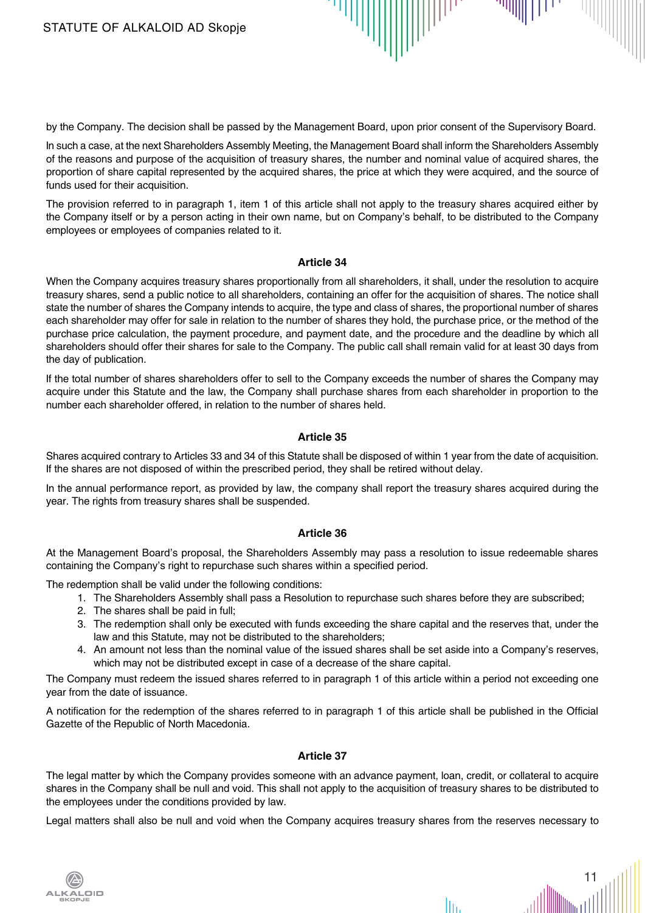by the Company. The decision shall be passed by the Management Board, upon prior consent of the Supervisory Board.

In such a case, at the next Shareholders Assembly Meeting, the Management Board shall inform the Shareholders Assembly of the reasons and purpose of the acquisition of treasury shares, the number and nominal value of acquired shares, the proportion of share capital represented by the acquired shares, the price at which they were acquired, and the source of funds used for their acquisition.

The provision referred to in paragraph 1, item 1 of this article shall not apply to the treasury shares acquired either by the Company itself or by a person acting in their own name, but on Company's behalf, to be distributed to the Company employees or employees of companies related to it.

### Article 34

When the Company acquires treasury shares proportionally from all shareholders, it shall, under the resolution to acquire treasury shares, send a public notice to all shareholders, containing an offer for the acquisition of shares. The notice shall state the number of shares the Company intends to acquire, the type and class of shares, the proportional number of shares each shareholder may offer for sale in relation to the number of shares they hold, the purchase price, or the method of the purchase price calculation, the payment procedure, and payment date, and the procedure and the deadline by which all shareholders should offer their shares for sale to the Company. The public call shall remain valid for at least 30 days from the day of publication.

If the total number of shares shareholders offer to sell to the Company exceeds the number of shares the Company may acquire under this Statute and the law, the Company shall purchase shares from each shareholder in proportion to the number each shareholder offered, in relation to the number of shares held.

### Article 35

Shares acquired contrary to Articles 33 and 34 of this Statute shall be disposed of within 1 year from the date of acquisition. If the shares are not disposed of within the prescribed period, they shall be retired without delay.

In the annual performance report, as provided by law, the company shall report the treasury shares acquired during the year. The rights from treasury shares shall be suspended.

### Article 36

At the Management Board's proposal, the Shareholders Assembly may pass a resolution to issue redeemable shares containing the Company's right to repurchase such shares within a specified period.

The redemption shall be valid under the following conditions:

1. The Shareholders Assembly shall pass a Resolution to repurchase such shares before they are subscribed;
2. The shares shall be paid in full;
3. The redemption shall only be executed with funds exceeding the share capital and the reserves that, under the law and this Statute, may not be distributed to the shareholders;
4. An amount not less than the nominal value of the issued shares shall be set aside into a Company's reserves, which may not be distributed except in case of a decrease of the share capital.

The Company must redeem the issued shares referred to in paragraph 1 of this article within a period not exceeding one year from the date of issuance.

A notification for the redemption of the shares referred to in paragraph 1 of this article shall be published in the Official Gazette of the Republic of North Macedonia.

### Article 37

The legal matter by which the Company provides someone with an advance payment, loan, credit, or collateral to acquire shares in the Company shall be null and void. This shall not apply to the acquisition of treasury shares to be distributed to the employees under the conditions provided by law.

Legal matters shall also be null and void when the Company acquires treasury shares from the reserves necessary to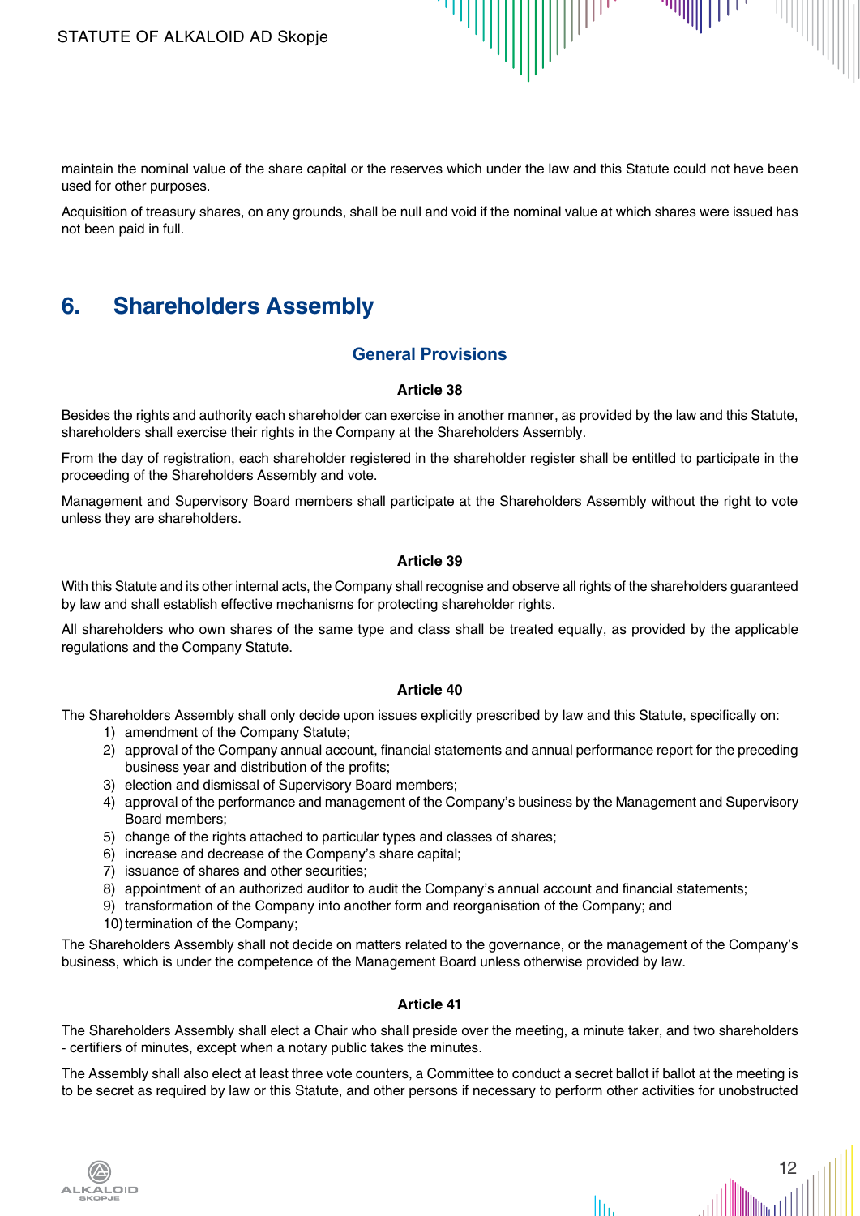maintain the nominal value of the share capital or the reserves which under the law and this Statute could not have been used for other purposes.

Acquisition of treasury shares, on any grounds, shall be null and void if the nominal value at which shares were issued has not been paid in full.

# 6. Shareholders Assembly

## General Provisions

### Article 38

Besides the rights and authority each shareholder can exercise in another manner, as provided by the law and this Statute, shareholders shall exercise their rights in the Company at the Shareholders Assembly.

From the day of registration, each shareholder registered in the shareholder register shall be entitled to participate in the proceeding of the Shareholders Assembly and vote.

Management and Supervisory Board members shall participate at the Shareholders Assembly without the right to vote unless they are shareholders.

### Article 39

With this Statute and its other internal acts, the Company shall recognise and observe all rights of the shareholders guaranteed by law and shall establish effective mechanisms for protecting shareholder rights.

All shareholders who own shares of the same type and class shall be treated equally, as provided by the applicable regulations and the Company Statute.

### Article 40

The Shareholders Assembly shall only decide upon issues explicitly prescribed by law and this Statute, specifically on:

1) amendment of the Company Statute;
2) approval of the Company annual account, financial statements and annual performance report for the preceding business year and distribution of the profits;
3) election and dismissal of Supervisory Board members;
4) approval of the performance and management of the Company's business by the Management and Supervisory Board members;
5) change of the rights attached to particular types and classes of shares;
6) increase and decrease of the Company's share capital;
7) issuance of shares and other securities;
8) appointment of an authorized auditor to audit the Company's annual account and financial statements;
9) transformation of the Company into another form and reorganisation of the Company; and
10) termination of the Company;

The Shareholders Assembly shall not decide on matters related to the governance, or the management of the Company's business, which is under the competence of the Management Board unless otherwise provided by law.

### Article 41

The Shareholders Assembly shall elect a Chair who shall preside over the meeting, a minute taker, and two shareholders - certifiers of minutes, except when a notary public takes the minutes.

The Assembly shall also elect at least three vote counters, a Committee to conduct a secret ballot if ballot at the meeting is to be secret as required by law or this Statute, and other persons if necessary to perform other activities for unobstructed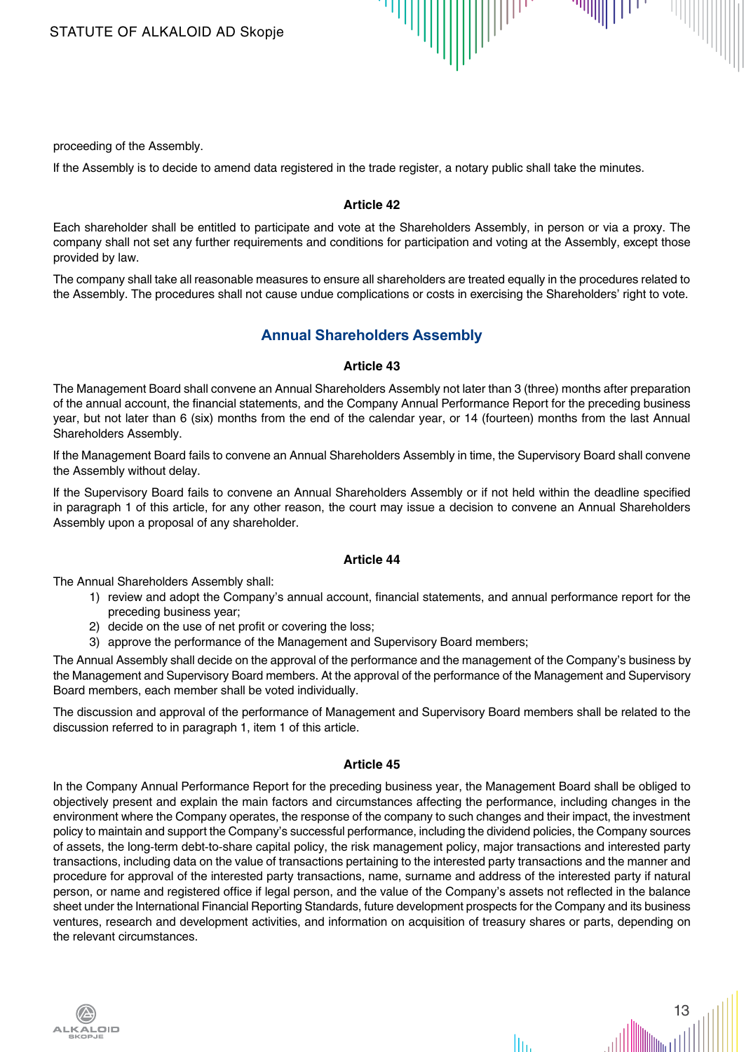proceeding of the Assembly.

If the Assembly is to decide to amend data registered in the trade register, a notary public shall take the minutes.

### Article 42

Each shareholder shall be entitled to participate and vote at the Shareholders Assembly, in person or via a proxy. The company shall not set any further requirements and conditions for participation and voting at the Assembly, except those provided by law.

The company shall take all reasonable measures to ensure all shareholders are treated equally in the procedures related to the Assembly. The procedures shall not cause undue complications or costs in exercising the Shareholders' right to vote.

## Annual Shareholders Assembly

### Article 43

The Management Board shall convene an Annual Shareholders Assembly not later than 3 (three) months after preparation of the annual account, the financial statements, and the Company Annual Performance Report for the preceding business year, but not later than 6 (six) months from the end of the calendar year, or 14 (fourteen) months from the last Annual Shareholders Assembly.

If the Management Board fails to convene an Annual Shareholders Assembly in time, the Supervisory Board shall convene the Assembly without delay.

If the Supervisory Board fails to convene an Annual Shareholders Assembly or if not held within the deadline specified in paragraph 1 of this article, for any other reason, the court may issue a decision to convene an Annual Shareholders Assembly upon a proposal of any shareholder.

### Article 44

The Annual Shareholders Assembly shall:

1) review and adopt the Company's annual account, financial statements, and annual performance report for the preceding business year;
2) decide on the use of net profit or covering the loss;
3) approve the performance of the Management and Supervisory Board members;

The Annual Assembly shall decide on the approval of the performance and the management of the Company's business by the Management and Supervisory Board members. At the approval of the performance of the Management and Supervisory Board members, each member shall be voted individually.

The discussion and approval of the performance of Management and Supervisory Board members shall be related to the discussion referred to in paragraph 1, item 1 of this article.

### Article 45

In the Company Annual Performance Report for the preceding business year, the Management Board shall be obliged to objectively present and explain the main factors and circumstances affecting the performance, including changes in the environment where the Company operates, the response of the company to such changes and their impact, the investment policy to maintain and support the Company's successful performance, including the dividend policies, the Company sources of assets, the long-term debt-to-share capital policy, the risk management policy, major transactions and interested party transactions, including data on the value of transactions pertaining to the interested party transactions and the manner and procedure for approval of the interested party transactions, name, surname and address of the interested party if natural person, or name and registered office if legal person, and the value of the Company's assets not reflected in the balance sheet under the International Financial Reporting Standards, future development prospects for the Company and its business ventures, research and development activities, and information on acquisition of treasury shares or parts, depending on the relevant circumstances.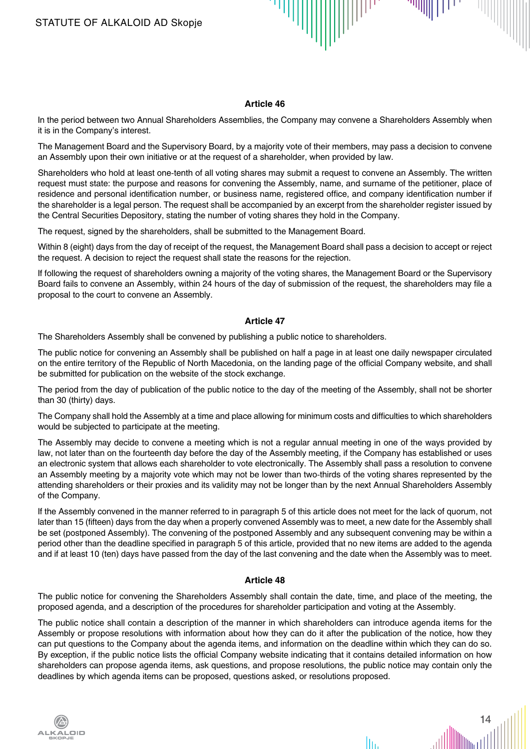**Article 46**

In the period between two Annual Shareholders Assemblies, the Company may convene a Shareholders Assembly when it is in the Company's interest.

The Management Board and the Supervisory Board, by a majority vote of their members, may pass a decision to convene an Assembly upon their own initiative or at the request of a shareholder, when provided by law.

Shareholders who hold at least one-tenth of all voting shares may submit a request to convene an Assembly. The written request must state: the purpose and reasons for convening the Assembly, name, and surname of the petitioner, place of residence and personal identification number, or business name, registered office, and company identification number if the shareholder is a legal person. The request shall be accompanied by an excerpt from the shareholder register issued by the Central Securities Depository, stating the number of voting shares they hold in the Company.

The request, signed by the shareholders, shall be submitted to the Management Board.

Within 8 (eight) days from the day of receipt of the request, the Management Board shall pass a decision to accept or reject the request. A decision to reject the request shall state the reasons for the rejection.

If following the request of shareholders owning a majority of the voting shares, the Management Board or the Supervisory Board fails to convene an Assembly, within 24 hours of the day of submission of the request, the shareholders may file a proposal to the court to convene an Assembly.

**Article 47**

The Shareholders Assembly shall be convened by publishing a public notice to shareholders.

The public notice for convening an Assembly shall be published on half a page in at least one daily newspaper circulated on the entire territory of the Republic of North Macedonia, on the landing page of the official Company website, and shall be submitted for publication on the website of the stock exchange.

The period from the day of publication of the public notice to the day of the meeting of the Assembly, shall not be shorter than 30 (thirty) days.

The Company shall hold the Assembly at a time and place allowing for minimum costs and difficulties to which shareholders would be subjected to participate at the meeting.

The Assembly may decide to convene a meeting which is not a regular annual meeting in one of the ways provided by law, not later than on the fourteenth day before the day of the Assembly meeting, if the Company has established or uses an electronic system that allows each shareholder to vote electronically. The Assembly shall pass a resolution to convene an Assembly meeting by a majority vote which may not be lower than two-thirds of the voting shares represented by the attending shareholders or their proxies and its validity may not be longer than by the next Annual Shareholders Assembly of the Company.

If the Assembly convened in the manner referred to in paragraph 5 of this article does not meet for the lack of quorum, not later than 15 (fifteen) days from the day when a properly convened Assembly was to meet, a new date for the Assembly shall be set (postponed Assembly). The convening of the postponed Assembly and any subsequent convening may be within a period other than the deadline specified in paragraph 5 of this article, provided that no new items are added to the agenda and if at least 10 (ten) days have passed from the day of the last convening and the date when the Assembly was to meet.

**Article 48**

The public notice for convening the Shareholders Assembly shall contain the date, time, and place of the meeting, the proposed agenda, and a description of the procedures for shareholder participation and voting at the Assembly.

The public notice shall contain a description of the manner in which shareholders can introduce agenda items for the Assembly or propose resolutions with information about how they can do it after the publication of the notice, how they can put questions to the Company about the agenda items, and information on the deadline within which they can do so. By exception, if the public notice lists the official Company website indicating that it contains detailed information on how shareholders can propose agenda items, ask questions, and propose resolutions, the public notice may contain only the deadlines by which agenda items can be proposed, questions asked, or resolutions proposed.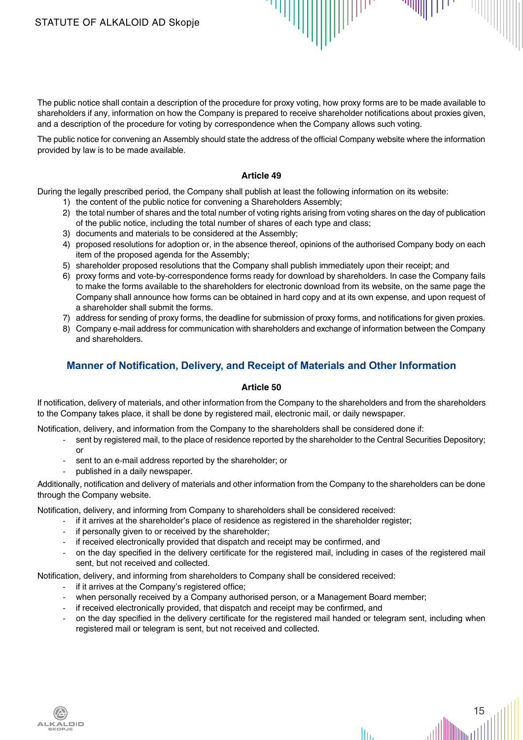The public notice shall contain a description of the procedure for proxy voting, how proxy forms are to be made available to shareholders if any, information on how the Company is prepared to receive shareholder notifications about proxies given, and a description of the procedure for voting by correspondence when the Company allows such voting.

The public notice for convening an Assembly should state the address of the official Company website where the information provided by law is to be made available.

**Article 49**

During the legally prescribed period, the Company shall publish at least the following information on its website:

1) the content of the public notice for convening a Shareholders Assembly;
2) the total number of shares and the total number of voting rights arising from voting shares on the day of publication of the public notice, including the total number of shares of each type and class;
3) documents and materials to be considered at the Assembly;
4) proposed resolutions for adoption or, in the absence thereof, opinions of the authorised Company body on each item of the proposed agenda for the Assembly;
5) shareholder proposed resolutions that the Company shall publish immediately upon their receipt; and
6) proxy forms and vote-by-correspondence forms ready for download by shareholders. In case the Company fails to make the forms available to the shareholders for electronic download from its website, on the same page the Company shall announce how forms can be obtained in hard copy and at its own expense, and upon request of a shareholder shall submit the forms.
7) address for sending of proxy forms, the deadline for submission of proxy forms, and notifications for given proxies.
8) Company e-mail address for communication with shareholders and exchange of information between the Company and shareholders.

## Manner of Notification, Delivery, and Receipt of Materials and Other Information

**Article 50**

If notification, delivery of materials, and other information from the Company to the shareholders and from the shareholders to the Company takes place, it shall be done by registered mail, electronic mail, or daily newspaper.

Notification, delivery, and information from the Company to the shareholders shall be considered done if:

- sent by registered mail, to the place of residence reported by the shareholder to the Central Securities Depository; or
- sent to an e-mail address reported by the shareholder; or
- published in a daily newspaper.

Additionally, notification and delivery of materials and other information from the Company to the shareholders can be done through the Company website.

Notification, delivery, and informing from Company to shareholders shall be considered received:

- if it arrives at the shareholder's place of residence as registered in the shareholder register;
- if personally given to or received by the shareholder;
- if received electronically provided that dispatch and receipt may be confirmed, and
- on the day specified in the delivery certificate for the registered mail, including in cases of the registered mail sent, but not received and collected.

Notification, delivery, and informing from shareholders to Company shall be considered received:

- if it arrives at the Company's registered office;
- when personally received by a Company authorised person, or a Management Board member;
- if received electronically provided, that dispatch and receipt may be confirmed, and
- on the day specified in the delivery certificate for the registered mail handed or telegram sent, including when registered mail or telegram is sent, but not received and collected.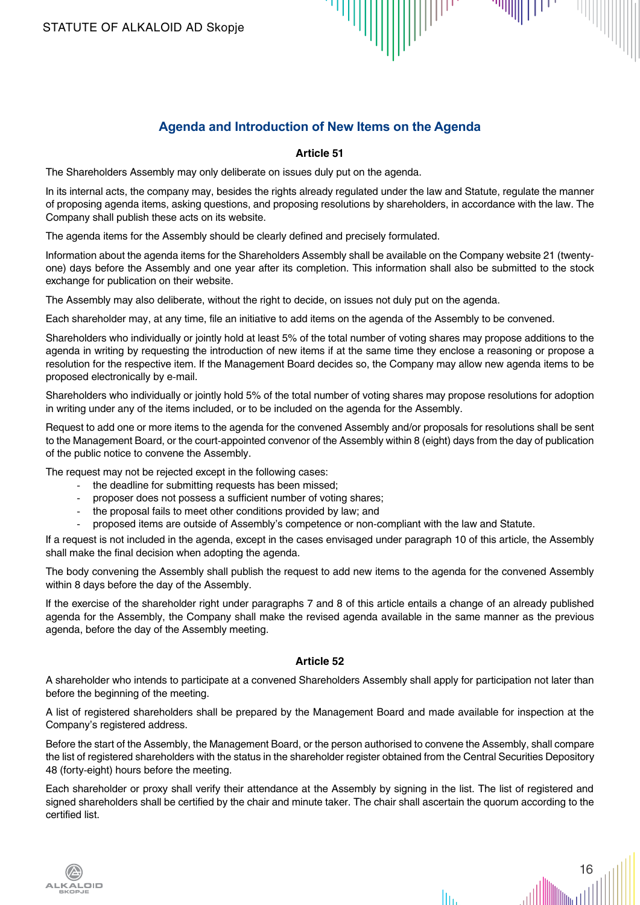## Agenda and Introduction of New Items on the Agenda

### Article 51

The Shareholders Assembly may only deliberate on issues duly put on the agenda.

In its internal acts, the company may, besides the rights already regulated under the law and Statute, regulate the manner of proposing agenda items, asking questions, and proposing resolutions by shareholders, in accordance with the law. The Company shall publish these acts on its website.

The agenda items for the Assembly should be clearly defined and precisely formulated.

Information about the agenda items for the Shareholders Assembly shall be available on the Company website 21 (twenty-one) days before the Assembly and one year after its completion. This information shall also be submitted to the stock exchange for publication on their website.

The Assembly may also deliberate, without the right to decide, on issues not duly put on the agenda.

Each shareholder may, at any time, file an initiative to add items on the agenda of the Assembly to be convened.

Shareholders who individually or jointly hold at least 5% of the total number of voting shares may propose additions to the agenda in writing by requesting the introduction of new items if at the same time they enclose a reasoning or propose a resolution for the respective item. If the Management Board decides so, the Company may allow new agenda items to be proposed electronically by e-mail.

Shareholders who individually or jointly hold 5% of the total number of voting shares may propose resolutions for adoption in writing under any of the items included, or to be included on the agenda for the Assembly.

Request to add one or more items to the agenda for the convened Assembly and/or proposals for resolutions shall be sent to the Management Board, or the court-appointed convenor of the Assembly within 8 (eight) days from the day of publication of the public notice to convene the Assembly.

The request may not be rejected except in the following cases:

- the deadline for submitting requests has been missed;
- proposer does not possess a sufficient number of voting shares;
- the proposal fails to meet other conditions provided by law; and
- proposed items are outside of Assembly's competence or non-compliant with the law and Statute.

If a request is not included in the agenda, except in the cases envisaged under paragraph 10 of this article, the Assembly shall make the final decision when adopting the agenda.

The body convening the Assembly shall publish the request to add new items to the agenda for the convened Assembly within 8 days before the day of the Assembly.

If the exercise of the shareholder right under paragraphs 7 and 8 of this article entails a change of an already published agenda for the Assembly, the Company shall make the revised agenda available in the same manner as the previous agenda, before the day of the Assembly meeting.

### Article 52

A shareholder who intends to participate at a convened Shareholders Assembly shall apply for participation not later than before the beginning of the meeting.

A list of registered shareholders shall be prepared by the Management Board and made available for inspection at the Company's registered address.

Before the start of the Assembly, the Management Board, or the person authorised to convene the Assembly, shall compare the list of registered shareholders with the status in the shareholder register obtained from the Central Securities Depository 48 (forty-eight) hours before the meeting.

Each shareholder or proxy shall verify their attendance at the Assembly by signing in the list. The list of registered and signed shareholders shall be certified by the chair and minute taker. The chair shall ascertain the quorum according to the certified list.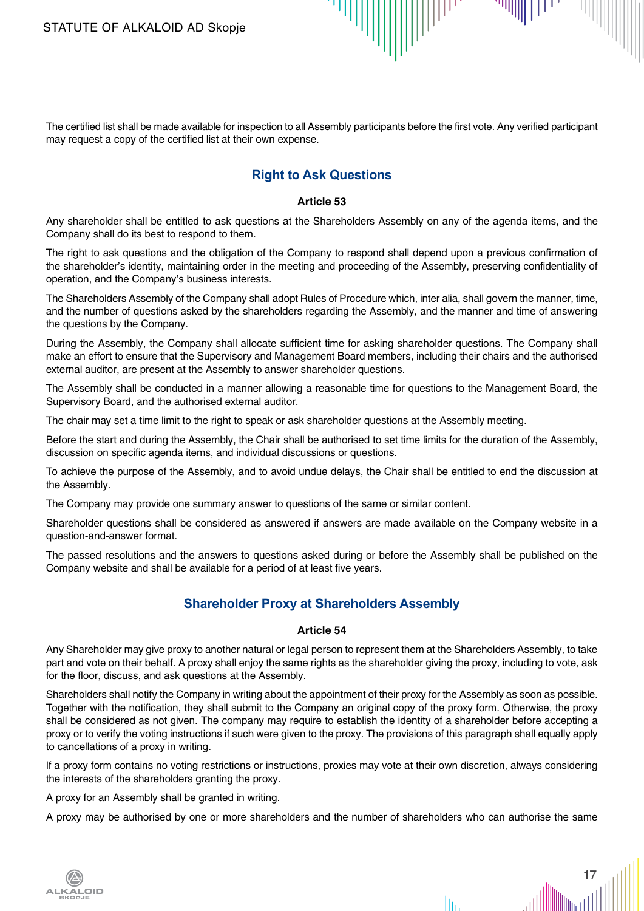The certified list shall be made available for inspection to all Assembly participants before the first vote. Any verified participant may request a copy of the certified list at their own expense.

## Right to Ask Questions

### Article 53

Any shareholder shall be entitled to ask questions at the Shareholders Assembly on any of the agenda items, and the Company shall do its best to respond to them.

The right to ask questions and the obligation of the Company to respond shall depend upon a previous confirmation of the shareholder's identity, maintaining order in the meeting and proceeding of the Assembly, preserving confidentiality of operation, and the Company's business interests.

The Shareholders Assembly of the Company shall adopt Rules of Procedure which, inter alia, shall govern the manner, time, and the number of questions asked by the shareholders regarding the Assembly, and the manner and time of answering the questions by the Company.

During the Assembly, the Company shall allocate sufficient time for asking shareholder questions. The Company shall make an effort to ensure that the Supervisory and Management Board members, including their chairs and the authorised external auditor, are present at the Assembly to answer shareholder questions.

The Assembly shall be conducted in a manner allowing a reasonable time for questions to the Management Board, the Supervisory Board, and the authorised external auditor.

The chair may set a time limit to the right to speak or ask shareholder questions at the Assembly meeting.

Before the start and during the Assembly, the Chair shall be authorised to set time limits for the duration of the Assembly, discussion on specific agenda items, and individual discussions or questions.

To achieve the purpose of the Assembly, and to avoid undue delays, the Chair shall be entitled to end the discussion at the Assembly.

The Company may provide one summary answer to questions of the same or similar content.

Shareholder questions shall be considered as answered if answers are made available on the Company website in a question-and-answer format.

The passed resolutions and the answers to questions asked during or before the Assembly shall be published on the Company website and shall be available for a period of at least five years.

## Shareholder Proxy at Shareholders Assembly

### Article 54

Any Shareholder may give proxy to another natural or legal person to represent them at the Shareholders Assembly, to take part and vote on their behalf. A proxy shall enjoy the same rights as the shareholder giving the proxy, including to vote, ask for the floor, discuss, and ask questions at the Assembly.

Shareholders shall notify the Company in writing about the appointment of their proxy for the Assembly as soon as possible. Together with the notification, they shall submit to the Company an original copy of the proxy form. Otherwise, the proxy shall be considered as not given. The company may require to establish the identity of a shareholder before accepting a proxy or to verify the voting instructions if such were given to the proxy. The provisions of this paragraph shall equally apply to cancellations of a proxy in writing.

If a proxy form contains no voting restrictions or instructions, proxies may vote at their own discretion, always considering the interests of the shareholders granting the proxy.

A proxy for an Assembly shall be granted in writing.

A proxy may be authorised by one or more shareholders and the number of shareholders who can authorise the same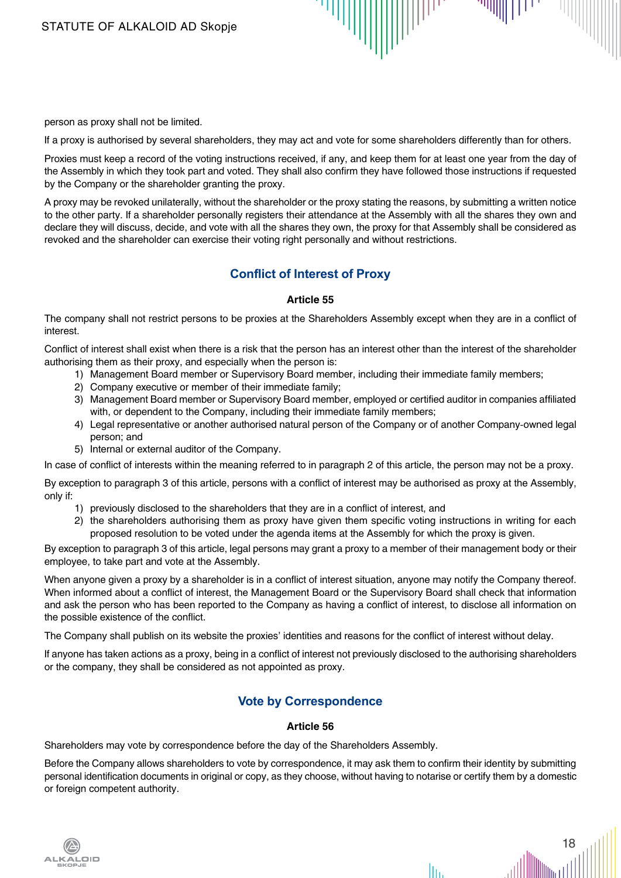person as proxy shall not be limited.

If a proxy is authorised by several shareholders, they may act and vote for some shareholders differently than for others.

Proxies must keep a record of the voting instructions received, if any, and keep them for at least one year from the day of the Assembly in which they took part and voted. They shall also confirm they have followed those instructions if requested by the Company or the shareholder granting the proxy.

A proxy may be revoked unilaterally, without the shareholder or the proxy stating the reasons, by submitting a written notice to the other party. If a shareholder personally registers their attendance at the Assembly with all the shares they own and declare they will discuss, decide, and vote with all the shares they own, the proxy for that Assembly shall be considered as revoked and the shareholder can exercise their voting right personally and without restrictions.

## Conflict of Interest of Proxy

**Article 55**

The company shall not restrict persons to be proxies at the Shareholders Assembly except when they are in a conflict of interest.

Conflict of interest shall exist when there is a risk that the person has an interest other than the interest of the shareholder authorising them as their proxy, and especially when the person is:

1) Management Board member or Supervisory Board member, including their immediate family members;
2) Company executive or member of their immediate family;
3) Management Board member or Supervisory Board member, employed or certified auditor in companies affiliated with, or dependent to the Company, including their immediate family members;
4) Legal representative or another authorised natural person of the Company or of another Company-owned legal person; and
5) Internal or external auditor of the Company.

In case of conflict of interests within the meaning referred to in paragraph 2 of this article, the person may not be a proxy.

By exception to paragraph 3 of this article, persons with a conflict of interest may be authorised as proxy at the Assembly, only if:

1) previously disclosed to the shareholders that they are in a conflict of interest, and
2) the shareholders authorising them as proxy have given them specific voting instructions in writing for each proposed resolution to be voted under the agenda items at the Assembly for which the proxy is given.

By exception to paragraph 3 of this article, legal persons may grant a proxy to a member of their management body or their employee, to take part and vote at the Assembly.

When anyone given a proxy by a shareholder is in a conflict of interest situation, anyone may notify the Company thereof. When informed about a conflict of interest, the Management Board or the Supervisory Board shall check that information and ask the person who has been reported to the Company as having a conflict of interest, to disclose all information on the possible existence of the conflict.

The Company shall publish on its website the proxies' identities and reasons for the conflict of interest without delay.

If anyone has taken actions as a proxy, being in a conflict of interest not previously disclosed to the authorising shareholders or the company, they shall be considered as not appointed as proxy.

## Vote by Correspondence

**Article 56**

Shareholders may vote by correspondence before the day of the Shareholders Assembly.

Before the Company allows shareholders to vote by correspondence, it may ask them to confirm their identity by submitting personal identification documents in original or copy, as they choose, without having to notarise or certify them by a domestic or foreign competent authority.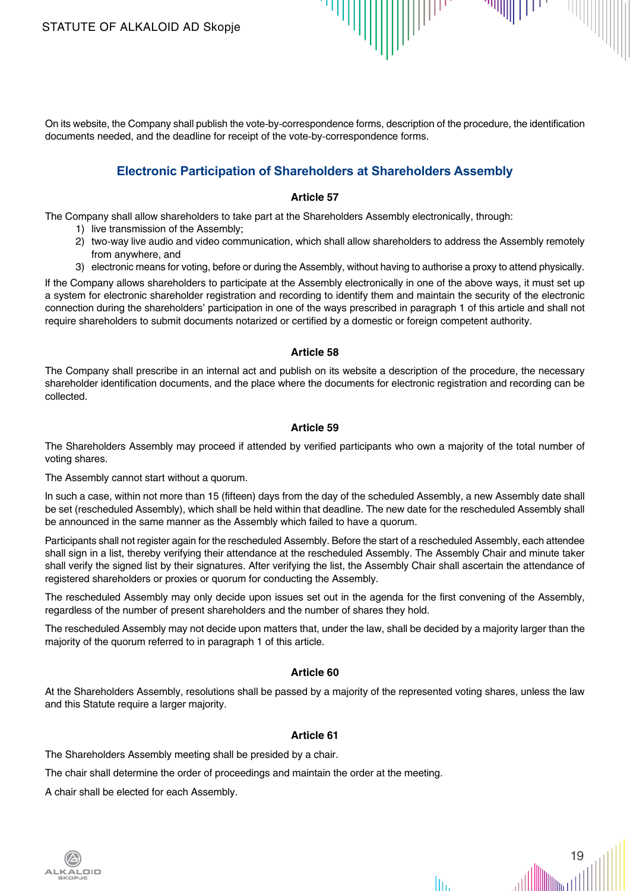On its website, the Company shall publish the vote-by-correspondence forms, description of the procedure, the identification documents needed, and the deadline for receipt of the vote-by-correspondence forms.

## Electronic Participation of Shareholders at Shareholders Assembly

### Article 57

The Company shall allow shareholders to take part at the Shareholders Assembly electronically, through:

1) live transmission of the Assembly;
2) two-way live audio and video communication, which shall allow shareholders to address the Assembly remotely from anywhere, and
3) electronic means for voting, before or during the Assembly, without having to authorise a proxy to attend physically.

If the Company allows shareholders to participate at the Assembly electronically in one of the above ways, it must set up a system for electronic shareholder registration and recording to identify them and maintain the security of the electronic connection during the shareholders' participation in one of the ways prescribed in paragraph 1 of this article and shall not require shareholders to submit documents notarized or certified by a domestic or foreign competent authority.

### Article 58

The Company shall prescribe in an internal act and publish on its website a description of the procedure, the necessary shareholder identification documents, and the place where the documents for electronic registration and recording can be collected.

### Article 59

The Shareholders Assembly may proceed if attended by verified participants who own a majority of the total number of voting shares.

The Assembly cannot start without a quorum.

In such a case, within not more than 15 (fifteen) days from the day of the scheduled Assembly, a new Assembly date shall be set (rescheduled Assembly), which shall be held within that deadline. The new date for the rescheduled Assembly shall be announced in the same manner as the Assembly which failed to have a quorum.

Participants shall not register again for the rescheduled Assembly. Before the start of a rescheduled Assembly, each attendee shall sign in a list, thereby verifying their attendance at the rescheduled Assembly. The Assembly Chair and minute taker shall verify the signed list by their signatures. After verifying the list, the Assembly Chair shall ascertain the attendance of registered shareholders or proxies or quorum for conducting the Assembly.

The rescheduled Assembly may only decide upon issues set out in the agenda for the first convening of the Assembly, regardless of the number of present shareholders and the number of shares they hold.

The rescheduled Assembly may not decide upon matters that, under the law, shall be decided by a majority larger than the majority of the quorum referred to in paragraph 1 of this article.

### Article 60

At the Shareholders Assembly, resolutions shall be passed by a majority of the represented voting shares, unless the law and this Statute require a larger majority.

### Article 61

The Shareholders Assembly meeting shall be presided by a chair.

The chair shall determine the order of proceedings and maintain the order at the meeting.

A chair shall be elected for each Assembly.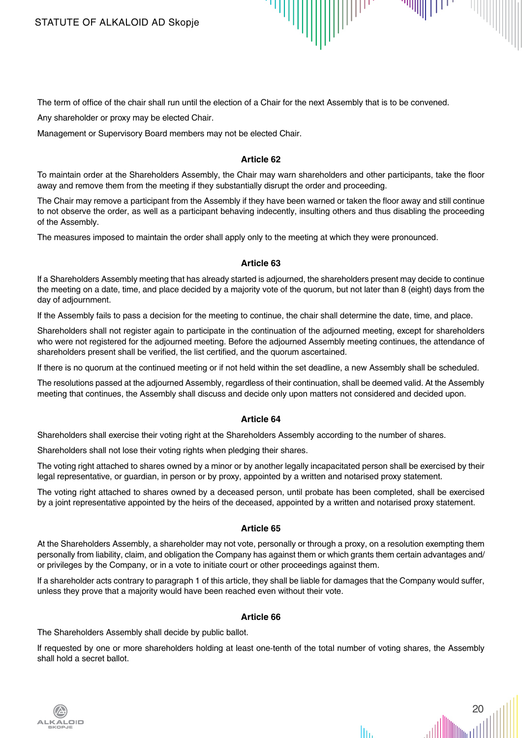The term of office of the chair shall run until the election of a Chair for the next Assembly that is to be convened.

Any shareholder or proxy may be elected Chair.

Management or Supervisory Board members may not be elected Chair.

### Article 62

To maintain order at the Shareholders Assembly, the Chair may warn shareholders and other participants, take the floor away and remove them from the meeting if they substantially disrupt the order and proceeding.

The Chair may remove a participant from the Assembly if they have been warned or taken the floor away and still continue to not observe the order, as well as a participant behaving indecently, insulting others and thus disabling the proceeding of the Assembly.

The measures imposed to maintain the order shall apply only to the meeting at which they were pronounced.

### Article 63

If a Shareholders Assembly meeting that has already started is adjourned, the shareholders present may decide to continue the meeting on a date, time, and place decided by a majority vote of the quorum, but not later than 8 (eight) days from the day of adjournment.

If the Assembly fails to pass a decision for the meeting to continue, the chair shall determine the date, time, and place.

Shareholders shall not register again to participate in the continuation of the adjourned meeting, except for shareholders who were not registered for the adjourned meeting. Before the adjourned Assembly meeting continues, the attendance of shareholders present shall be verified, the list certified, and the quorum ascertained.

If there is no quorum at the continued meeting or if not held within the set deadline, a new Assembly shall be scheduled.

The resolutions passed at the adjourned Assembly, regardless of their continuation, shall be deemed valid. At the Assembly meeting that continues, the Assembly shall discuss and decide only upon matters not considered and decided upon.

### Article 64

Shareholders shall exercise their voting right at the Shareholders Assembly according to the number of shares.

Shareholders shall not lose their voting rights when pledging their shares.

The voting right attached to shares owned by a minor or by another legally incapacitated person shall be exercised by their legal representative, or guardian, in person or by proxy, appointed by a written and notarised proxy statement.

The voting right attached to shares owned by a deceased person, until probate has been completed, shall be exercised by a joint representative appointed by the heirs of the deceased, appointed by a written and notarised proxy statement.

### Article 65

At the Shareholders Assembly, a shareholder may not vote, personally or through a proxy, on a resolution exempting them personally from liability, claim, and obligation the Company has against them or which grants them certain advantages and/or privileges by the Company, or in a vote to initiate court or other proceedings against them.

If a shareholder acts contrary to paragraph 1 of this article, they shall be liable for damages that the Company would suffer, unless they prove that a majority would have been reached even without their vote.

### Article 66

The Shareholders Assembly shall decide by public ballot.

If requested by one or more shareholders holding at least one-tenth of the total number of voting shares, the Assembly shall hold a secret ballot.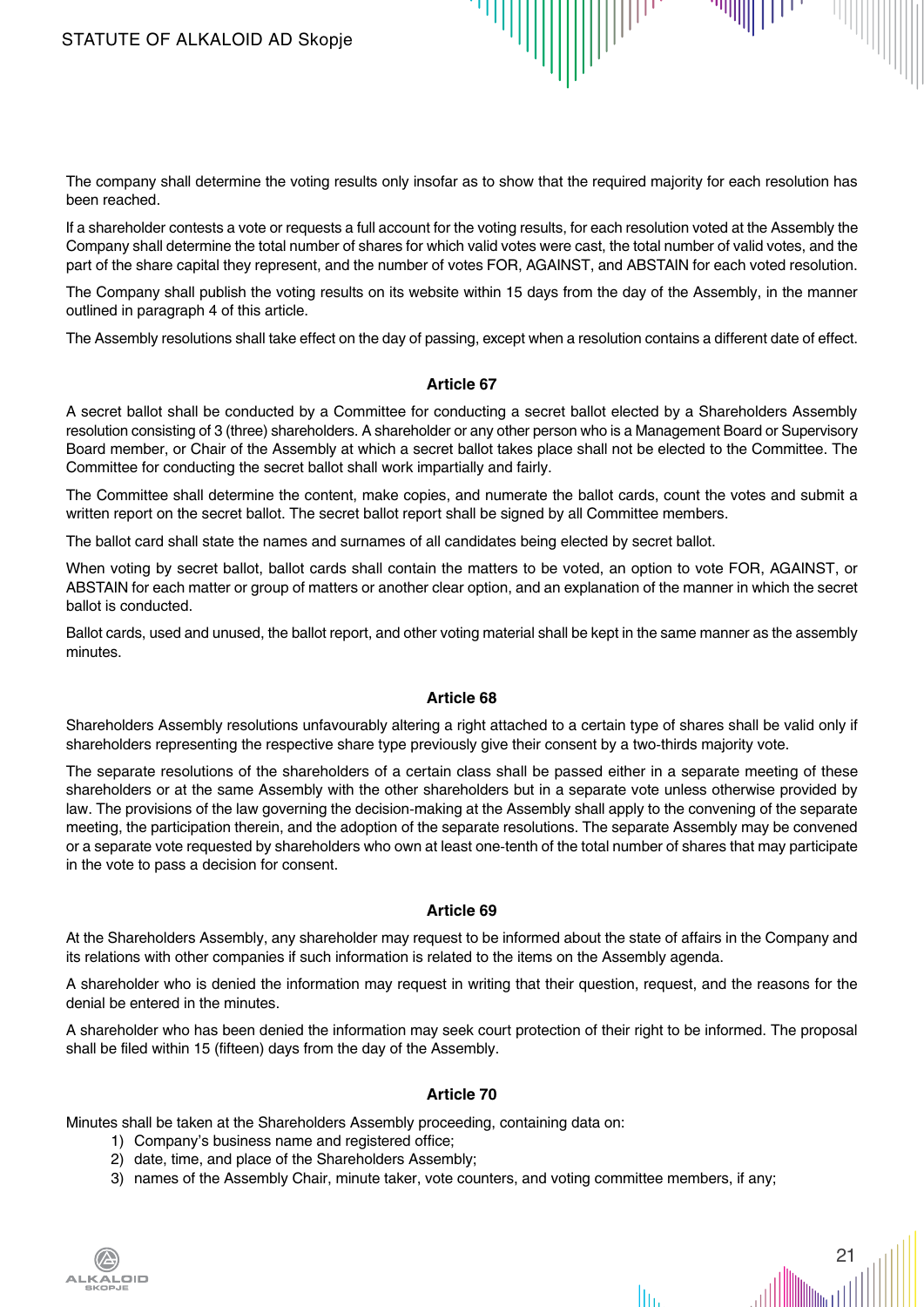The company shall determine the voting results only insofar as to show that the required majority for each resolution has been reached.

If a shareholder contests a vote or requests a full account for the voting results, for each resolution voted at the Assembly the Company shall determine the total number of shares for which valid votes were cast, the total number of valid votes, and the part of the share capital they represent, and the number of votes FOR, AGAINST, and ABSTAIN for each voted resolution.

The Company shall publish the voting results on its website within 15 days from the day of the Assembly, in the manner outlined in paragraph 4 of this article.

The Assembly resolutions shall take effect on the day of passing, except when a resolution contains a different date of effect.

### Article 67

A secret ballot shall be conducted by a Committee for conducting a secret ballot elected by a Shareholders Assembly resolution consisting of 3 (three) shareholders. A shareholder or any other person who is a Management Board or Supervisory Board member, or Chair of the Assembly at which a secret ballot takes place shall not be elected to the Committee. The Committee for conducting the secret ballot shall work impartially and fairly.

The Committee shall determine the content, make copies, and numerate the ballot cards, count the votes and submit a written report on the secret ballot. The secret ballot report shall be signed by all Committee members.

The ballot card shall state the names and surnames of all candidates being elected by secret ballot.

When voting by secret ballot, ballot cards shall contain the matters to be voted, an option to vote FOR, AGAINST, or ABSTAIN for each matter or group of matters or another clear option, and an explanation of the manner in which the secret ballot is conducted.

Ballot cards, used and unused, the ballot report, and other voting material shall be kept in the same manner as the assembly minutes.

### Article 68

Shareholders Assembly resolutions unfavourably altering a right attached to a certain type of shares shall be valid only if shareholders representing the respective share type previously give their consent by a two-thirds majority vote.

The separate resolutions of the shareholders of a certain class shall be passed either in a separate meeting of these shareholders or at the same Assembly with the other shareholders but in a separate vote unless otherwise provided by law. The provisions of the law governing the decision-making at the Assembly shall apply to the convening of the separate meeting, the participation therein, and the adoption of the separate resolutions. The separate Assembly may be convened or a separate vote requested by shareholders who own at least one-tenth of the total number of shares that may participate in the vote to pass a decision for consent.

### Article 69

At the Shareholders Assembly, any shareholder may request to be informed about the state of affairs in the Company and its relations with other companies if such information is related to the items on the Assembly agenda.

A shareholder who is denied the information may request in writing that their question, request, and the reasons for the denial be entered in the minutes.

A shareholder who has been denied the information may seek court protection of their right to be informed. The proposal shall be filed within 15 (fifteen) days from the day of the Assembly.

### Article 70

Minutes shall be taken at the Shareholders Assembly proceeding, containing data on:

1) Company's business name and registered office;
2) date, time, and place of the Shareholders Assembly;
3) names of the Assembly Chair, minute taker, vote counters, and voting committee members, if any;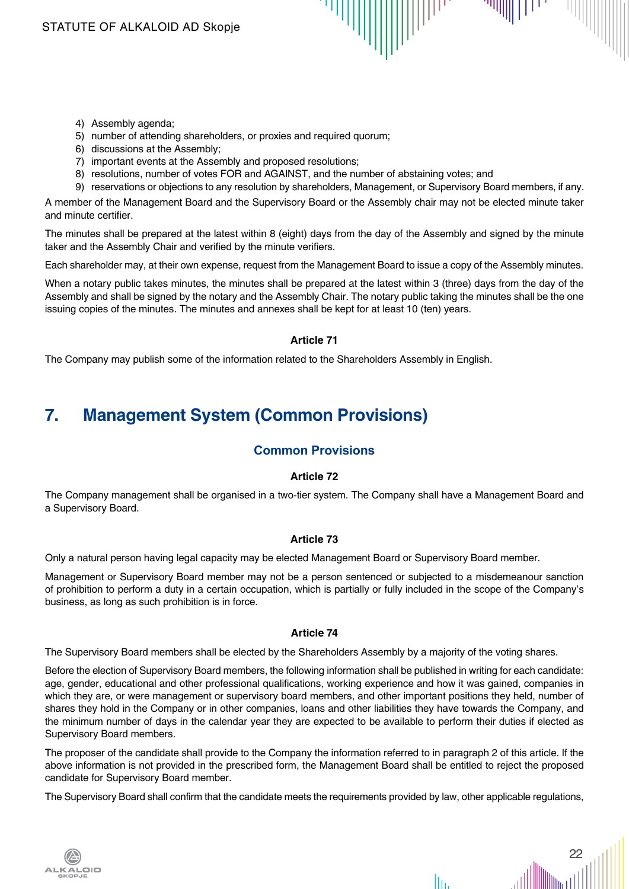4) Assembly agenda;
5) number of attending shareholders, or proxies and required quorum;
6) discussions at the Assembly;
7) important events at the Assembly and proposed resolutions;
8) resolutions, number of votes FOR and AGAINST, and the number of abstaining votes; and
9) reservations or objections to any resolution by shareholders, Management, or Supervisory Board members, if any.

A member of the Management Board and the Supervisory Board or the Assembly chair may not be elected minute taker and minute certifier.

The minutes shall be prepared at the latest within 8 (eight) days from the day of the Assembly and signed by the minute taker and the Assembly Chair and verified by the minute verifiers.

Each shareholder may, at their own expense, request from the Management Board to issue a copy of the Assembly minutes.

When a notary public takes minutes, the minutes shall be prepared at the latest within 3 (three) days from the day of the Assembly and shall be signed by the notary and the Assembly Chair. The notary public taking the minutes shall be the one issuing copies of the minutes. The minutes and annexes shall be kept for at least 10 (ten) years.

**Article 71**

The Company may publish some of the information related to the Shareholders Assembly in English.

# 7. Management System (Common Provisions)

## Common Provisions

**Article 72**

The Company management shall be organised in a two-tier system. The Company shall have a Management Board and a Supervisory Board.

**Article 73**

Only a natural person having legal capacity may be elected Management Board or Supervisory Board member.

Management or Supervisory Board member may not be a person sentenced or subjected to a misdemeanour sanction of prohibition to perform a duty in a certain occupation, which is partially or fully included in the scope of the Company's business, as long as such prohibition is in force.

**Article 74**

The Supervisory Board members shall be elected by the Shareholders Assembly by a majority of the voting shares.

Before the election of Supervisory Board members, the following information shall be published in writing for each candidate: age, gender, educational and other professional qualifications, working experience and how it was gained, companies in which they are, or were management or supervisory board members, and other important positions they held, number of shares they hold in the Company or in other companies, loans and other liabilities they have towards the Company, and the minimum number of days in the calendar year they are expected to be available to perform their duties if elected as Supervisory Board members.

The proposer of the candidate shall provide to the Company the information referred to in paragraph 2 of this article. If the above information is not provided in the prescribed form, the Management Board shall be entitled to reject the proposed candidate for Supervisory Board member.

The Supervisory Board shall confirm that the candidate meets the requirements provided by law, other applicable regulations,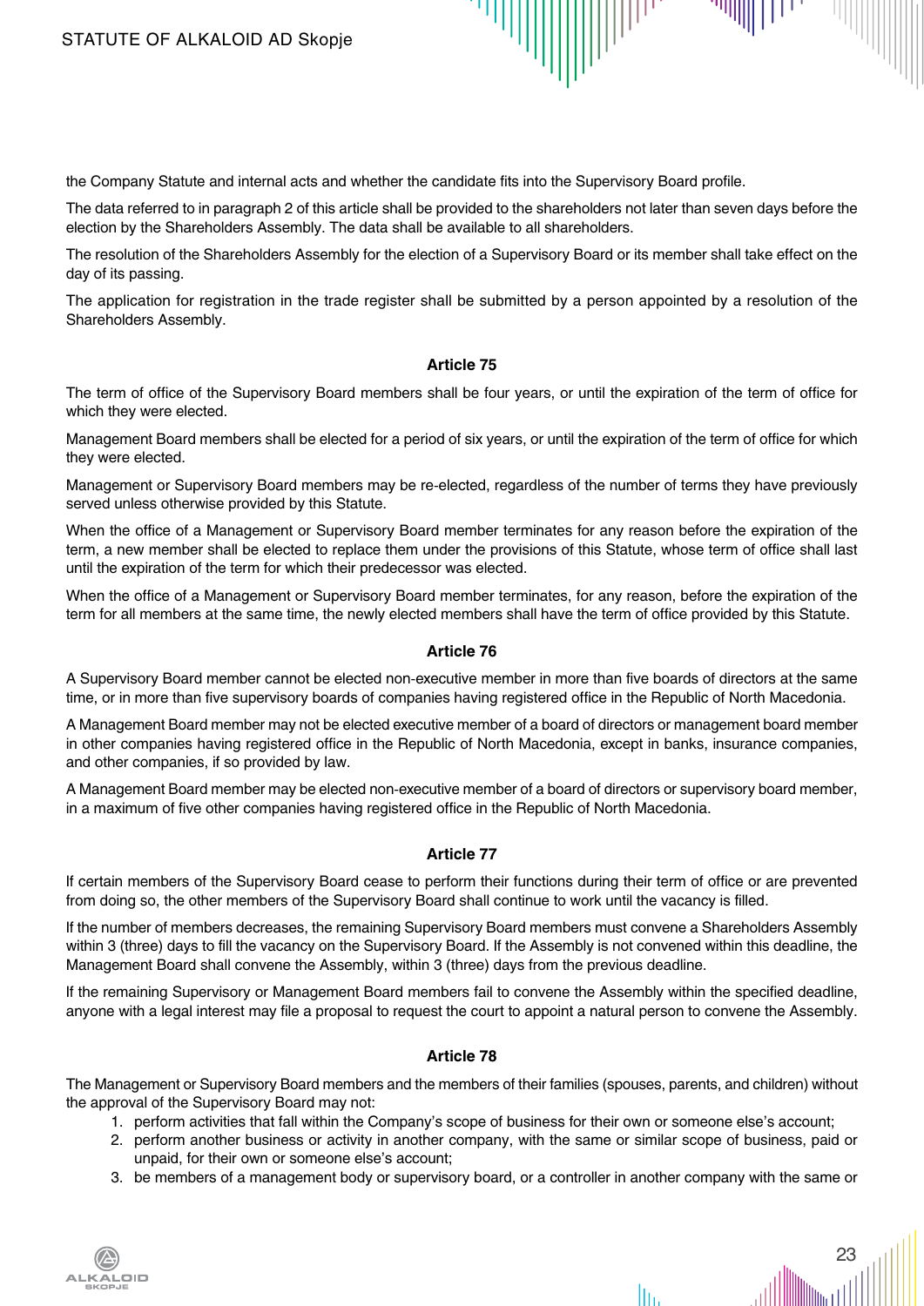the Company Statute and internal acts and whether the candidate fits into the Supervisory Board profile.

The data referred to in paragraph 2 of this article shall be provided to the shareholders not later than seven days before the election by the Shareholders Assembly. The data shall be available to all shareholders.

The resolution of the Shareholders Assembly for the election of a Supervisory Board or its member shall take effect on the day of its passing.

The application for registration in the trade register shall be submitted by a person appointed by a resolution of the Shareholders Assembly.

### Article 75

The term of office of the Supervisory Board members shall be four years, or until the expiration of the term of office for which they were elected.

Management Board members shall be elected for a period of six years, or until the expiration of the term of office for which they were elected.

Management or Supervisory Board members may be re-elected, regardless of the number of terms they have previously served unless otherwise provided by this Statute.

When the office of a Management or Supervisory Board member terminates for any reason before the expiration of the term, a new member shall be elected to replace them under the provisions of this Statute, whose term of office shall last until the expiration of the term for which their predecessor was elected.

When the office of a Management or Supervisory Board member terminates, for any reason, before the expiration of the term for all members at the same time, the newly elected members shall have the term of office provided by this Statute.

### Article 76

A Supervisory Board member cannot be elected non-executive member in more than five boards of directors at the same time, or in more than five supervisory boards of companies having registered office in the Republic of North Macedonia.

A Management Board member may not be elected executive member of a board of directors or management board member in other companies having registered office in the Republic of North Macedonia, except in banks, insurance companies, and other companies, if so provided by law.

A Management Board member may be elected non-executive member of a board of directors or supervisory board member, in a maximum of five other companies having registered office in the Republic of North Macedonia.

### Article 77

If certain members of the Supervisory Board cease to perform their functions during their term of office or are prevented from doing so, the other members of the Supervisory Board shall continue to work until the vacancy is filled.

If the number of members decreases, the remaining Supervisory Board members must convene a Shareholders Assembly within 3 (three) days to fill the vacancy on the Supervisory Board. If the Assembly is not convened within this deadline, the Management Board shall convene the Assembly, within 3 (three) days from the previous deadline.

If the remaining Supervisory or Management Board members fail to convene the Assembly within the specified deadline, anyone with a legal interest may file a proposal to request the court to appoint a natural person to convene the Assembly.

### Article 78

The Management or Supervisory Board members and the members of their families (spouses, parents, and children) without the approval of the Supervisory Board may not:

1. perform activities that fall within the Company's scope of business for their own or someone else's account;
2. perform another business or activity in another company, with the same or similar scope of business, paid or unpaid, for their own or someone else's account;
3. be members of a management body or supervisory board, or a controller in another company with the same or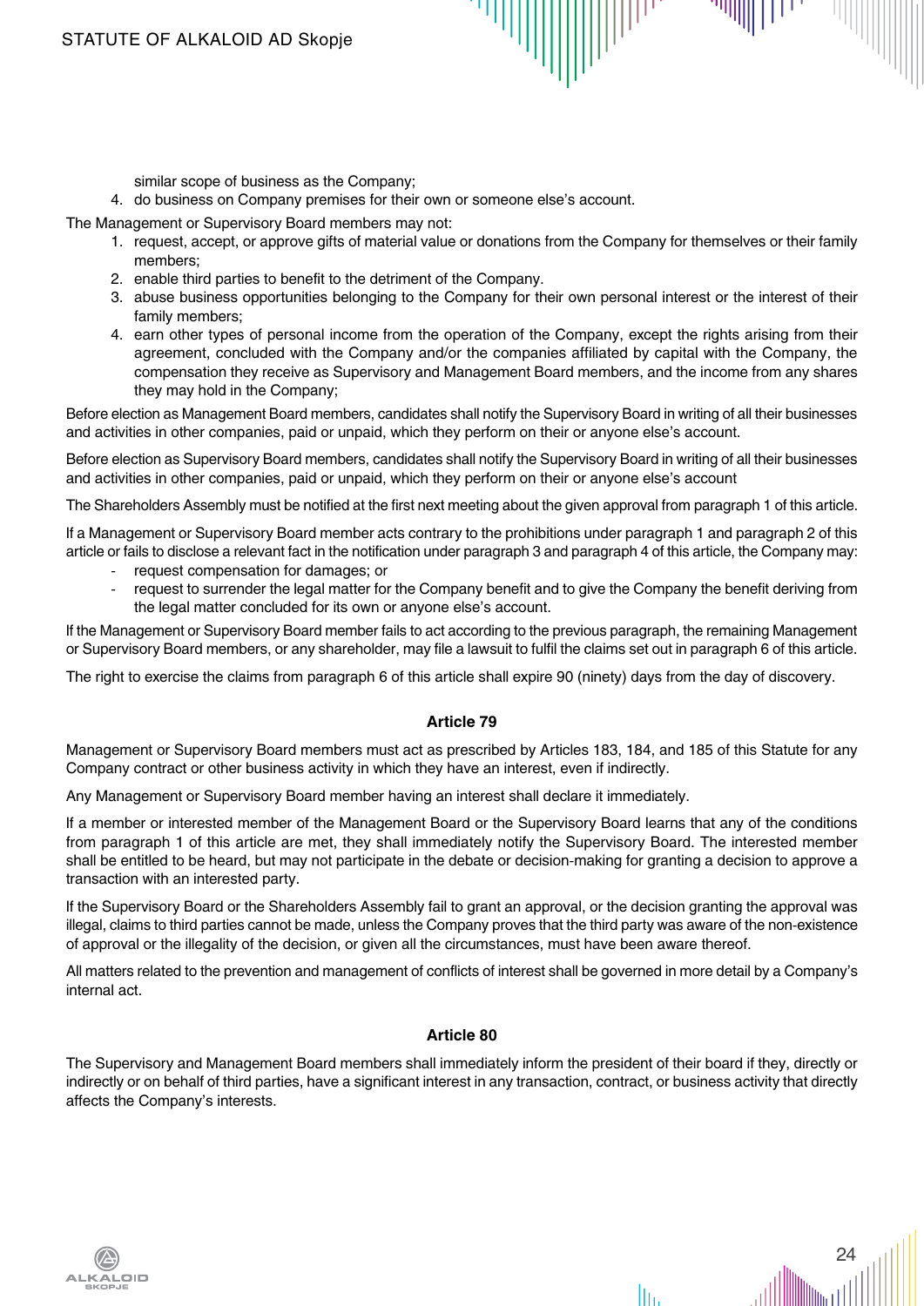similar scope of business as the Company;

4. do business on Company premises for their own or someone else's account.

The Management or Supervisory Board members may not:

1. request, accept, or approve gifts of material value or donations from the Company for themselves or their family members;
2. enable third parties to benefit to the detriment of the Company.
3. abuse business opportunities belonging to the Company for their own personal interest or the interest of their family members;
4. earn other types of personal income from the operation of the Company, except the rights arising from their agreement, concluded with the Company and/or the companies affiliated by capital with the Company, the compensation they receive as Supervisory and Management Board members, and the income from any shares they may hold in the Company;

Before election as Management Board members, candidates shall notify the Supervisory Board in writing of all their businesses and activities in other companies, paid or unpaid, which they perform on their or anyone else's account.

Before election as Supervisory Board members, candidates shall notify the Supervisory Board in writing of all their businesses and activities in other companies, paid or unpaid, which they perform on their or anyone else's account

The Shareholders Assembly must be notified at the first next meeting about the given approval from paragraph 1 of this article.

If a Management or Supervisory Board member acts contrary to the prohibitions under paragraph 1 and paragraph 2 of this article or fails to disclose a relevant fact in the notification under paragraph 3 and paragraph 4 of this article, the Company may:

- request compensation for damages; or
- request to surrender the legal matter for the Company benefit and to give the Company the benefit deriving from the legal matter concluded for its own or anyone else's account.

If the Management or Supervisory Board member fails to act according to the previous paragraph, the remaining Management or Supervisory Board members, or any shareholder, may file a lawsuit to fulfil the claims set out in paragraph 6 of this article.

The right to exercise the claims from paragraph 6 of this article shall expire 90 (ninety) days from the day of discovery.

### Article 79

Management or Supervisory Board members must act as prescribed by Articles 183, 184, and 185 of this Statute for any Company contract or other business activity in which they have an interest, even if indirectly.

Any Management or Supervisory Board member having an interest shall declare it immediately.

If a member or interested member of the Management Board or the Supervisory Board learns that any of the conditions from paragraph 1 of this article are met, they shall immediately notify the Supervisory Board. The interested member shall be entitled to be heard, but may not participate in the debate or decision-making for granting a decision to approve a transaction with an interested party.

If the Supervisory Board or the Shareholders Assembly fail to grant an approval, or the decision granting the approval was illegal, claims to third parties cannot be made, unless the Company proves that the third party was aware of the non-existence of approval or the illegality of the decision, or given all the circumstances, must have been aware thereof.

All matters related to the prevention and management of conflicts of interest shall be governed in more detail by a Company's internal act.

### Article 80

The Supervisory and Management Board members shall immediately inform the president of their board if they, directly or indirectly or on behalf of third parties, have a significant interest in any transaction, contract, or business activity that directly affects the Company's interests.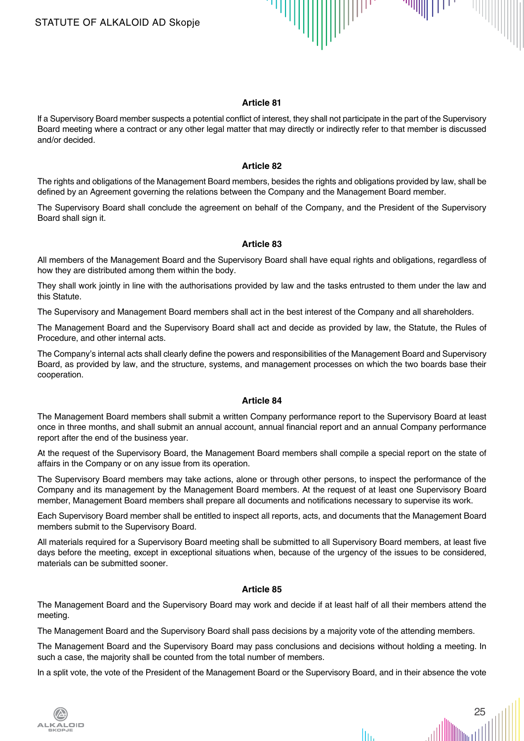### Article 81

If a Supervisory Board member suspects a potential conflict of interest, they shall not participate in the part of the Supervisory Board meeting where a contract or any other legal matter that may directly or indirectly refer to that member is discussed and/or decided.

### Article 82

The rights and obligations of the Management Board members, besides the rights and obligations provided by law, shall be defined by an Agreement governing the relations between the Company and the Management Board member.

The Supervisory Board shall conclude the agreement on behalf of the Company, and the President of the Supervisory Board shall sign it.

### Article 83

All members of the Management Board and the Supervisory Board shall have equal rights and obligations, regardless of how they are distributed among them within the body.

They shall work jointly in line with the authorisations provided by law and the tasks entrusted to them under the law and this Statute.

The Supervisory and Management Board members shall act in the best interest of the Company and all shareholders.

The Management Board and the Supervisory Board shall act and decide as provided by law, the Statute, the Rules of Procedure, and other internal acts.

The Company's internal acts shall clearly define the powers and responsibilities of the Management Board and Supervisory Board, as provided by law, and the structure, systems, and management processes on which the two boards base their cooperation.

### Article 84

The Management Board members shall submit a written Company performance report to the Supervisory Board at least once in three months, and shall submit an annual account, annual financial report and an annual Company performance report after the end of the business year.

At the request of the Supervisory Board, the Management Board members shall compile a special report on the state of affairs in the Company or on any issue from its operation.

The Supervisory Board members may take actions, alone or through other persons, to inspect the performance of the Company and its management by the Management Board members. At the request of at least one Supervisory Board member, Management Board members shall prepare all documents and notifications necessary to supervise its work.

Each Supervisory Board member shall be entitled to inspect all reports, acts, and documents that the Management Board members submit to the Supervisory Board.

All materials required for a Supervisory Board meeting shall be submitted to all Supervisory Board members, at least five days before the meeting, except in exceptional situations when, because of the urgency of the issues to be considered, materials can be submitted sooner.

### Article 85

The Management Board and the Supervisory Board may work and decide if at least half of all their members attend the meeting.

The Management Board and the Supervisory Board shall pass decisions by a majority vote of the attending members.

The Management Board and the Supervisory Board may pass conclusions and decisions without holding a meeting. In such a case, the majority shall be counted from the total number of members.

In a split vote, the vote of the President of the Management Board or the Supervisory Board, and in their absence the vote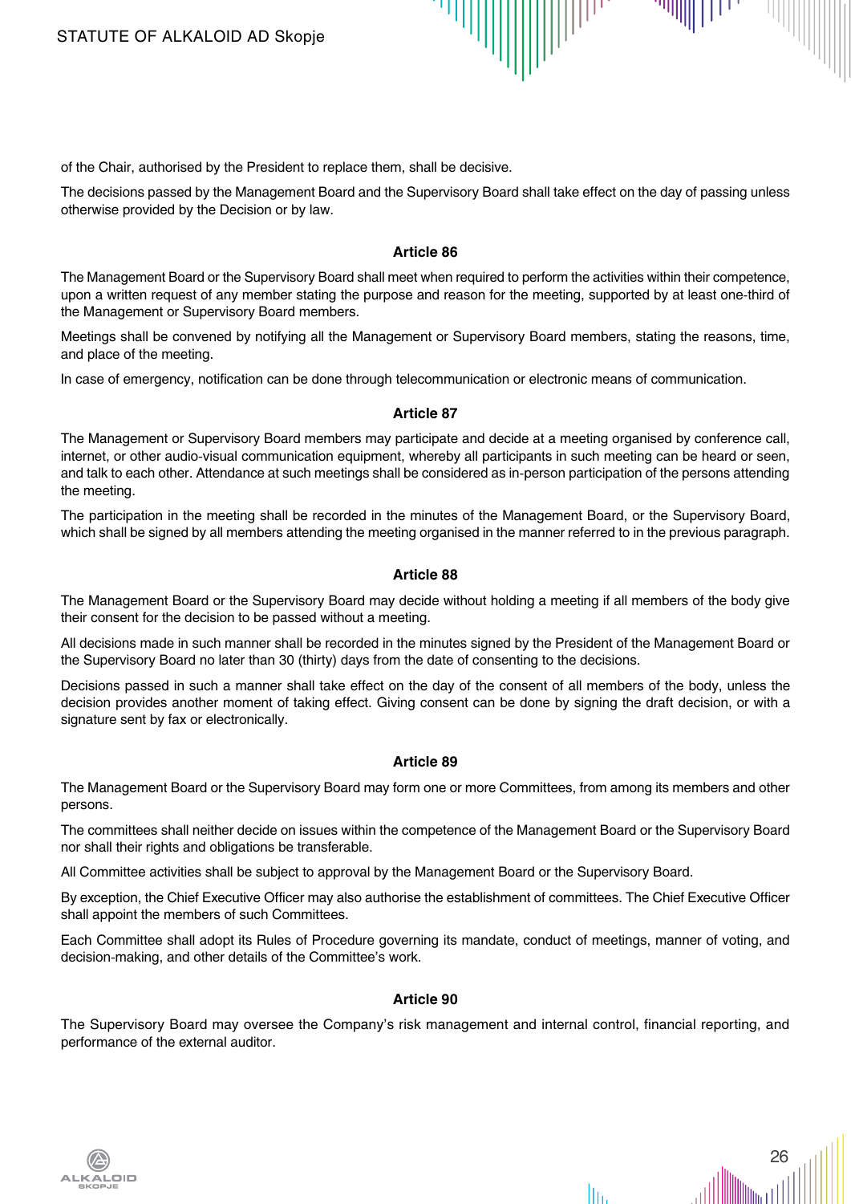of the Chair, authorised by the President to replace them, shall be decisive.

The decisions passed by the Management Board and the Supervisory Board shall take effect on the day of passing unless otherwise provided by the Decision or by law.

### Article 86

The Management Board or the Supervisory Board shall meet when required to perform the activities within their competence, upon a written request of any member stating the purpose and reason for the meeting, supported by at least one-third of the Management or Supervisory Board members.

Meetings shall be convened by notifying all the Management or Supervisory Board members, stating the reasons, time, and place of the meeting.

In case of emergency, notification can be done through telecommunication or electronic means of communication.

### Article 87

The Management or Supervisory Board members may participate and decide at a meeting organised by conference call, internet, or other audio-visual communication equipment, whereby all participants in such meeting can be heard or seen, and talk to each other. Attendance at such meetings shall be considered as in-person participation of the persons attending the meeting.

The participation in the meeting shall be recorded in the minutes of the Management Board, or the Supervisory Board, which shall be signed by all members attending the meeting organised in the manner referred to in the previous paragraph.

### Article 88

The Management Board or the Supervisory Board may decide without holding a meeting if all members of the body give their consent for the decision to be passed without a meeting.

All decisions made in such manner shall be recorded in the minutes signed by the President of the Management Board or the Supervisory Board no later than 30 (thirty) days from the date of consenting to the decisions.

Decisions passed in such a manner shall take effect on the day of the consent of all members of the body, unless the decision provides another moment of taking effect. Giving consent can be done by signing the draft decision, or with a signature sent by fax or electronically.

### Article 89

The Management Board or the Supervisory Board may form one or more Committees, from among its members and other persons.

The committees shall neither decide on issues within the competence of the Management Board or the Supervisory Board nor shall their rights and obligations be transferable.

All Committee activities shall be subject to approval by the Management Board or the Supervisory Board.

By exception, the Chief Executive Officer may also authorise the establishment of committees. The Chief Executive Officer shall appoint the members of such Committees.

Each Committee shall adopt its Rules of Procedure governing its mandate, conduct of meetings, manner of voting, and decision-making, and other details of the Committee's work.

### Article 90

The Supervisory Board may oversee the Company's risk management and internal control, financial reporting, and performance of the external auditor.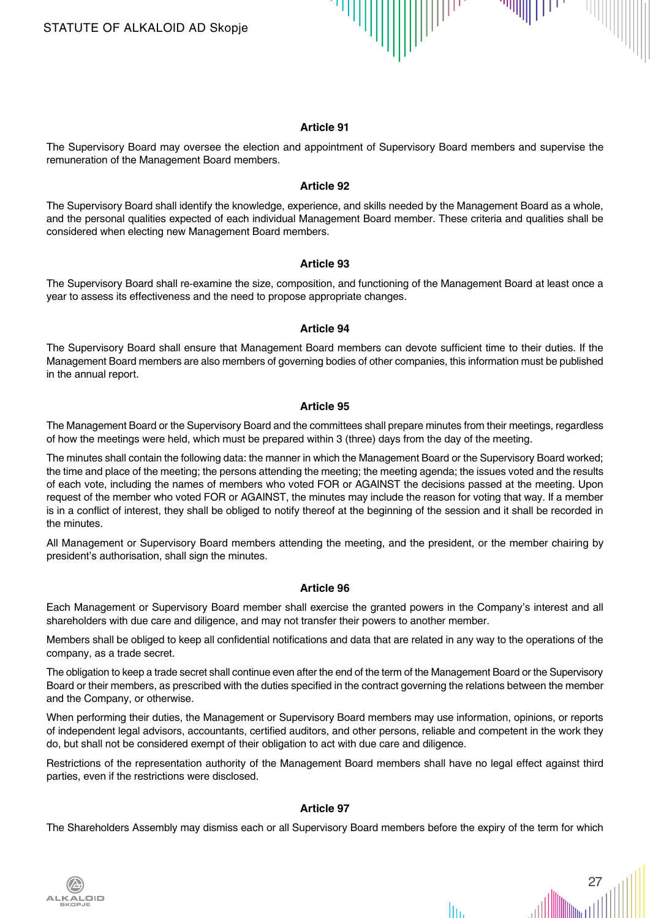### Article 91

The Supervisory Board may oversee the election and appointment of Supervisory Board members and supervise the remuneration of the Management Board members.

### Article 92

The Supervisory Board shall identify the knowledge, experience, and skills needed by the Management Board as a whole, and the personal qualities expected of each individual Management Board member. These criteria and qualities shall be considered when electing new Management Board members.

### Article 93

The Supervisory Board shall re-examine the size, composition, and functioning of the Management Board at least once a year to assess its effectiveness and the need to propose appropriate changes.

### Article 94

The Supervisory Board shall ensure that Management Board members can devote sufficient time to their duties. If the Management Board members are also members of governing bodies of other companies, this information must be published in the annual report.

### Article 95

The Management Board or the Supervisory Board and the committees shall prepare minutes from their meetings, regardless of how the meetings were held, which must be prepared within 3 (three) days from the day of the meeting.

The minutes shall contain the following data: the manner in which the Management Board or the Supervisory Board worked; the time and place of the meeting; the persons attending the meeting; the meeting agenda; the issues voted and the results of each vote, including the names of members who voted FOR or AGAINST the decisions passed at the meeting. Upon request of the member who voted FOR or AGAINST, the minutes may include the reason for voting that way. If a member is in a conflict of interest, they shall be obliged to notify thereof at the beginning of the session and it shall be recorded in the minutes.

All Management or Supervisory Board members attending the meeting, and the president, or the member chairing by president's authorisation, shall sign the minutes.

### Article 96

Each Management or Supervisory Board member shall exercise the granted powers in the Company's interest and all shareholders with due care and diligence, and may not transfer their powers to another member.

Members shall be obliged to keep all confidential notifications and data that are related in any way to the operations of the company, as a trade secret.

The obligation to keep a trade secret shall continue even after the end of the term of the Management Board or the Supervisory Board or their members, as prescribed with the duties specified in the contract governing the relations between the member and the Company, or otherwise.

When performing their duties, the Management or Supervisory Board members may use information, opinions, or reports of independent legal advisors, accountants, certified auditors, and other persons, reliable and competent in the work they do, but shall not be considered exempt of their obligation to act with due care and diligence.

Restrictions of the representation authority of the Management Board members shall have no legal effect against third parties, even if the restrictions were disclosed.

### Article 97

The Shareholders Assembly may dismiss each or all Supervisory Board members before the expiry of the term for which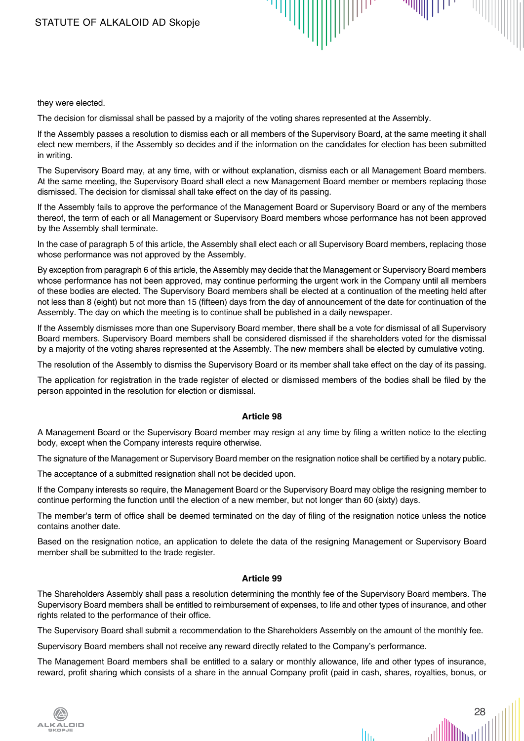they were elected.

The decision for dismissal shall be passed by a majority of the voting shares represented at the Assembly.

If the Assembly passes a resolution to dismiss each or all members of the Supervisory Board, at the same meeting it shall elect new members, if the Assembly so decides and if the information on the candidates for election has been submitted in writing.

The Supervisory Board may, at any time, with or without explanation, dismiss each or all Management Board members. At the same meeting, the Supervisory Board shall elect a new Management Board member or members replacing those dismissed. The decision for dismissal shall take effect on the day of its passing.

If the Assembly fails to approve the performance of the Management Board or Supervisory Board or any of the members thereof, the term of each or all Management or Supervisory Board members whose performance has not been approved by the Assembly shall terminate.

In the case of paragraph 5 of this article, the Assembly shall elect each or all Supervisory Board members, replacing those whose performance was not approved by the Assembly.

By exception from paragraph 6 of this article, the Assembly may decide that the Management or Supervisory Board members whose performance has not been approved, may continue performing the urgent work in the Company until all members of these bodies are elected. The Supervisory Board members shall be elected at a continuation of the meeting held after not less than 8 (eight) but not more than 15 (fifteen) days from the day of announcement of the date for continuation of the Assembly. The day on which the meeting is to continue shall be published in a daily newspaper.

If the Assembly dismisses more than one Supervisory Board member, there shall be a vote for dismissal of all Supervisory Board members. Supervisory Board members shall be considered dismissed if the shareholders voted for the dismissal by a majority of the voting shares represented at the Assembly. The new members shall be elected by cumulative voting.

The resolution of the Assembly to dismiss the Supervisory Board or its member shall take effect on the day of its passing.

The application for registration in the trade register of elected or dismissed members of the bodies shall be filed by the person appointed in the resolution for election or dismissal.

### Article 98

A Management Board or the Supervisory Board member may resign at any time by filing a written notice to the electing body, except when the Company interests require otherwise.

The signature of the Management or Supervisory Board member on the resignation notice shall be certified by a notary public.

The acceptance of a submitted resignation shall not be decided upon.

If the Company interests so require, the Management Board or the Supervisory Board may oblige the resigning member to continue performing the function until the election of a new member, but not longer than 60 (sixty) days.

The member's term of office shall be deemed terminated on the day of filing of the resignation notice unless the notice contains another date.

Based on the resignation notice, an application to delete the data of the resigning Management or Supervisory Board member shall be submitted to the trade register.

### Article 99

The Shareholders Assembly shall pass a resolution determining the monthly fee of the Supervisory Board members. The Supervisory Board members shall be entitled to reimbursement of expenses, to life and other types of insurance, and other rights related to the performance of their office.

The Supervisory Board shall submit a recommendation to the Shareholders Assembly on the amount of the monthly fee.

Supervisory Board members shall not receive any reward directly related to the Company's performance.

The Management Board members shall be entitled to a salary or monthly allowance, life and other types of insurance, reward, profit sharing which consists of a share in the annual Company profit (paid in cash, shares, royalties, bonus, or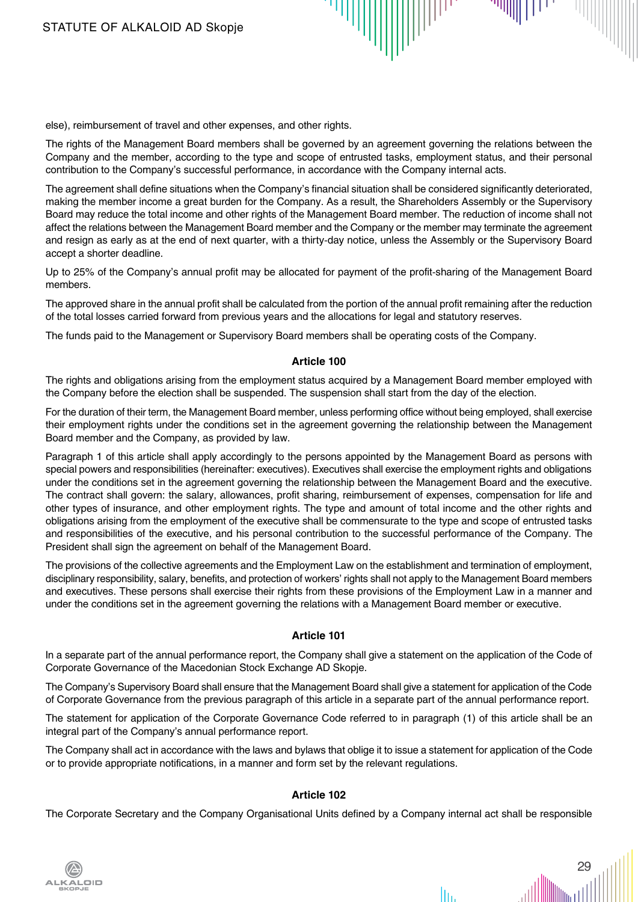else), reimbursement of travel and other expenses, and other rights.

The rights of the Management Board members shall be governed by an agreement governing the relations between the Company and the member, according to the type and scope of entrusted tasks, employment status, and their personal contribution to the Company's successful performance, in accordance with the Company internal acts.

The agreement shall define situations when the Company's financial situation shall be considered significantly deteriorated, making the member income a great burden for the Company. As a result, the Shareholders Assembly or the Supervisory Board may reduce the total income and other rights of the Management Board member. The reduction of income shall not affect the relations between the Management Board member and the Company or the member may terminate the agreement and resign as early as at the end of next quarter, with a thirty-day notice, unless the Assembly or the Supervisory Board accept a shorter deadline.

Up to 25% of the Company's annual profit may be allocated for payment of the profit-sharing of the Management Board members.

The approved share in the annual profit shall be calculated from the portion of the annual profit remaining after the reduction of the total losses carried forward from previous years and the allocations for legal and statutory reserves.

The funds paid to the Management or Supervisory Board members shall be operating costs of the Company.

**Article 100**

The rights and obligations arising from the employment status acquired by a Management Board member employed with the Company before the election shall be suspended. The suspension shall start from the day of the election.

For the duration of their term, the Management Board member, unless performing office without being employed, shall exercise their employment rights under the conditions set in the agreement governing the relationship between the Management Board member and the Company, as provided by law.

Paragraph 1 of this article shall apply accordingly to the persons appointed by the Management Board as persons with special powers and responsibilities (hereinafter: executives). Executives shall exercise the employment rights and obligations under the conditions set in the agreement governing the relationship between the Management Board and the executive. The contract shall govern: the salary, allowances, profit sharing, reimbursement of expenses, compensation for life and other types of insurance, and other employment rights. The type and amount of total income and the other rights and obligations arising from the employment of the executive shall be commensurate to the type and scope of entrusted tasks and responsibilities of the executive, and his personal contribution to the successful performance of the Company. The President shall sign the agreement on behalf of the Management Board.

The provisions of the collective agreements and the Employment Law on the establishment and termination of employment, disciplinary responsibility, salary, benefits, and protection of workers' rights shall not apply to the Management Board members and executives. These persons shall exercise their rights from these provisions of the Employment Law in a manner and under the conditions set in the agreement governing the relations with a Management Board member or executive.

**Article 101**

In a separate part of the annual performance report, the Company shall give a statement on the application of the Code of Corporate Governance of the Macedonian Stock Exchange AD Skopje.

The Company's Supervisory Board shall ensure that the Management Board shall give a statement for application of the Code of Corporate Governance from the previous paragraph of this article in a separate part of the annual performance report.

The statement for application of the Corporate Governance Code referred to in paragraph (1) of this article shall be an integral part of the Company's annual performance report.

The Company shall act in accordance with the laws and bylaws that oblige it to issue a statement for application of the Code or to provide appropriate notifications, in a manner and form set by the relevant regulations.

**Article 102**

The Corporate Secretary and the Company Organisational Units defined by a Company internal act shall be responsible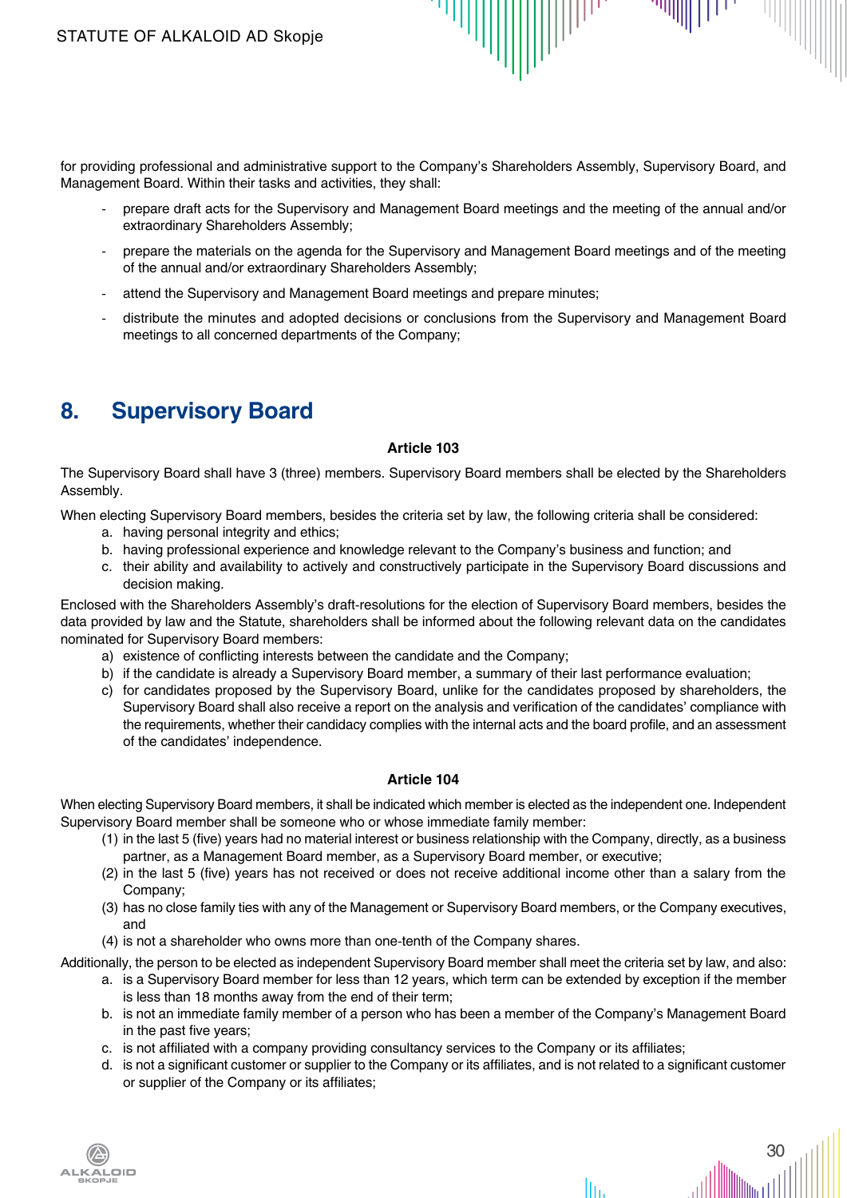for providing professional and administrative support to the Company's Shareholders Assembly, Supervisory Board, and Management Board. Within their tasks and activities, they shall:

- prepare draft acts for the Supervisory and Management Board meetings and the meeting of the annual and/or extraordinary Shareholders Assembly;
- prepare the materials on the agenda for the Supervisory and Management Board meetings and of the meeting of the annual and/or extraordinary Shareholders Assembly;
- attend the Supervisory and Management Board meetings and prepare minutes;
- distribute the minutes and adopted decisions or conclusions from the Supervisory and Management Board meetings to all concerned departments of the Company;

## 8. Supervisory Board

**Article 103**

The Supervisory Board shall have 3 (three) members. Supervisory Board members shall be elected by the Shareholders Assembly.

When electing Supervisory Board members, besides the criteria set by law, the following criteria shall be considered:

a. having personal integrity and ethics;
b. having professional experience and knowledge relevant to the Company's business and function; and
c. their ability and availability to actively and constructively participate in the Supervisory Board discussions and decision making.

Enclosed with the Shareholders Assembly's draft-resolutions for the election of Supervisory Board members, besides the data provided by law and the Statute, shareholders shall be informed about the following relevant data on the candidates nominated for Supervisory Board members:

a) existence of conflicting interests between the candidate and the Company;
b) if the candidate is already a Supervisory Board member, a summary of their last performance evaluation;
c) for candidates proposed by the Supervisory Board, unlike for the candidates proposed by shareholders, the Supervisory Board shall also receive a report on the analysis and verification of the candidates' compliance with the requirements, whether their candidacy complies with the internal acts and the board profile, and an assessment of the candidates' independence.

**Article 104**

When electing Supervisory Board members, it shall be indicated which member is elected as the independent one. Independent Supervisory Board member shall be someone who or whose immediate family member:

(1) in the last 5 (five) years had no material interest or business relationship with the Company, directly, as a business partner, as a Management Board member, as a Supervisory Board member, or executive;
(2) in the last 5 (five) years has not received or does not receive additional income other than a salary from the Company;
(3) has no close family ties with any of the Management or Supervisory Board members, or the Company executives, and
(4) is not a shareholder who owns more than one-tenth of the Company shares.

Additionally, the person to be elected as independent Supervisory Board member shall meet the criteria set by law, and also:

a. is a Supervisory Board member for less than 12 years, which term can be extended by exception if the member is less than 18 months away from the end of their term;
b. is not an immediate family member of a person who has been a member of the Company's Management Board in the past five years;
c. is not affiliated with a company providing consultancy services to the Company or its affiliates;
d. is not a significant customer or supplier to the Company or its affiliates, and is not related to a significant customer or supplier of the Company or its affiliates;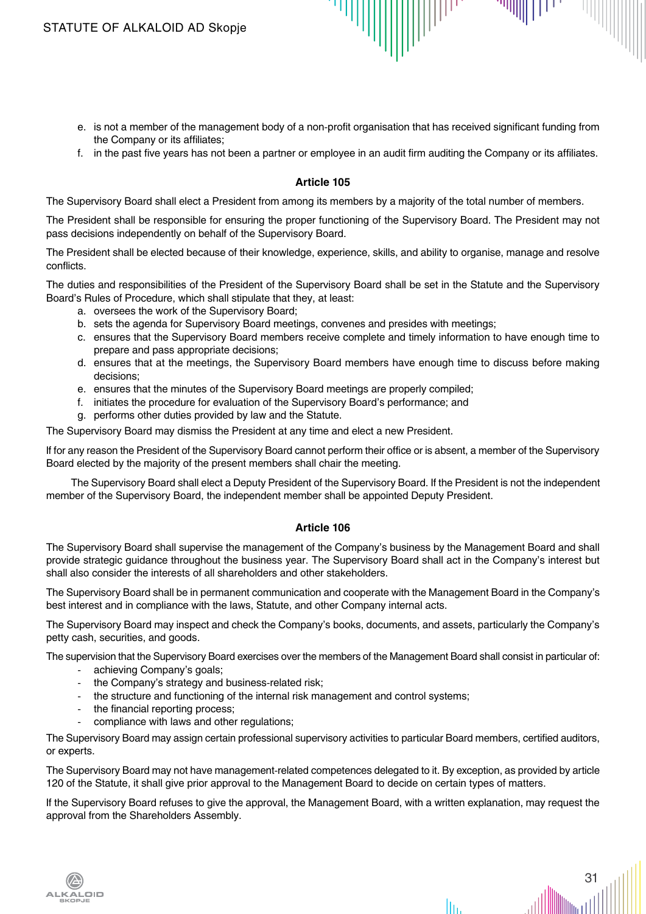e. is not a member of the management body of a non-profit organisation that has received significant funding from the Company or its affiliates;
f. in the past five years has not been a partner or employee in an audit firm auditing the Company or its affiliates.

**Article 105**

The Supervisory Board shall elect a President from among its members by a majority of the total number of members.

The President shall be responsible for ensuring the proper functioning of the Supervisory Board. The President may not pass decisions independently on behalf of the Supervisory Board.

The President shall be elected because of their knowledge, experience, skills, and ability to organise, manage and resolve conflicts.

The duties and responsibilities of the President of the Supervisory Board shall be set in the Statute and the Supervisory Board's Rules of Procedure, which shall stipulate that they, at least:

a. oversees the work of the Supervisory Board;
b. sets the agenda for Supervisory Board meetings, convenes and presides with meetings;
c. ensures that the Supervisory Board members receive complete and timely information to have enough time to prepare and pass appropriate decisions;
d. ensures that at the meetings, the Supervisory Board members have enough time to discuss before making decisions;
e. ensures that the minutes of the Supervisory Board meetings are properly compiled;
f. initiates the procedure for evaluation of the Supervisory Board's performance; and
g. performs other duties provided by law and the Statute.

The Supervisory Board may dismiss the President at any time and elect a new President.

If for any reason the President of the Supervisory Board cannot perform their office or is absent, a member of the Supervisory Board elected by the majority of the present members shall chair the meeting.

The Supervisory Board shall elect a Deputy President of the Supervisory Board. If the President is not the independent member of the Supervisory Board, the independent member shall be appointed Deputy President.

**Article 106**

The Supervisory Board shall supervise the management of the Company's business by the Management Board and shall provide strategic guidance throughout the business year. The Supervisory Board shall act in the Company's interest but shall also consider the interests of all shareholders and other stakeholders.

The Supervisory Board shall be in permanent communication and cooperate with the Management Board in the Company's best interest and in compliance with the laws, Statute, and other Company internal acts.

The Supervisory Board may inspect and check the Company's books, documents, and assets, particularly the Company's petty cash, securities, and goods.

The supervision that the Supervisory Board exercises over the members of the Management Board shall consist in particular of:

- achieving Company's goals;
- the Company's strategy and business-related risk;
- the structure and functioning of the internal risk management and control systems;
- the financial reporting process;
- compliance with laws and other regulations;

The Supervisory Board may assign certain professional supervisory activities to particular Board members, certified auditors, or experts.

The Supervisory Board may not have management-related competences delegated to it. By exception, as provided by article 120 of the Statute, it shall give prior approval to the Management Board to decide on certain types of matters.

If the Supervisory Board refuses to give the approval, the Management Board, with a written explanation, may request the approval from the Shareholders Assembly.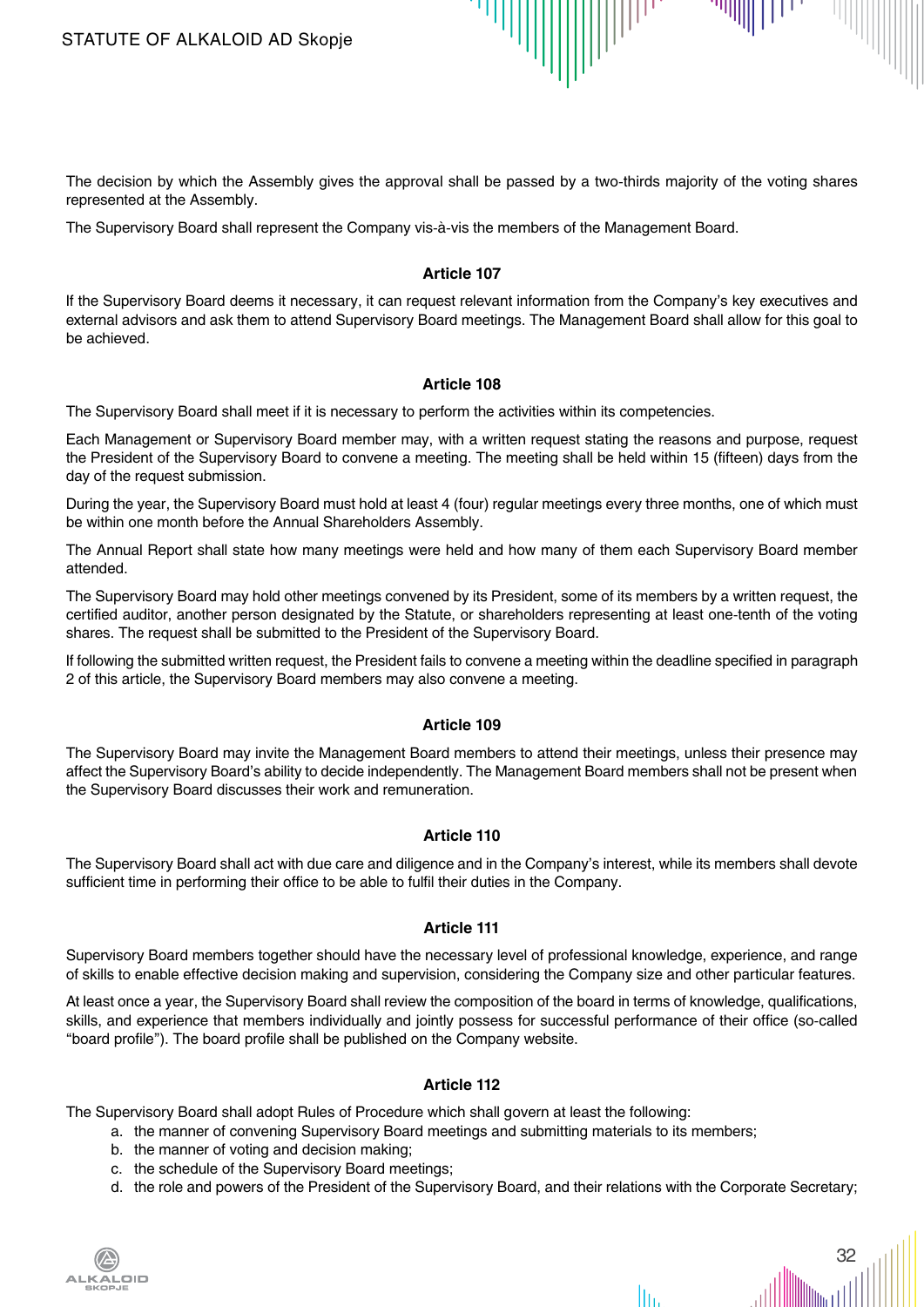The decision by which the Assembly gives the approval shall be passed by a two-thirds majority of the voting shares represented at the Assembly.

The Supervisory Board shall represent the Company vis-à-vis the members of the Management Board.

### Article 107

If the Supervisory Board deems it necessary, it can request relevant information from the Company's key executives and external advisors and ask them to attend Supervisory Board meetings. The Management Board shall allow for this goal to be achieved.

### Article 108

The Supervisory Board shall meet if it is necessary to perform the activities within its competencies.

Each Management or Supervisory Board member may, with a written request stating the reasons and purpose, request the President of the Supervisory Board to convene a meeting. The meeting shall be held within 15 (fifteen) days from the day of the request submission.

During the year, the Supervisory Board must hold at least 4 (four) regular meetings every three months, one of which must be within one month before the Annual Shareholders Assembly.

The Annual Report shall state how many meetings were held and how many of them each Supervisory Board member attended.

The Supervisory Board may hold other meetings convened by its President, some of its members by a written request, the certified auditor, another person designated by the Statute, or shareholders representing at least one-tenth of the voting shares. The request shall be submitted to the President of the Supervisory Board.

If following the submitted written request, the President fails to convene a meeting within the deadline specified in paragraph 2 of this article, the Supervisory Board members may also convene a meeting.

### Article 109

The Supervisory Board may invite the Management Board members to attend their meetings, unless their presence may affect the Supervisory Board's ability to decide independently. The Management Board members shall not be present when the Supervisory Board discusses their work and remuneration.

### Article 110

The Supervisory Board shall act with due care and diligence and in the Company's interest, while its members shall devote sufficient time in performing their office to be able to fulfil their duties in the Company.

### Article 111

Supervisory Board members together should have the necessary level of professional knowledge, experience, and range of skills to enable effective decision making and supervision, considering the Company size and other particular features.

At least once a year, the Supervisory Board shall review the composition of the board in terms of knowledge, qualifications, skills, and experience that members individually and jointly possess for successful performance of their office (so-called "board profile"). The board profile shall be published on the Company website.

### Article 112

The Supervisory Board shall adopt Rules of Procedure which shall govern at least the following:

a. the manner of convening Supervisory Board meetings and submitting materials to its members;
b. the manner of voting and decision making;
c. the schedule of the Supervisory Board meetings;
d. the role and powers of the President of the Supervisory Board, and their relations with the Corporate Secretary;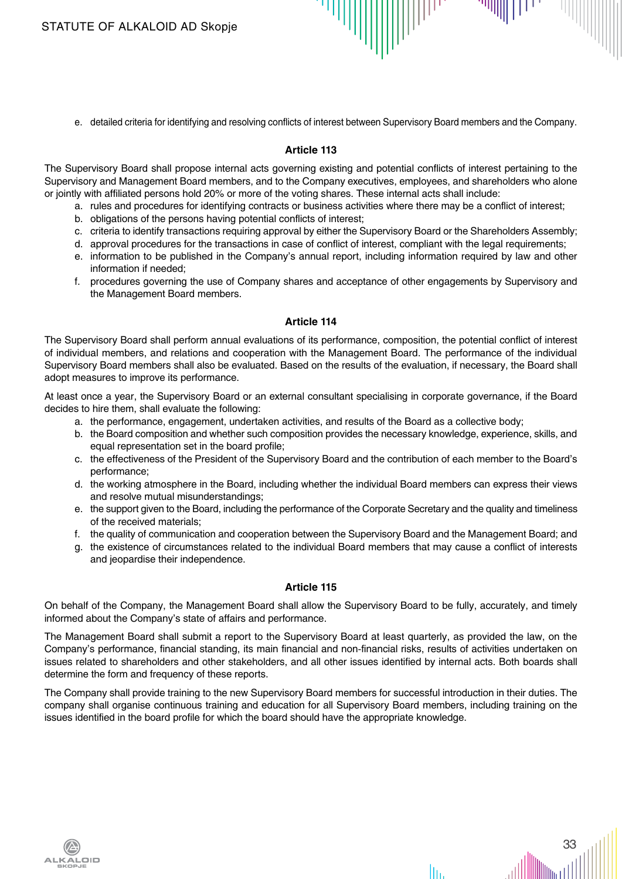e. detailed criteria for identifying and resolving conflicts of interest between Supervisory Board members and the Company.

### Article 113

The Supervisory Board shall propose internal acts governing existing and potential conflicts of interest pertaining to the Supervisory and Management Board members, and to the Company executives, employees, and shareholders who alone or jointly with affiliated persons hold 20% or more of the voting shares. These internal acts shall include:

a. rules and procedures for identifying contracts or business activities where there may be a conflict of interest;
b. obligations of the persons having potential conflicts of interest;
c. criteria to identify transactions requiring approval by either the Supervisory Board or the Shareholders Assembly;
d. approval procedures for the transactions in case of conflict of interest, compliant with the legal requirements;
e. information to be published in the Company's annual report, including information required by law and other information if needed;
f. procedures governing the use of Company shares and acceptance of other engagements by Supervisory and the Management Board members.

### Article 114

The Supervisory Board shall perform annual evaluations of its performance, composition, the potential conflict of interest of individual members, and relations and cooperation with the Management Board. The performance of the individual Supervisory Board members shall also be evaluated. Based on the results of the evaluation, if necessary, the Board shall adopt measures to improve its performance.

At least once a year, the Supervisory Board or an external consultant specialising in corporate governance, if the Board decides to hire them, shall evaluate the following:

a. the performance, engagement, undertaken activities, and results of the Board as a collective body;
b. the Board composition and whether such composition provides the necessary knowledge, experience, skills, and equal representation set in the board profile;
c. the effectiveness of the President of the Supervisory Board and the contribution of each member to the Board's performance;
d. the working atmosphere in the Board, including whether the individual Board members can express their views and resolve mutual misunderstandings;
e. the support given to the Board, including the performance of the Corporate Secretary and the quality and timeliness of the received materials;
f. the quality of communication and cooperation between the Supervisory Board and the Management Board; and
g. the existence of circumstances related to the individual Board members that may cause a conflict of interests and jeopardise their independence.

### Article 115

On behalf of the Company, the Management Board shall allow the Supervisory Board to be fully, accurately, and timely informed about the Company's state of affairs and performance.

The Management Board shall submit a report to the Supervisory Board at least quarterly, as provided the law, on the Company's performance, financial standing, its main financial and non-financial risks, results of activities undertaken on issues related to shareholders and other stakeholders, and all other issues identified by internal acts. Both boards shall determine the form and frequency of these reports.

The Company shall provide training to the new Supervisory Board members for successful introduction in their duties. The company shall organise continuous training and education for all Supervisory Board members, including training on the issues identified in the board profile for which the board should have the appropriate knowledge.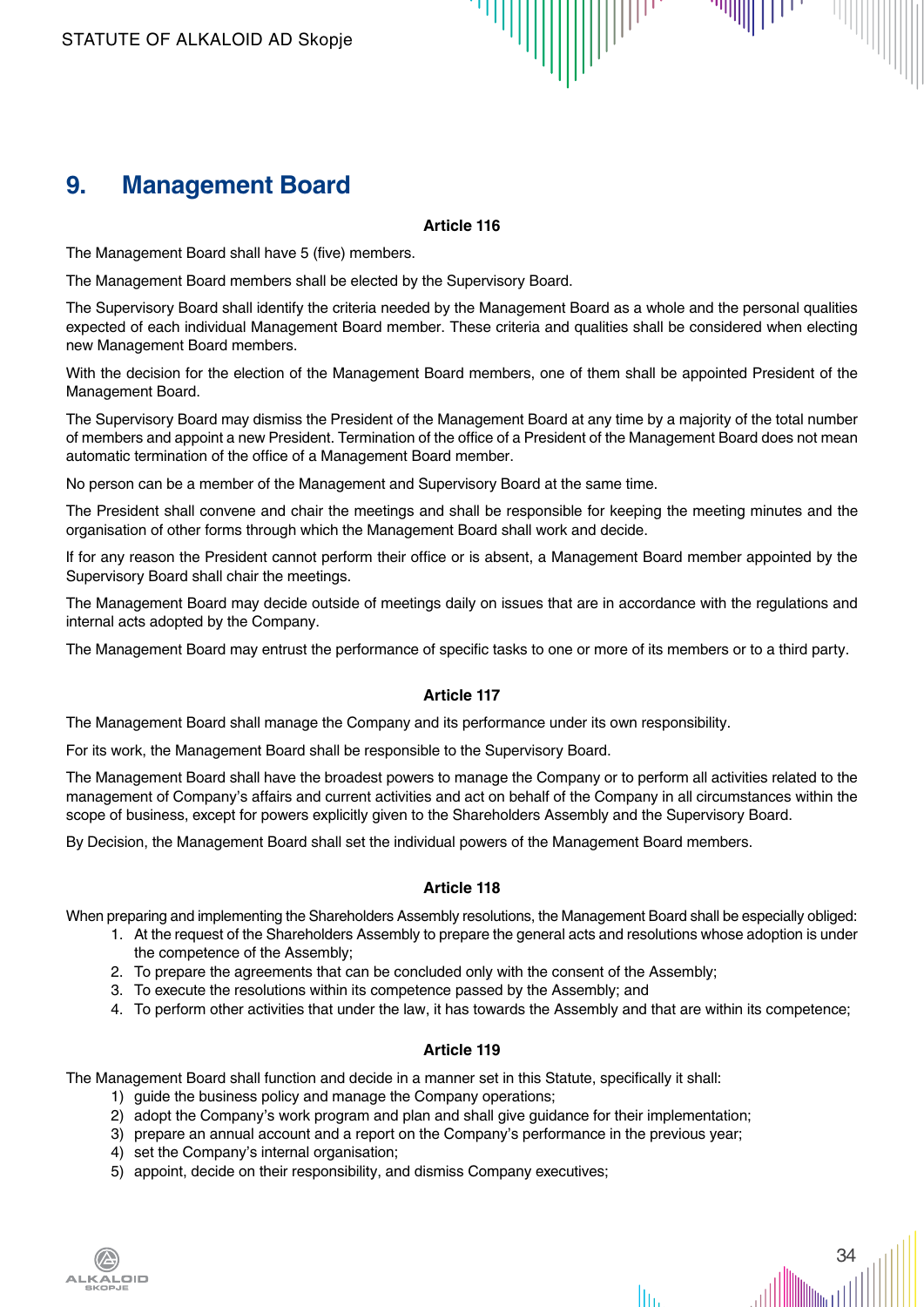## 9. Management Board

**Article 116**

The Management Board shall have 5 (five) members.

The Management Board members shall be elected by the Supervisory Board.

The Supervisory Board shall identify the criteria needed by the Management Board as a whole and the personal qualities expected of each individual Management Board member. These criteria and qualities shall be considered when electing new Management Board members.

With the decision for the election of the Management Board members, one of them shall be appointed President of the Management Board.

The Supervisory Board may dismiss the President of the Management Board at any time by a majority of the total number of members and appoint a new President. Termination of the office of a President of the Management Board does not mean automatic termination of the office of a Management Board member.

No person can be a member of the Management and Supervisory Board at the same time.

The President shall convene and chair the meetings and shall be responsible for keeping the meeting minutes and the organisation of other forms through which the Management Board shall work and decide.

If for any reason the President cannot perform their office or is absent, a Management Board member appointed by the Supervisory Board shall chair the meetings.

The Management Board may decide outside of meetings daily on issues that are in accordance with the regulations and internal acts adopted by the Company.

The Management Board may entrust the performance of specific tasks to one or more of its members or to a third party.

**Article 117**

The Management Board shall manage the Company and its performance under its own responsibility.

For its work, the Management Board shall be responsible to the Supervisory Board.

The Management Board shall have the broadest powers to manage the Company or to perform all activities related to the management of Company's affairs and current activities and act on behalf of the Company in all circumstances within the scope of business, except for powers explicitly given to the Shareholders Assembly and the Supervisory Board.

By Decision, the Management Board shall set the individual powers of the Management Board members.

**Article 118**

When preparing and implementing the Shareholders Assembly resolutions, the Management Board shall be especially obliged:

1. At the request of the Shareholders Assembly to prepare the general acts and resolutions whose adoption is under the competence of the Assembly;
2. To prepare the agreements that can be concluded only with the consent of the Assembly;
3. To execute the resolutions within its competence passed by the Assembly; and
4. To perform other activities that under the law, it has towards the Assembly and that are within its competence;

**Article 119**

The Management Board shall function and decide in a manner set in this Statute, specifically it shall:

1) guide the business policy and manage the Company operations;
2) adopt the Company's work program and plan and shall give guidance for their implementation;
3) prepare an annual account and a report on the Company's performance in the previous year;
4) set the Company's internal organisation;
5) appoint, decide on their responsibility, and dismiss Company executives;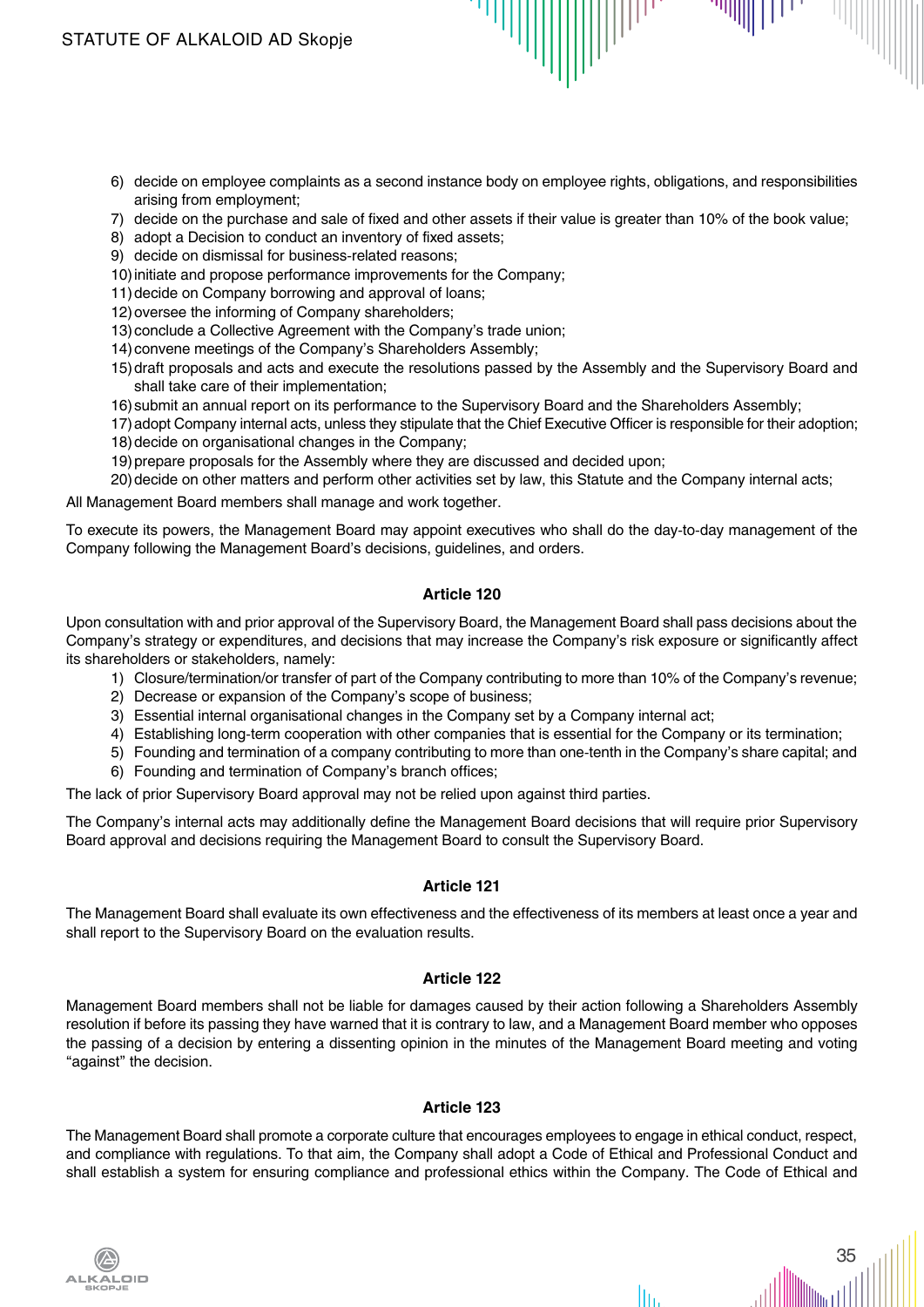6) decide on employee complaints as a second instance body on employee rights, obligations, and responsibilities arising from employment;
7) decide on the purchase and sale of fixed and other assets if their value is greater than 10% of the book value;
8) adopt a Decision to conduct an inventory of fixed assets;
9) decide on dismissal for business-related reasons;
10) initiate and propose performance improvements for the Company;
11) decide on Company borrowing and approval of loans;
12) oversee the informing of Company shareholders;
13) conclude a Collective Agreement with the Company's trade union;
14) convene meetings of the Company's Shareholders Assembly;
15) draft proposals and acts and execute the resolutions passed by the Assembly and the Supervisory Board and shall take care of their implementation;
16) submit an annual report on its performance to the Supervisory Board and the Shareholders Assembly;
17) adopt Company internal acts, unless they stipulate that the Chief Executive Officer is responsible for their adoption;
18) decide on organisational changes in the Company;
19) prepare proposals for the Assembly where they are discussed and decided upon;
20) decide on other matters and perform other activities set by law, this Statute and the Company internal acts;

All Management Board members shall manage and work together.

To execute its powers, the Management Board may appoint executives who shall do the day-to-day management of the Company following the Management Board's decisions, guidelines, and orders.

**Article 120**

Upon consultation with and prior approval of the Supervisory Board, the Management Board shall pass decisions about the Company's strategy or expenditures, and decisions that may increase the Company's risk exposure or significantly affect its shareholders or stakeholders, namely:

1) Closure/termination/or transfer of part of the Company contributing to more than 10% of the Company's revenue;
2) Decrease or expansion of the Company's scope of business;
3) Essential internal organisational changes in the Company set by a Company internal act;
4) Establishing long-term cooperation with other companies that is essential for the Company or its termination;
5) Founding and termination of a company contributing to more than one-tenth in the Company's share capital; and
6) Founding and termination of Company's branch offices;

The lack of prior Supervisory Board approval may not be relied upon against third parties.

The Company's internal acts may additionally define the Management Board decisions that will require prior Supervisory Board approval and decisions requiring the Management Board to consult the Supervisory Board.

**Article 121**

The Management Board shall evaluate its own effectiveness and the effectiveness of its members at least once a year and shall report to the Supervisory Board on the evaluation results.

**Article 122**

Management Board members shall not be liable for damages caused by their action following a Shareholders Assembly resolution if before its passing they have warned that it is contrary to law, and a Management Board member who opposes the passing of a decision by entering a dissenting opinion in the minutes of the Management Board meeting and voting "against" the decision.

**Article 123**

The Management Board shall promote a corporate culture that encourages employees to engage in ethical conduct, respect, and compliance with regulations. To that aim, the Company shall adopt a Code of Ethical and Professional Conduct and shall establish a system for ensuring compliance and professional ethics within the Company. The Code of Ethical and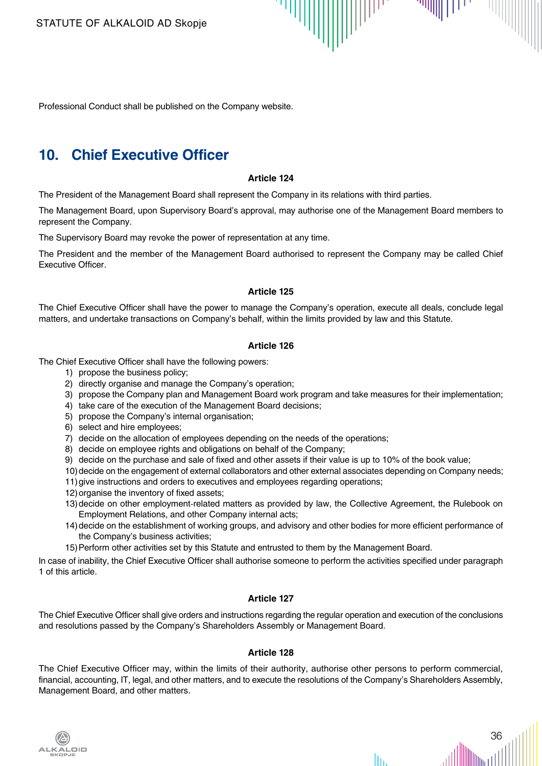Professional Conduct shall be published on the Company website.

## 10. Chief Executive Officer

**Article 124**

The President of the Management Board shall represent the Company in its relations with third parties.

The Management Board, upon Supervisory Board's approval, may authorise one of the Management Board members to represent the Company.

The Supervisory Board may revoke the power of representation at any time.

The President and the member of the Management Board authorised to represent the Company may be called Chief Executive Officer.

**Article 125**

The Chief Executive Officer shall have the power to manage the Company's operation, execute all deals, conclude legal matters, and undertake transactions on Company's behalf, within the limits provided by law and this Statute.

**Article 126**

The Chief Executive Officer shall have the following powers:

1) propose the business policy;
2) directly organise and manage the Company's operation;
3) propose the Company plan and Management Board work program and take measures for their implementation;
4) take care of the execution of the Management Board decisions;
5) propose the Company's internal organisation;
6) select and hire employees;
7) decide on the allocation of employees depending on the needs of the operations;
8) decide on employee rights and obligations on behalf of the Company;
9) decide on the purchase and sale of fixed and other assets if their value is up to 10% of the book value;
10) decide on the engagement of external collaborators and other external associates depending on Company needs;
11) give instructions and orders to executives and employees regarding operations;
12) organise the inventory of fixed assets;
13) decide on other employment-related matters as provided by law, the Collective Agreement, the Rulebook on Employment Relations, and other Company internal acts;
14) decide on the establishment of working groups, and advisory and other bodies for more efficient performance of the Company's business activities;
15) Perform other activities set by this Statute and entrusted to them by the Management Board.

In case of inability, the Chief Executive Officer shall authorise someone to perform the activities specified under paragraph 1 of this article.

**Article 127**

The Chief Executive Officer shall give orders and instructions regarding the regular operation and execution of the conclusions and resolutions passed by the Company's Shareholders Assembly or Management Board.

**Article 128**

The Chief Executive Officer may, within the limits of their authority, authorise other persons to perform commercial, financial, accounting, IT, legal, and other matters, and to execute the resolutions of the Company's Shareholders Assembly, Management Board, and other matters.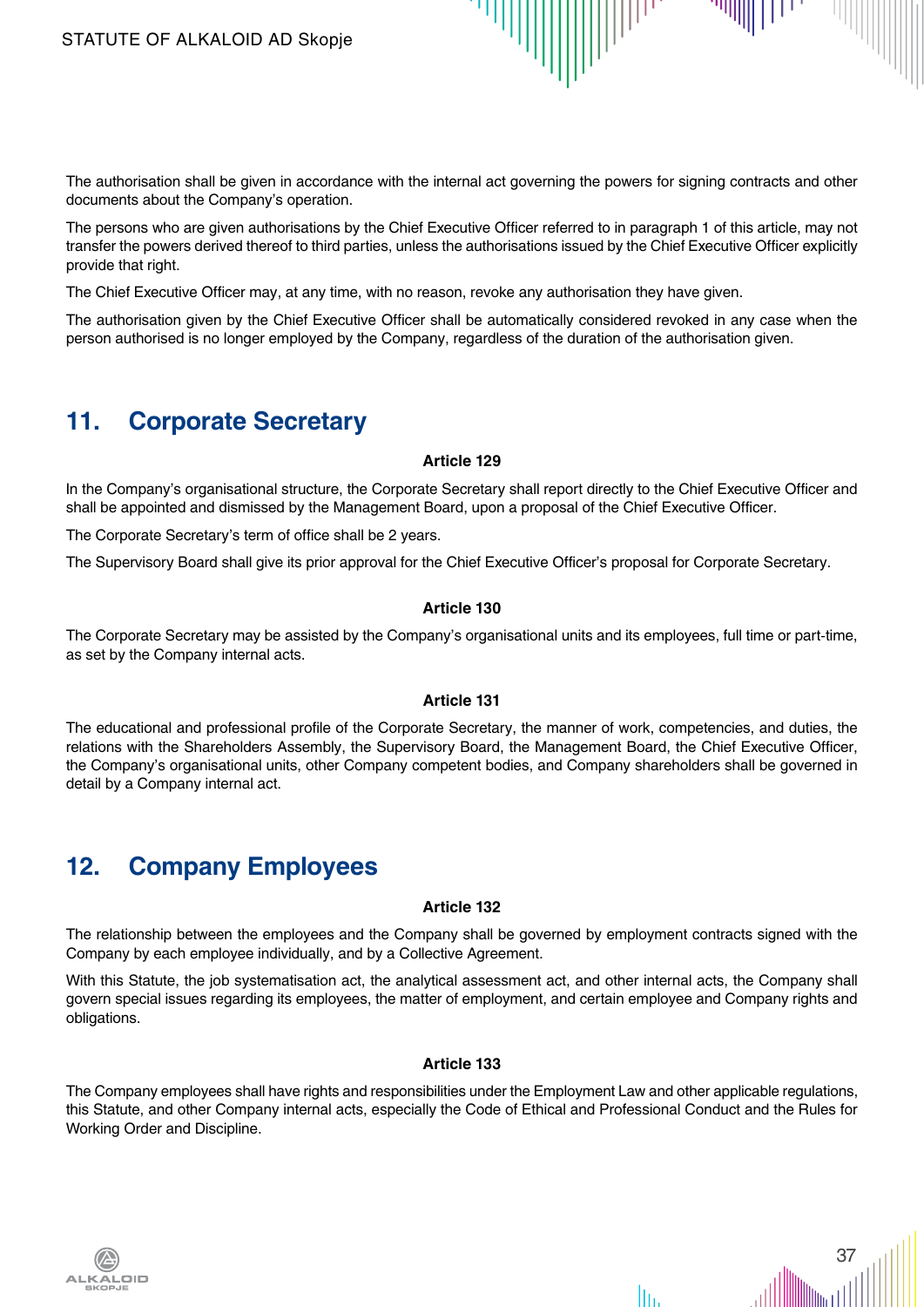The authorisation shall be given in accordance with the internal act governing the powers for signing contracts and other documents about the Company's operation.

The persons who are given authorisations by the Chief Executive Officer referred to in paragraph 1 of this article, may not transfer the powers derived thereof to third parties, unless the authorisations issued by the Chief Executive Officer explicitly provide that right.

The Chief Executive Officer may, at any time, with no reason, revoke any authorisation they have given.

The authorisation given by the Chief Executive Officer shall be automatically considered revoked in any case when the person authorised is no longer employed by the Company, regardless of the duration of the authorisation given.

## 11. Corporate Secretary

**Article 129**

In the Company's organisational structure, the Corporate Secretary shall report directly to the Chief Executive Officer and shall be appointed and dismissed by the Management Board, upon a proposal of the Chief Executive Officer.

The Corporate Secretary's term of office shall be 2 years.

The Supervisory Board shall give its prior approval for the Chief Executive Officer's proposal for Corporate Secretary.

**Article 130**

The Corporate Secretary may be assisted by the Company's organisational units and its employees, full time or part-time, as set by the Company internal acts.

**Article 131**

The educational and professional profile of the Corporate Secretary, the manner of work, competencies, and duties, the relations with the Shareholders Assembly, the Supervisory Board, the Management Board, the Chief Executive Officer, the Company's organisational units, other Company competent bodies, and Company shareholders shall be governed in detail by a Company internal act.

## 12. Company Employees

**Article 132**

The relationship between the employees and the Company shall be governed by employment contracts signed with the Company by each employee individually, and by a Collective Agreement.

With this Statute, the job systematisation act, the analytical assessment act, and other internal acts, the Company shall govern special issues regarding its employees, the matter of employment, and certain employee and Company rights and obligations.

**Article 133**

The Company employees shall have rights and responsibilities under the Employment Law and other applicable regulations, this Statute, and other Company internal acts, especially the Code of Ethical and Professional Conduct and the Rules for Working Order and Discipline.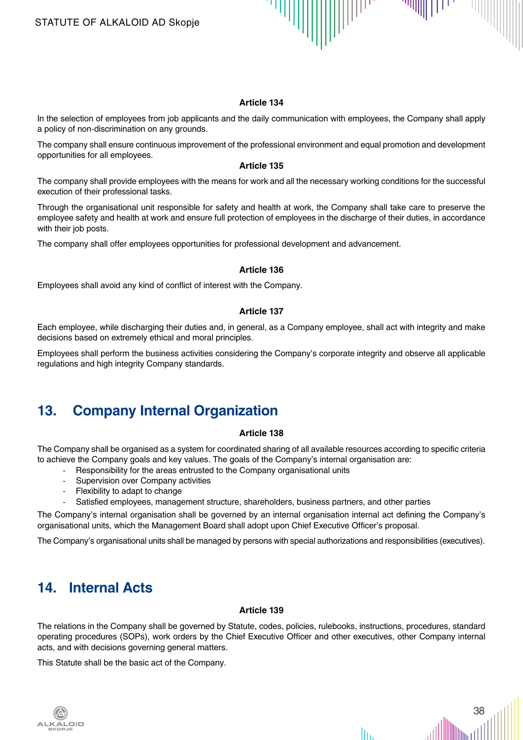**Article 134**

In the selection of employees from job applicants and the daily communication with employees, the Company shall apply a policy of non-discrimination on any grounds.

The company shall ensure continuous improvement of the professional environment and equal promotion and development opportunities for all employees.

**Article 135**

The company shall provide employees with the means for work and all the necessary working conditions for the successful execution of their professional tasks.

Through the organisational unit responsible for safety and health at work, the Company shall take care to preserve the employee safety and health at work and ensure full protection of employees in the discharge of their duties, in accordance with their job posts.

The company shall offer employees opportunities for professional development and advancement.

**Article 136**

Employees shall avoid any kind of conflict of interest with the Company.

**Article 137**

Each employee, while discharging their duties and, in general, as a Company employee, shall act with integrity and make decisions based on extremely ethical and moral principles.

Employees shall perform the business activities considering the Company's corporate integrity and observe all applicable regulations and high integrity Company standards.

## 13. Company Internal Organization

**Article 138**

The Company shall be organised as a system for coordinated sharing of all available resources according to specific criteria to achieve the Company goals and key values. The goals of the Company's internal organisation are:

- Responsibility for the areas entrusted to the Company organisational units
- Supervision over Company activities
- Flexibility to adapt to change
- Satisfied employees, management structure, shareholders, business partners, and other parties

The Company's internal organisation shall be governed by an internal organisation internal act defining the Company's organisational units, which the Management Board shall adopt upon Chief Executive Officer's proposal.

The Company's organisational units shall be managed by persons with special authorizations and responsibilities (executives).

## 14. Internal Acts

**Article 139**

The relations in the Company shall be governed by Statute, codes, policies, rulebooks, instructions, procedures, standard operating procedures (SOPs), work orders by the Chief Executive Officer and other executives, other Company internal acts, and with decisions governing general matters.

This Statute shall be the basic act of the Company.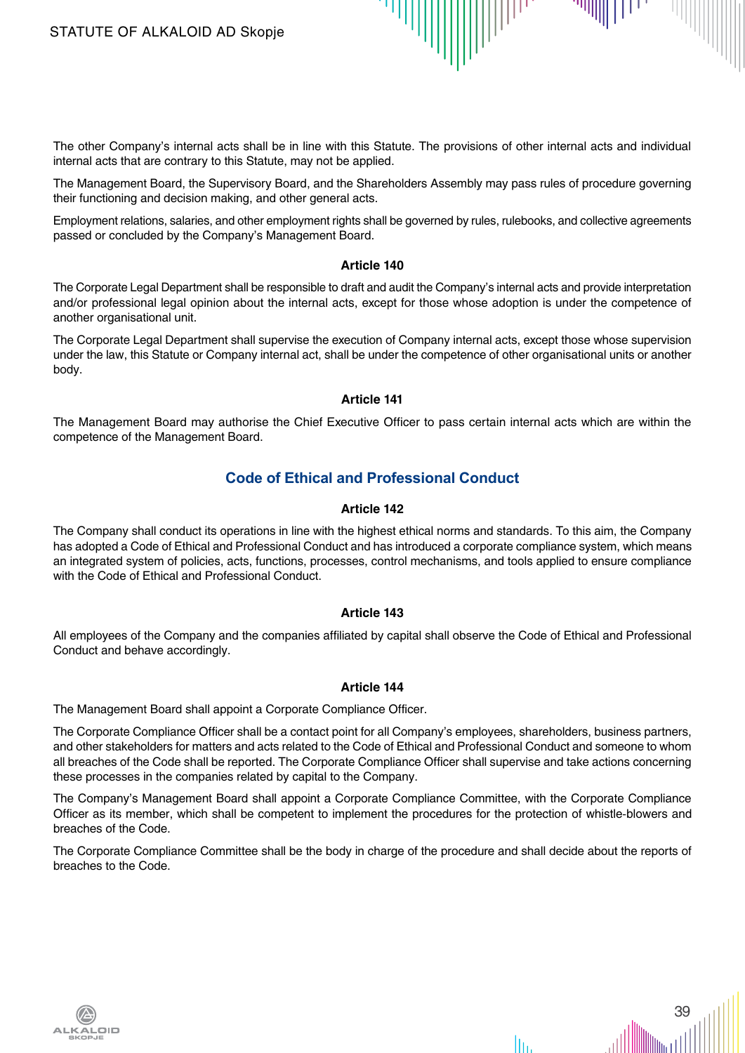The other Company's internal acts shall be in line with this Statute. The provisions of other internal acts and individual internal acts that are contrary to this Statute, may not be applied.

The Management Board, the Supervisory Board, and the Shareholders Assembly may pass rules of procedure governing their functioning and decision making, and other general acts.

Employment relations, salaries, and other employment rights shall be governed by rules, rulebooks, and collective agreements passed or concluded by the Company's Management Board.

#### Article 140

The Corporate Legal Department shall be responsible to draft and audit the Company's internal acts and provide interpretation and/or professional legal opinion about the internal acts, except for those whose adoption is under the competence of another organisational unit.

The Corporate Legal Department shall supervise the execution of Company internal acts, except those whose supervision under the law, this Statute or Company internal act, shall be under the competence of other organisational units or another body.

#### Article 141

The Management Board may authorise the Chief Executive Officer to pass certain internal acts which are within the competence of the Management Board.

### Code of Ethical and Professional Conduct

#### Article 142

The Company shall conduct its operations in line with the highest ethical norms and standards. To this aim, the Company has adopted a Code of Ethical and Professional Conduct and has introduced a corporate compliance system, which means an integrated system of policies, acts, functions, processes, control mechanisms, and tools applied to ensure compliance with the Code of Ethical and Professional Conduct.

#### Article 143

All employees of the Company and the companies affiliated by capital shall observe the Code of Ethical and Professional Conduct and behave accordingly.

#### Article 144

The Management Board shall appoint a Corporate Compliance Officer.

The Corporate Compliance Officer shall be a contact point for all Company's employees, shareholders, business partners, and other stakeholders for matters and acts related to the Code of Ethical and Professional Conduct and someone to whom all breaches of the Code shall be reported. The Corporate Compliance Officer shall supervise and take actions concerning these processes in the companies related by capital to the Company.

The Company's Management Board shall appoint a Corporate Compliance Committee, with the Corporate Compliance Officer as its member, which shall be competent to implement the procedures for the protection of whistle-blowers and breaches of the Code.

The Corporate Compliance Committee shall be the body in charge of the procedure and shall decide about the reports of breaches to the Code.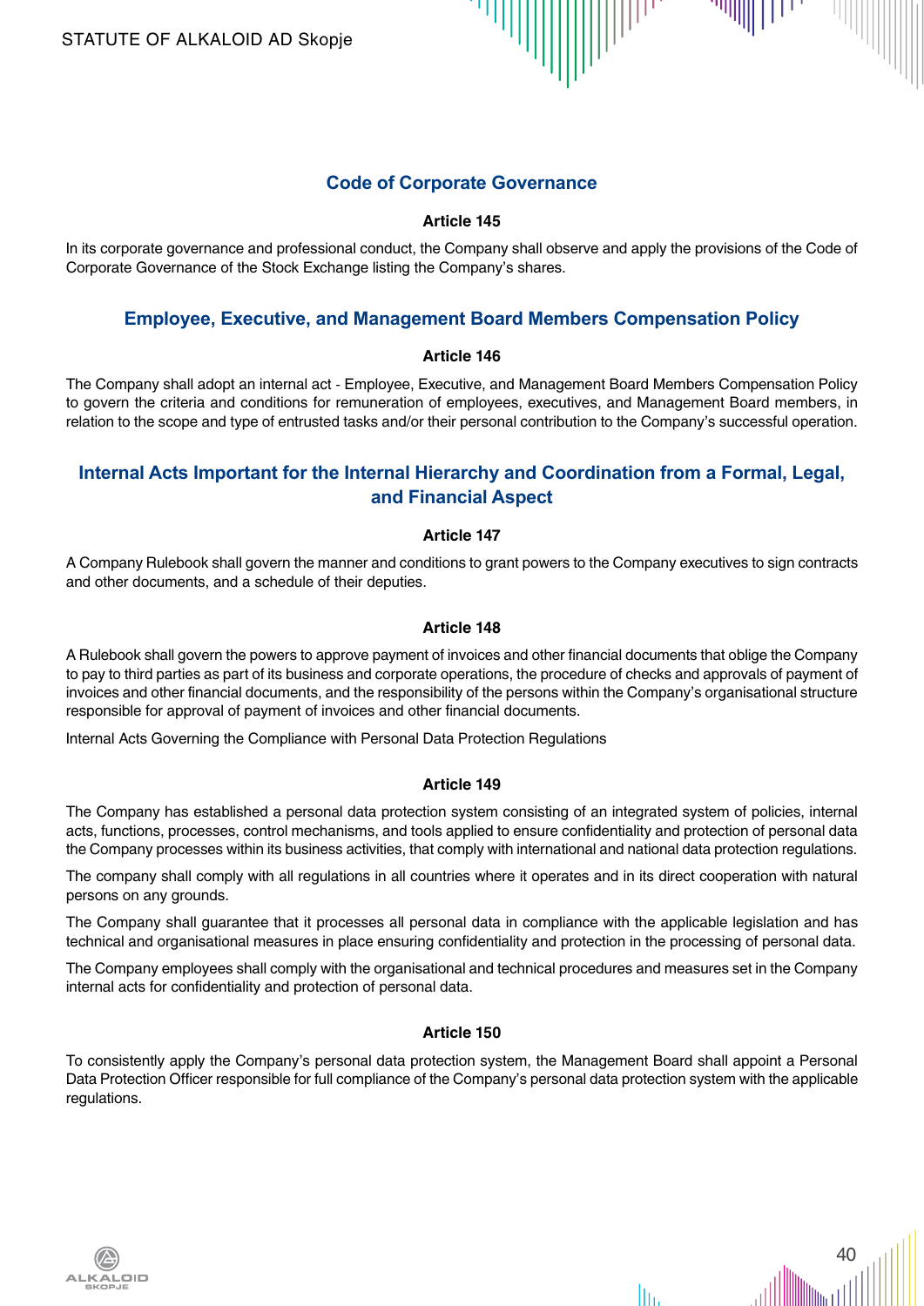## Code of Corporate Governance

### Article 145

In its corporate governance and professional conduct, the Company shall observe and apply the provisions of the Code of Corporate Governance of the Stock Exchange listing the Company's shares.

## Employee, Executive, and Management Board Members Compensation Policy

### Article 146

The Company shall adopt an internal act - Employee, Executive, and Management Board Members Compensation Policy to govern the criteria and conditions for remuneration of employees, executives, and Management Board members, in relation to the scope and type of entrusted tasks and/or their personal contribution to the Company's successful operation.

## Internal Acts Important for the Internal Hierarchy and Coordination from a Formal, Legal, and Financial Aspect

### Article 147

A Company Rulebook shall govern the manner and conditions to grant powers to the Company executives to sign contracts and other documents, and a schedule of their deputies.

### Article 148

A Rulebook shall govern the powers to approve payment of invoices and other financial documents that oblige the Company to pay to third parties as part of its business and corporate operations, the procedure of checks and approvals of payment of invoices and other financial documents, and the responsibility of the persons within the Company's organisational structure responsible for approval of payment of invoices and other financial documents.

Internal Acts Governing the Compliance with Personal Data Protection Regulations

### Article 149

The Company has established a personal data protection system consisting of an integrated system of policies, internal acts, functions, processes, control mechanisms, and tools applied to ensure confidentiality and protection of personal data the Company processes within its business activities, that comply with international and national data protection regulations.

The company shall comply with all regulations in all countries where it operates and in its direct cooperation with natural persons on any grounds.

The Company shall guarantee that it processes all personal data in compliance with the applicable legislation and has technical and organisational measures in place ensuring confidentiality and protection in the processing of personal data.

The Company employees shall comply with the organisational and technical procedures and measures set in the Company internal acts for confidentiality and protection of personal data.

### Article 150

To consistently apply the Company's personal data protection system, the Management Board shall appoint a Personal Data Protection Officer responsible for full compliance of the Company's personal data protection system with the applicable regulations.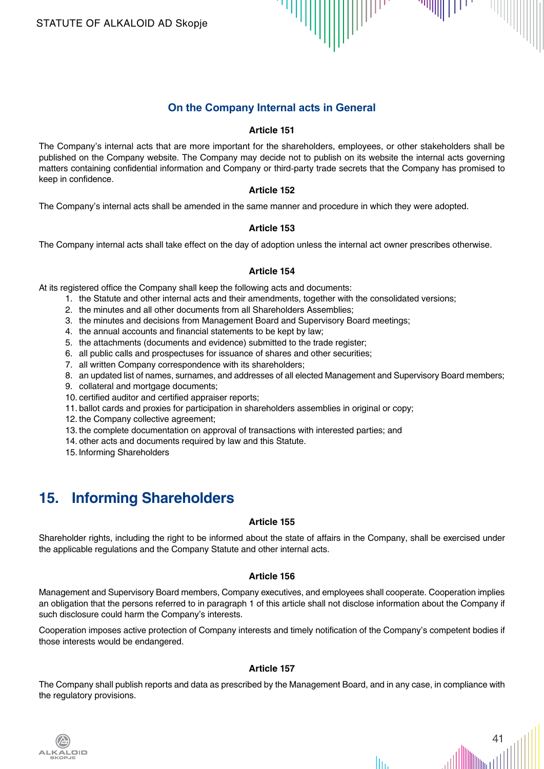### On the Company Internal acts in General

**Article 151**

The Company's internal acts that are more important for the shareholders, employees, or other stakeholders shall be published on the Company website. The Company may decide not to publish on its website the internal acts governing matters containing confidential information and Company or third-party trade secrets that the Company has promised to keep in confidence.

**Article 152**

The Company's internal acts shall be amended in the same manner and procedure in which they were adopted.

**Article 153**

The Company internal acts shall take effect on the day of adoption unless the internal act owner prescribes otherwise.

**Article 154**

At its registered office the Company shall keep the following acts and documents:

1. the Statute and other internal acts and their amendments, together with the consolidated versions;
2. the minutes and all other documents from all Shareholders Assemblies;
3. the minutes and decisions from Management Board and Supervisory Board meetings;
4. the annual accounts and financial statements to be kept by law;
5. the attachments (documents and evidence) submitted to the trade register;
6. all public calls and prospectuses for issuance of shares and other securities;
7. all written Company correspondence with its shareholders;
8. an updated list of names, surnames, and addresses of all elected Management and Supervisory Board members;
9. collateral and mortgage documents;
10. certified auditor and certified appraiser reports;
11. ballot cards and proxies for participation in shareholders assemblies in original or copy;
12. the Company collective agreement;
13. the complete documentation on approval of transactions with interested parties; and
14. other acts and documents required by law and this Statute.
15. Informing Shareholders

## 15. Informing Shareholders

**Article 155**

Shareholder rights, including the right to be informed about the state of affairs in the Company, shall be exercised under the applicable regulations and the Company Statute and other internal acts.

**Article 156**

Management and Supervisory Board members, Company executives, and employees shall cooperate. Cooperation implies an obligation that the persons referred to in paragraph 1 of this article shall not disclose information about the Company if such disclosure could harm the Company's interests.

Cooperation imposes active protection of Company interests and timely notification of the Company's competent bodies if those interests would be endangered.

**Article 157**

The Company shall publish reports and data as prescribed by the Management Board, and in any case, in compliance with the regulatory provisions.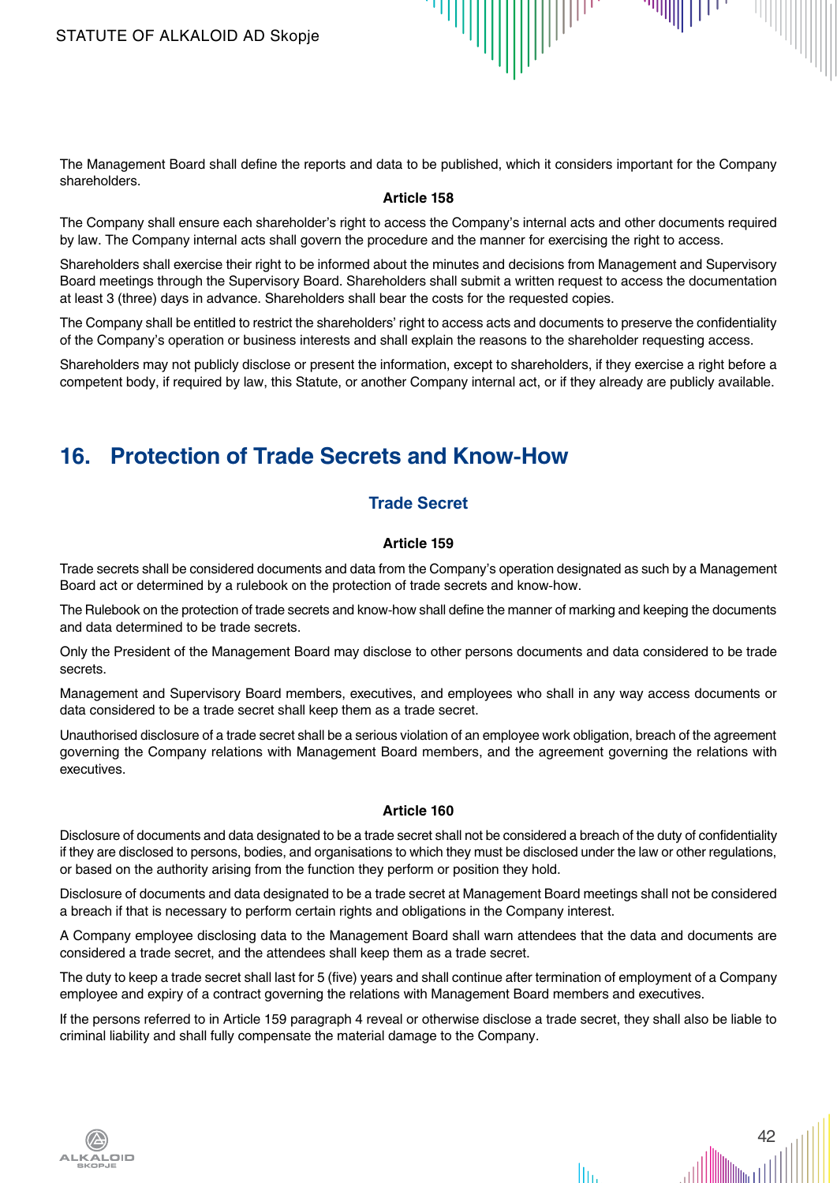The Management Board shall define the reports and data to be published, which it considers important for the Company shareholders.

**Article 158**

The Company shall ensure each shareholder's right to access the Company's internal acts and other documents required by law. The Company internal acts shall govern the procedure and the manner for exercising the right to access.

Shareholders shall exercise their right to be informed about the minutes and decisions from Management and Supervisory Board meetings through the Supervisory Board. Shareholders shall submit a written request to access the documentation at least 3 (three) days in advance. Shareholders shall bear the costs for the requested copies.

The Company shall be entitled to restrict the shareholders' right to access acts and documents to preserve the confidentiality of the Company's operation or business interests and shall explain the reasons to the shareholder requesting access.

Shareholders may not publicly disclose or present the information, except to shareholders, if they exercise a right before a competent body, if required by law, this Statute, or another Company internal act, or if they already are publicly available.

# 16. Protection of Trade Secrets and Know-How

## Trade Secret

**Article 159**

Trade secrets shall be considered documents and data from the Company's operation designated as such by a Management Board act or determined by a rulebook on the protection of trade secrets and know-how.

The Rulebook on the protection of trade secrets and know-how shall define the manner of marking and keeping the documents and data determined to be trade secrets.

Only the President of the Management Board may disclose to other persons documents and data considered to be trade secrets.

Management and Supervisory Board members, executives, and employees who shall in any way access documents or data considered to be a trade secret shall keep them as a trade secret.

Unauthorised disclosure of a trade secret shall be a serious violation of an employee work obligation, breach of the agreement governing the Company relations with Management Board members, and the agreement governing the relations with executives.

**Article 160**

Disclosure of documents and data designated to be a trade secret shall not be considered a breach of the duty of confidentiality if they are disclosed to persons, bodies, and organisations to which they must be disclosed under the law or other regulations, or based on the authority arising from the function they perform or position they hold.

Disclosure of documents and data designated to be a trade secret at Management Board meetings shall not be considered a breach if that is necessary to perform certain rights and obligations in the Company interest.

A Company employee disclosing data to the Management Board shall warn attendees that the data and documents are considered a trade secret, and the attendees shall keep them as a trade secret.

The duty to keep a trade secret shall last for 5 (five) years and shall continue after termination of employment of a Company employee and expiry of a contract governing the relations with Management Board members and executives.

If the persons referred to in Article 159 paragraph 4 reveal or otherwise disclose a trade secret, they shall also be liable to criminal liability and shall fully compensate the material damage to the Company.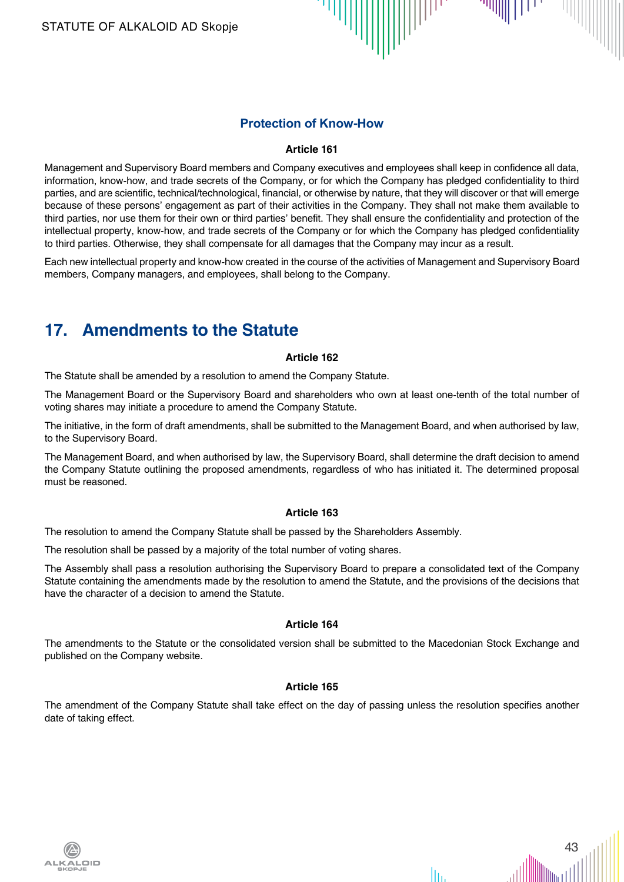### Protection of Know-How

**Article 161**

Management and Supervisory Board members and Company executives and employees shall keep in confidence all data, information, know-how, and trade secrets of the Company, or for which the Company has pledged confidentiality to third parties, and are scientific, technical/technological, financial, or otherwise by nature, that they will discover or that will emerge because of these persons' engagement as part of their activities in the Company. They shall not make them available to third parties, nor use them for their own or third parties' benefit. They shall ensure the confidentiality and protection of the intellectual property, know-how, and trade secrets of the Company or for which the Company has pledged confidentiality to third parties. Otherwise, they shall compensate for all damages that the Company may incur as a result.

Each new intellectual property and know-how created in the course of the activities of Management and Supervisory Board members, Company managers, and employees, shall belong to the Company.

## 17. Amendments to the Statute

**Article 162**

The Statute shall be amended by a resolution to amend the Company Statute.

The Management Board or the Supervisory Board and shareholders who own at least one-tenth of the total number of voting shares may initiate a procedure to amend the Company Statute.

The initiative, in the form of draft amendments, shall be submitted to the Management Board, and when authorised by law, to the Supervisory Board.

The Management Board, and when authorised by law, the Supervisory Board, shall determine the draft decision to amend the Company Statute outlining the proposed amendments, regardless of who has initiated it. The determined proposal must be reasoned.

**Article 163**

The resolution to amend the Company Statute shall be passed by the Shareholders Assembly.

The resolution shall be passed by a majority of the total number of voting shares.

The Assembly shall pass a resolution authorising the Supervisory Board to prepare a consolidated text of the Company Statute containing the amendments made by the resolution to amend the Statute, and the provisions of the decisions that have the character of a decision to amend the Statute.

**Article 164**

The amendments to the Statute or the consolidated version shall be submitted to the Macedonian Stock Exchange and published on the Company website.

**Article 165**

The amendment of the Company Statute shall take effect on the day of passing unless the resolution specifies another date of taking effect.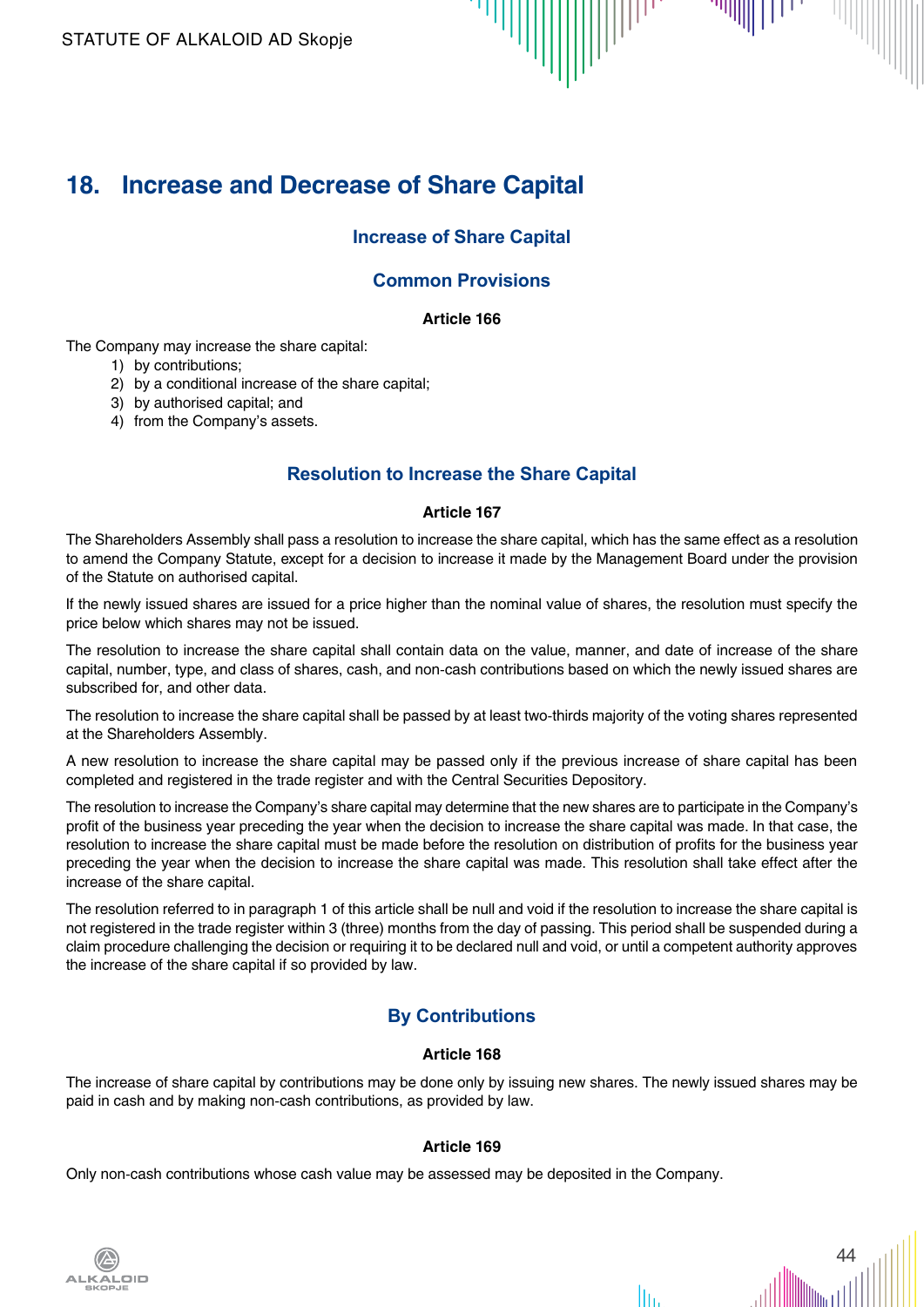## 18. Increase and Decrease of Share Capital

### Increase of Share Capital

### Common Provisions

**Article 166**

The Company may increase the share capital:

1) by contributions;
2) by a conditional increase of the share capital;
3) by authorised capital; and
4) from the Company's assets.

### Resolution to Increase the Share Capital

**Article 167**

The Shareholders Assembly shall pass a resolution to increase the share capital, which has the same effect as a resolution to amend the Company Statute, except for a decision to increase it made by the Management Board under the provision of the Statute on authorised capital.

If the newly issued shares are issued for a price higher than the nominal value of shares, the resolution must specify the price below which shares may not be issued.

The resolution to increase the share capital shall contain data on the value, manner, and date of increase of the share capital, number, type, and class of shares, cash, and non-cash contributions based on which the newly issued shares are subscribed for, and other data.

The resolution to increase the share capital shall be passed by at least two-thirds majority of the voting shares represented at the Shareholders Assembly.

A new resolution to increase the share capital may be passed only if the previous increase of share capital has been completed and registered in the trade register and with the Central Securities Depository.

The resolution to increase the Company's share capital may determine that the new shares are to participate in the Company's profit of the business year preceding the year when the decision to increase the share capital was made. In that case, the resolution to increase the share capital must be made before the resolution on distribution of profits for the business year preceding the year when the decision to increase the share capital was made. This resolution shall take effect after the increase of the share capital.

The resolution referred to in paragraph 1 of this article shall be null and void if the resolution to increase the share capital is not registered in the trade register within 3 (three) months from the day of passing. This period shall be suspended during a claim procedure challenging the decision or requiring it to be declared null and void, or until a competent authority approves the increase of the share capital if so provided by law.

### By Contributions

**Article 168**

The increase of share capital by contributions may be done only by issuing new shares. The newly issued shares may be paid in cash and by making non-cash contributions, as provided by law.

**Article 169**

Only non-cash contributions whose cash value may be assessed may be deposited in the Company.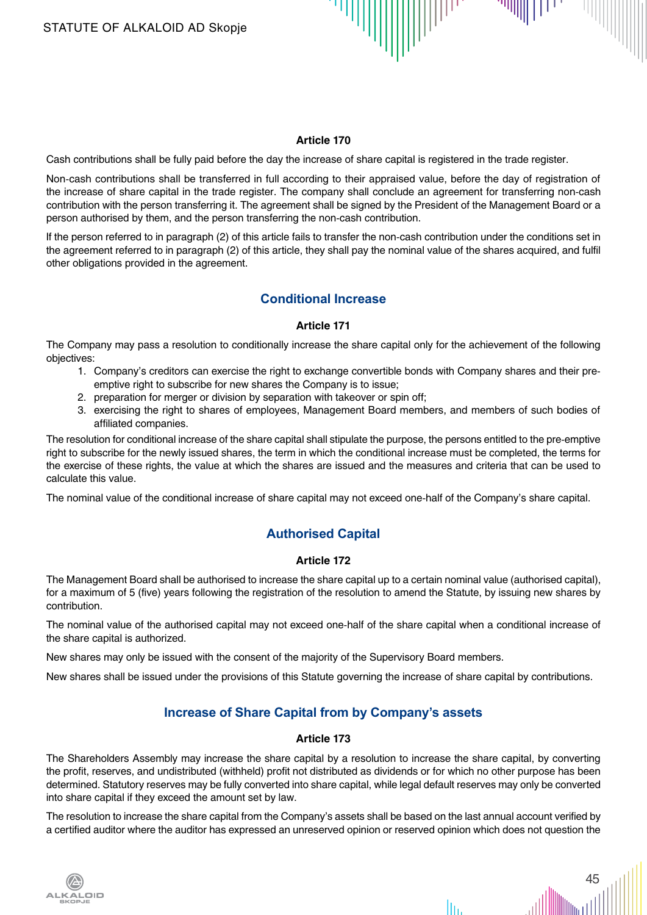**Article 170**

Cash contributions shall be fully paid before the day the increase of share capital is registered in the trade register.

Non-cash contributions shall be transferred in full according to their appraised value, before the day of registration of the increase of share capital in the trade register. The company shall conclude an agreement for transferring non-cash contribution with the person transferring it. The agreement shall be signed by the President of the Management Board or a person authorised by them, and the person transferring the non-cash contribution.

If the person referred to in paragraph (2) of this article fails to transfer the non-cash contribution under the conditions set in the agreement referred to in paragraph (2) of this article, they shall pay the nominal value of the shares acquired, and fulfil other obligations provided in the agreement.

## Conditional Increase

**Article 171**

The Company may pass a resolution to conditionally increase the share capital only for the achievement of the following objectives:

1. Company's creditors can exercise the right to exchange convertible bonds with Company shares and their pre-emptive right to subscribe for new shares the Company is to issue;
2. preparation for merger or division by separation with takeover or spin off;
3. exercising the right to shares of employees, Management Board members, and members of such bodies of affiliated companies.

The resolution for conditional increase of the share capital shall stipulate the purpose, the persons entitled to the pre-emptive right to subscribe for the newly issued shares, the term in which the conditional increase must be completed, the terms for the exercise of these rights, the value at which the shares are issued and the measures and criteria that can be used to calculate this value.

The nominal value of the conditional increase of share capital may not exceed one-half of the Company's share capital.

## Authorised Capital

**Article 172**

The Management Board shall be authorised to increase the share capital up to a certain nominal value (authorised capital), for a maximum of 5 (five) years following the registration of the resolution to amend the Statute, by issuing new shares by contribution.

The nominal value of the authorised capital may not exceed one-half of the share capital when a conditional increase of the share capital is authorized.

New shares may only be issued with the consent of the majority of the Supervisory Board members.

New shares shall be issued under the provisions of this Statute governing the increase of share capital by contributions.

## Increase of Share Capital from by Company's assets

**Article 173**

The Shareholders Assembly may increase the share capital by a resolution to increase the share capital, by converting the profit, reserves, and undistributed (withheld) profit not distributed as dividends or for which no other purpose has been determined. Statutory reserves may be fully converted into share capital, while legal default reserves may only be converted into share capital if they exceed the amount set by law.

The resolution to increase the share capital from the Company's assets shall be based on the last annual account verified by a certified auditor where the auditor has expressed an unreserved opinion or reserved opinion which does not question the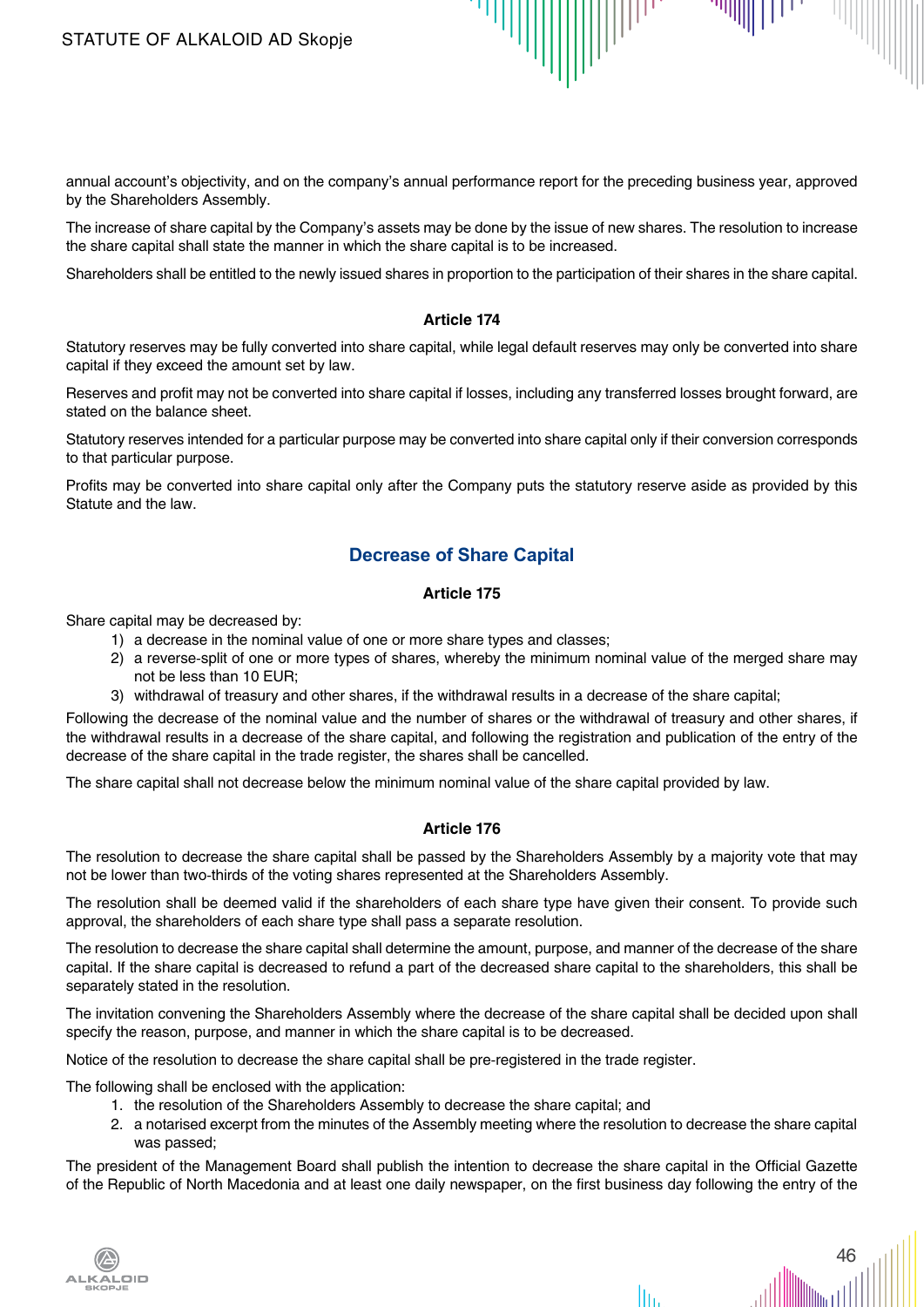annual account's objectivity, and on the company's annual performance report for the preceding business year, approved by the Shareholders Assembly.

The increase of share capital by the Company's assets may be done by the issue of new shares. The resolution to increase the share capital shall state the manner in which the share capital is to be increased.

Shareholders shall be entitled to the newly issued shares in proportion to the participation of their shares in the share capital.

#### Article 174

Statutory reserves may be fully converted into share capital, while legal default reserves may only be converted into share capital if they exceed the amount set by law.

Reserves and profit may not be converted into share capital if losses, including any transferred losses brought forward, are stated on the balance sheet.

Statutory reserves intended for a particular purpose may be converted into share capital only if their conversion corresponds to that particular purpose.

Profits may be converted into share capital only after the Company puts the statutory reserve aside as provided by this Statute and the law.

### Decrease of Share Capital

#### Article 175

Share capital may be decreased by:

1) a decrease in the nominal value of one or more share types and classes;
2) a reverse-split of one or more types of shares, whereby the minimum nominal value of the merged share may not be less than 10 EUR;
3) withdrawal of treasury and other shares, if the withdrawal results in a decrease of the share capital;

Following the decrease of the nominal value and the number of shares or the withdrawal of treasury and other shares, if the withdrawal results in a decrease of the share capital, and following the registration and publication of the entry of the decrease of the share capital in the trade register, the shares shall be cancelled.

The share capital shall not decrease below the minimum nominal value of the share capital provided by law.

#### Article 176

The resolution to decrease the share capital shall be passed by the Shareholders Assembly by a majority vote that may not be lower than two-thirds of the voting shares represented at the Shareholders Assembly.

The resolution shall be deemed valid if the shareholders of each share type have given their consent. To provide such approval, the shareholders of each share type shall pass a separate resolution.

The resolution to decrease the share capital shall determine the amount, purpose, and manner of the decrease of the share capital. If the share capital is decreased to refund a part of the decreased share capital to the shareholders, this shall be separately stated in the resolution.

The invitation convening the Shareholders Assembly where the decrease of the share capital shall be decided upon shall specify the reason, purpose, and manner in which the share capital is to be decreased.

Notice of the resolution to decrease the share capital shall be pre-registered in the trade register.

The following shall be enclosed with the application:

1. the resolution of the Shareholders Assembly to decrease the share capital; and
2. a notarised excerpt from the minutes of the Assembly meeting where the resolution to decrease the share capital was passed;

The president of the Management Board shall publish the intention to decrease the share capital in the Official Gazette of the Republic of North Macedonia and at least one daily newspaper, on the first business day following the entry of the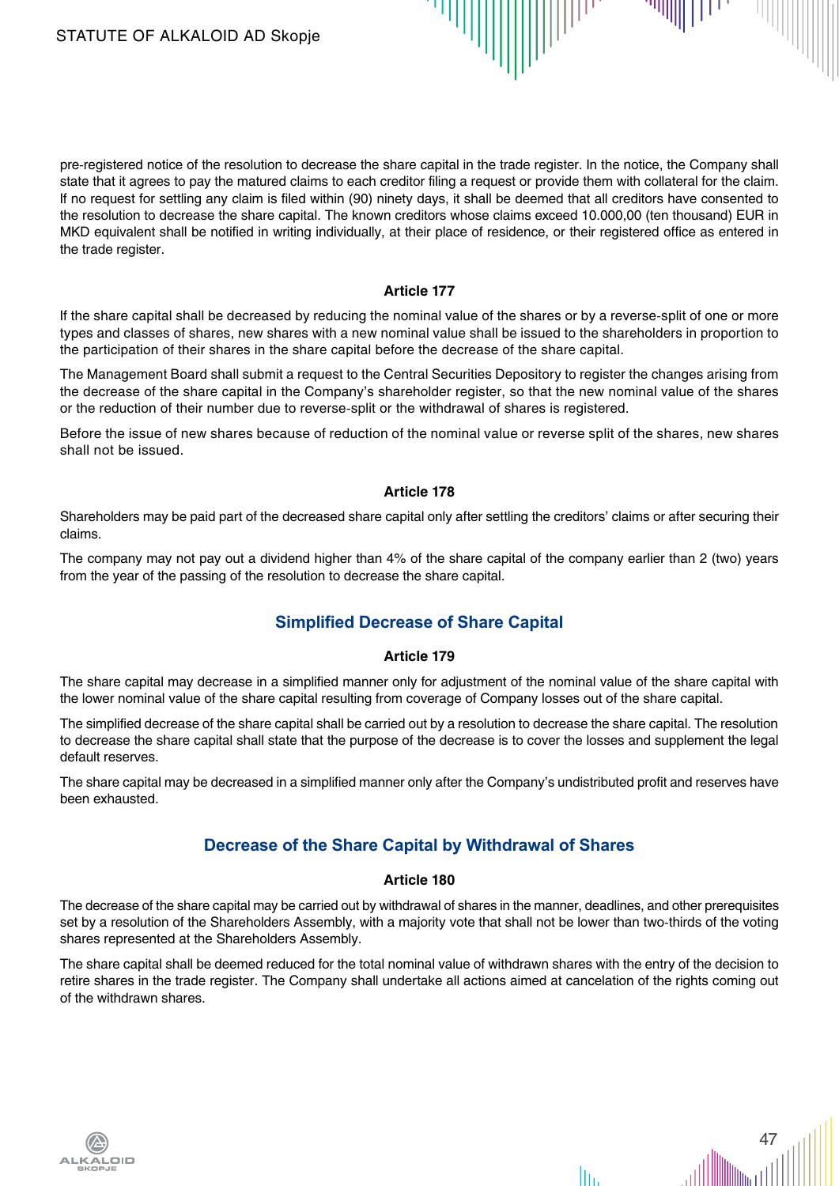pre-registered notice of the resolution to decrease the share capital in the trade register. In the notice, the Company shall state that it agrees to pay the matured claims to each creditor filing a request or provide them with collateral for the claim. If no request for settling any claim is filed within (90) ninety days, it shall be deemed that all creditors have consented to the resolution to decrease the share capital. The known creditors whose claims exceed 10.000,00 (ten thousand) EUR in MKD equivalent shall be notified in writing individually, at their place of residence, or their registered office as entered in the trade register.

#### Article 177

If the share capital shall be decreased by reducing the nominal value of the shares or by a reverse-split of one or more types and classes of shares, new shares with a new nominal value shall be issued to the shareholders in proportion to the participation of their shares in the share capital before the decrease of the share capital.

The Management Board shall submit a request to the Central Securities Depository to register the changes arising from the decrease of the share capital in the Company's shareholder register, so that the new nominal value of the shares or the reduction of their number due to reverse-split or the withdrawal of shares is registered.

Before the issue of new shares because of reduction of the nominal value or reverse split of the shares, new shares shall not be issued.

#### Article 178

Shareholders may be paid part of the decreased share capital only after settling the creditors' claims or after securing their claims.

The company may not pay out a dividend higher than 4% of the share capital of the company earlier than 2 (two) years from the year of the passing of the resolution to decrease the share capital.

### Simplified Decrease of Share Capital

#### Article 179

The share capital may decrease in a simplified manner only for adjustment of the nominal value of the share capital with the lower nominal value of the share capital resulting from coverage of Company losses out of the share capital.

The simplified decrease of the share capital shall be carried out by a resolution to decrease the share capital. The resolution to decrease the share capital shall state that the purpose of the decrease is to cover the losses and supplement the legal default reserves.

The share capital may be decreased in a simplified manner only after the Company's undistributed profit and reserves have been exhausted.

### Decrease of the Share Capital by Withdrawal of Shares

#### Article 180

The decrease of the share capital may be carried out by withdrawal of shares in the manner, deadlines, and other prerequisites set by a resolution of the Shareholders Assembly, with a majority vote that shall not be lower than two-thirds of the voting shares represented at the Shareholders Assembly.

The share capital shall be deemed reduced for the total nominal value of withdrawn shares with the entry of the decision to retire shares in the trade register. The Company shall undertake all actions aimed at cancelation of the rights coming out of the withdrawn shares.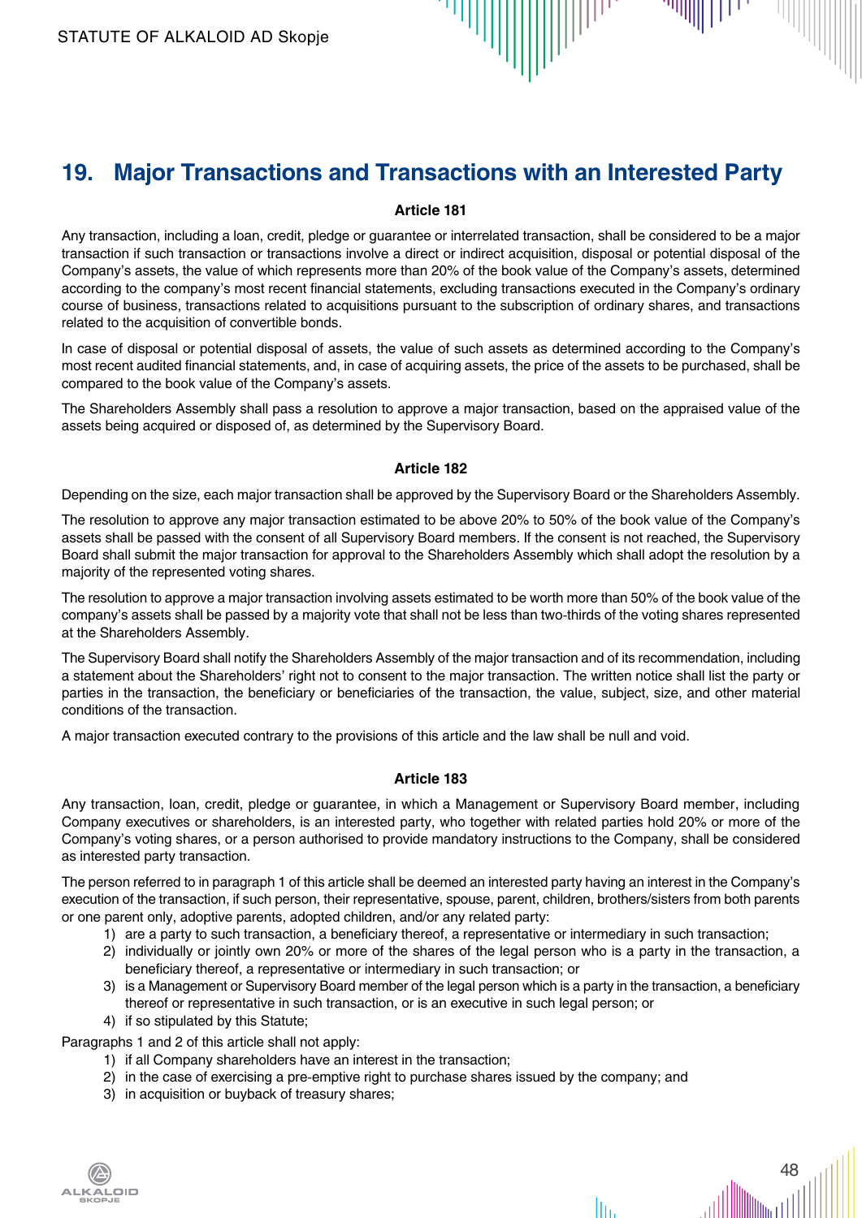## 19. Major Transactions and Transactions with an Interested Party

**Article 181**

Any transaction, including a loan, credit, pledge or guarantee or interrelated transaction, shall be considered to be a major transaction if such transaction or transactions involve a direct or indirect acquisition, disposal or potential disposal of the Company's assets, the value of which represents more than 20% of the book value of the Company's assets, determined according to the company's most recent financial statements, excluding transactions executed in the Company's ordinary course of business, transactions related to acquisitions pursuant to the subscription of ordinary shares, and transactions related to the acquisition of convertible bonds.

In case of disposal or potential disposal of assets, the value of such assets as determined according to the Company's most recent audited financial statements, and, in case of acquiring assets, the price of the assets to be purchased, shall be compared to the book value of the Company's assets.

The Shareholders Assembly shall pass a resolution to approve a major transaction, based on the appraised value of the assets being acquired or disposed of, as determined by the Supervisory Board.

**Article 182**

Depending on the size, each major transaction shall be approved by the Supervisory Board or the Shareholders Assembly.

The resolution to approve any major transaction estimated to be above 20% to 50% of the book value of the Company's assets shall be passed with the consent of all Supervisory Board members. If the consent is not reached, the Supervisory Board shall submit the major transaction for approval to the Shareholders Assembly which shall adopt the resolution by a majority of the represented voting shares.

The resolution to approve a major transaction involving assets estimated to be worth more than 50% of the book value of the company's assets shall be passed by a majority vote that shall not be less than two-thirds of the voting shares represented at the Shareholders Assembly.

The Supervisory Board shall notify the Shareholders Assembly of the major transaction and of its recommendation, including a statement about the Shareholders' right not to consent to the major transaction. The written notice shall list the party or parties in the transaction, the beneficiary or beneficiaries of the transaction, the value, subject, size, and other material conditions of the transaction.

A major transaction executed contrary to the provisions of this article and the law shall be null and void.

**Article 183**

Any transaction, loan, credit, pledge or guarantee, in which a Management or Supervisory Board member, including Company executives or shareholders, is an interested party, who together with related parties hold 20% or more of the Company's voting shares, or a person authorised to provide mandatory instructions to the Company, shall be considered as interested party transaction.

The person referred to in paragraph 1 of this article shall be deemed an interested party having an interest in the Company's execution of the transaction, if such person, their representative, spouse, parent, children, brothers/sisters from both parents or one parent only, adoptive parents, adopted children, and/or any related party:

1) are a party to such transaction, a beneficiary thereof, a representative or intermediary in such transaction;
2) individually or jointly own 20% or more of the shares of the legal person who is a party in the transaction, a beneficiary thereof, a representative or intermediary in such transaction; or
3) is a Management or Supervisory Board member of the legal person which is a party in the transaction, a beneficiary thereof or representative in such transaction, or is an executive in such legal person; or
4) if so stipulated by this Statute;

Paragraphs 1 and 2 of this article shall not apply:

1) if all Company shareholders have an interest in the transaction;
2) in the case of exercising a pre-emptive right to purchase shares issued by the company; and
3) in acquisition or buyback of treasury shares;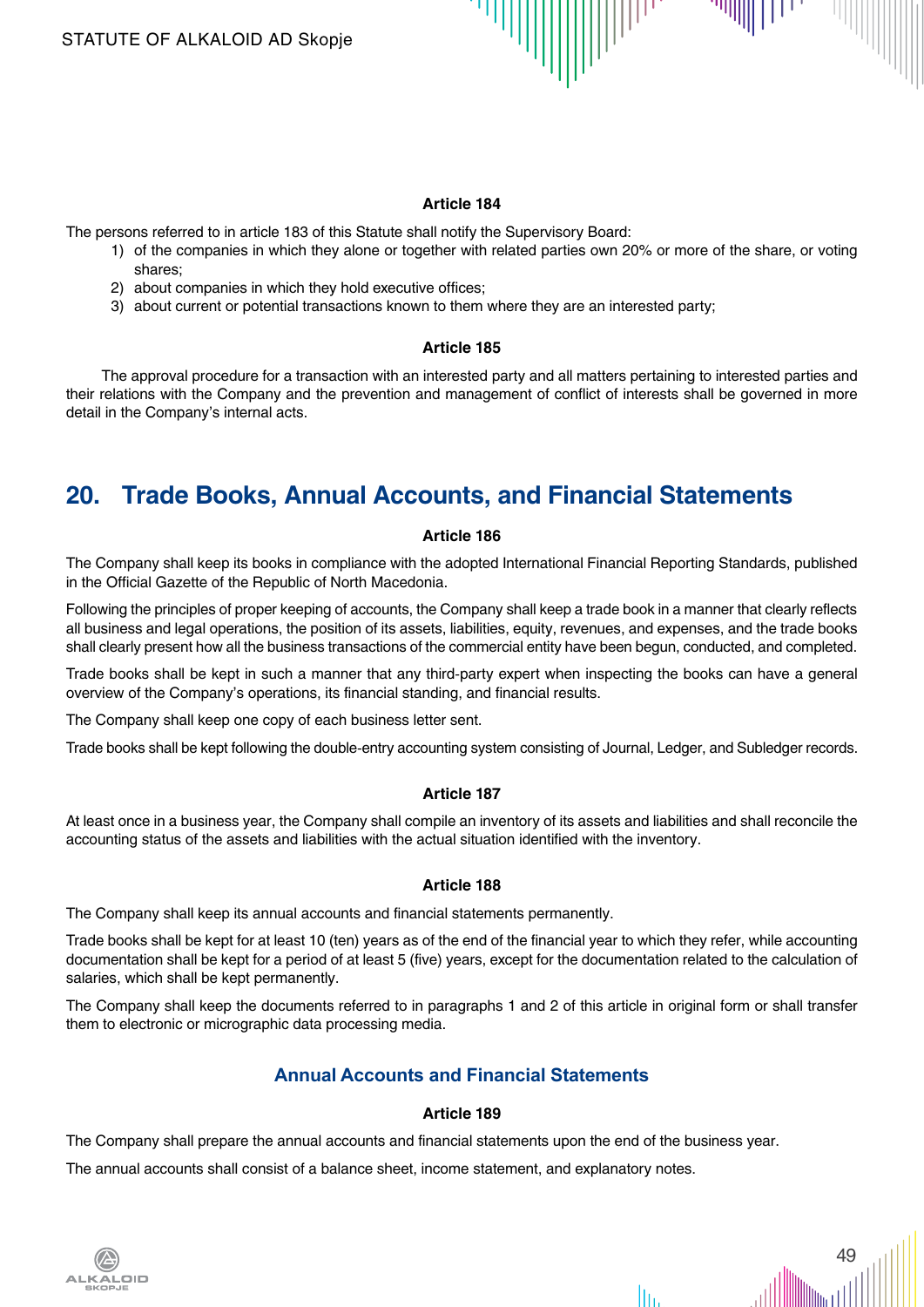**Article 184**

The persons referred to in article 183 of this Statute shall notify the Supervisory Board:

1) of the companies in which they alone or together with related parties own 20% or more of the share, or voting shares;
2) about companies in which they hold executive offices;
3) about current or potential transactions known to them where they are an interested party;

**Article 185**

The approval procedure for a transaction with an interested party and all matters pertaining to interested parties and their relations with the Company and the prevention and management of conflict of interests shall be governed in more detail in the Company's internal acts.

## 20. Trade Books, Annual Accounts, and Financial Statements

**Article 186**

The Company shall keep its books in compliance with the adopted International Financial Reporting Standards, published in the Official Gazette of the Republic of North Macedonia.

Following the principles of proper keeping of accounts, the Company shall keep a trade book in a manner that clearly reflects all business and legal operations, the position of its assets, liabilities, equity, revenues, and expenses, and the trade books shall clearly present how all the business transactions of the commercial entity have been begun, conducted, and completed.

Trade books shall be kept in such a manner that any third-party expert when inspecting the books can have a general overview of the Company's operations, its financial standing, and financial results.

The Company shall keep one copy of each business letter sent.

Trade books shall be kept following the double-entry accounting system consisting of Journal, Ledger, and Subledger records.

**Article 187**

At least once in a business year, the Company shall compile an inventory of its assets and liabilities and shall reconcile the accounting status of the assets and liabilities with the actual situation identified with the inventory.

**Article 188**

The Company shall keep its annual accounts and financial statements permanently.

Trade books shall be kept for at least 10 (ten) years as of the end of the financial year to which they refer, while accounting documentation shall be kept for a period of at least 5 (five) years, except for the documentation related to the calculation of salaries, which shall be kept permanently.

The Company shall keep the documents referred to in paragraphs 1 and 2 of this article in original form or shall transfer them to electronic or micrographic data processing media.

### Annual Accounts and Financial Statements

**Article 189**

The Company shall prepare the annual accounts and financial statements upon the end of the business year.

The annual accounts shall consist of a balance sheet, income statement, and explanatory notes.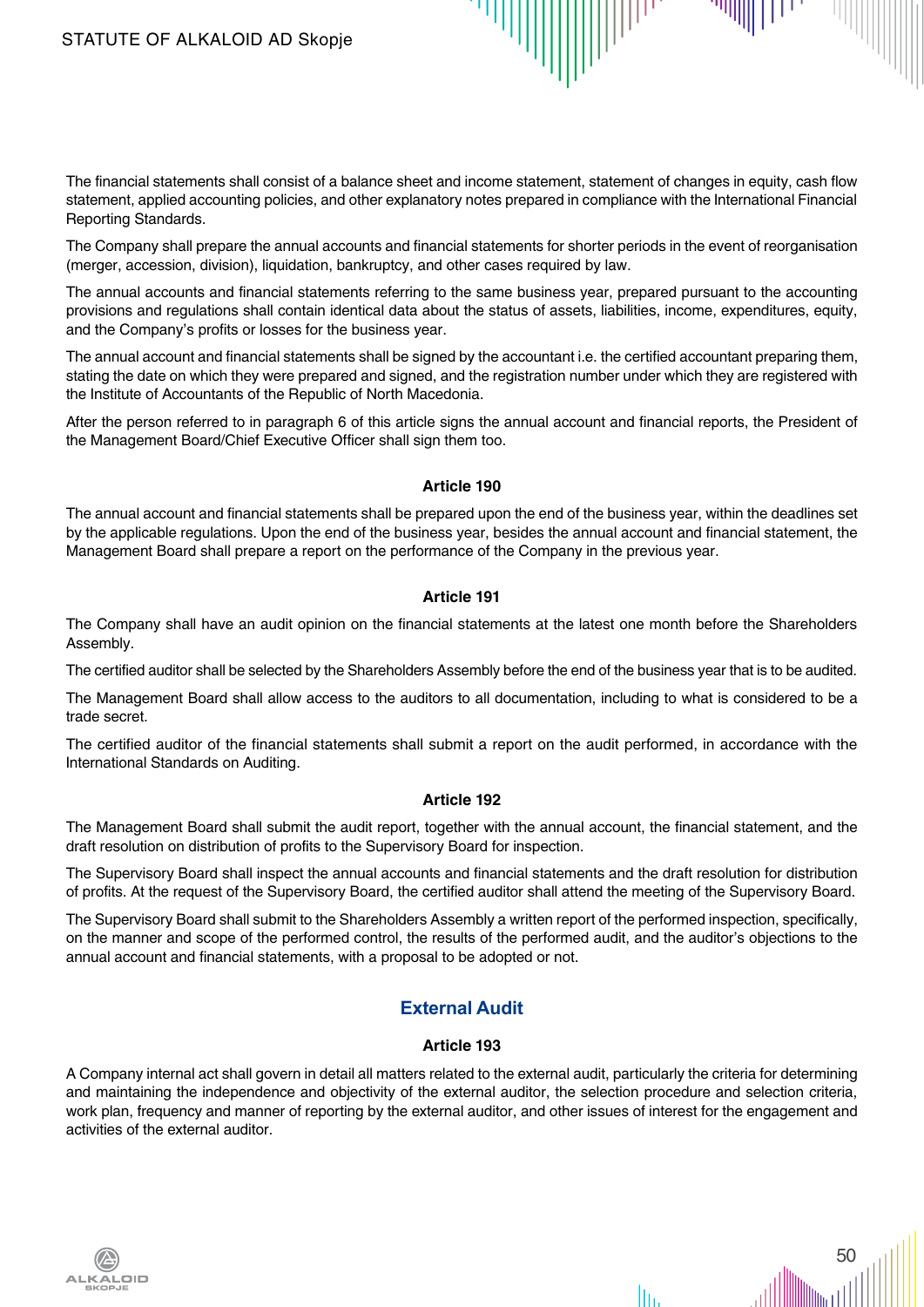The financial statements shall consist of a balance sheet and income statement, statement of changes in equity, cash flow statement, applied accounting policies, and other explanatory notes prepared in compliance with the International Financial Reporting Standards.

The Company shall prepare the annual accounts and financial statements for shorter periods in the event of reorganisation (merger, accession, division), liquidation, bankruptcy, and other cases required by law.

The annual accounts and financial statements referring to the same business year, prepared pursuant to the accounting provisions and regulations shall contain identical data about the status of assets, liabilities, income, expenditures, equity, and the Company's profits or losses for the business year.

The annual account and financial statements shall be signed by the accountant i.e. the certified accountant preparing them, stating the date on which they were prepared and signed, and the registration number under which they are registered with the Institute of Accountants of the Republic of North Macedonia.

After the person referred to in paragraph 6 of this article signs the annual account and financial reports, the President of the Management Board/Chief Executive Officer shall sign them too.

#### Article 190

The annual account and financial statements shall be prepared upon the end of the business year, within the deadlines set by the applicable regulations. Upon the end of the business year, besides the annual account and financial statement, the Management Board shall prepare a report on the performance of the Company in the previous year.

#### Article 191

The Company shall have an audit opinion on the financial statements at the latest one month before the Shareholders Assembly.

The certified auditor shall be selected by the Shareholders Assembly before the end of the business year that is to be audited.

The Management Board shall allow access to the auditors to all documentation, including to what is considered to be a trade secret.

The certified auditor of the financial statements shall submit a report on the audit performed, in accordance with the International Standards on Auditing.

#### Article 192

The Management Board shall submit the audit report, together with the annual account, the financial statement, and the draft resolution on distribution of profits to the Supervisory Board for inspection.

The Supervisory Board shall inspect the annual accounts and financial statements and the draft resolution for distribution of profits. At the request of the Supervisory Board, the certified auditor shall attend the meeting of the Supervisory Board.

The Supervisory Board shall submit to the Shareholders Assembly a written report of the performed inspection, specifically, on the manner and scope of the performed control, the results of the performed audit, and the auditor's objections to the annual account and financial statements, with a proposal to be adopted or not.

### External Audit

#### Article 193

A Company internal act shall govern in detail all matters related to the external audit, particularly the criteria for determining and maintaining the independence and objectivity of the external auditor, the selection procedure and selection criteria, work plan, frequency and manner of reporting by the external auditor, and other issues of interest for the engagement and activities of the external auditor.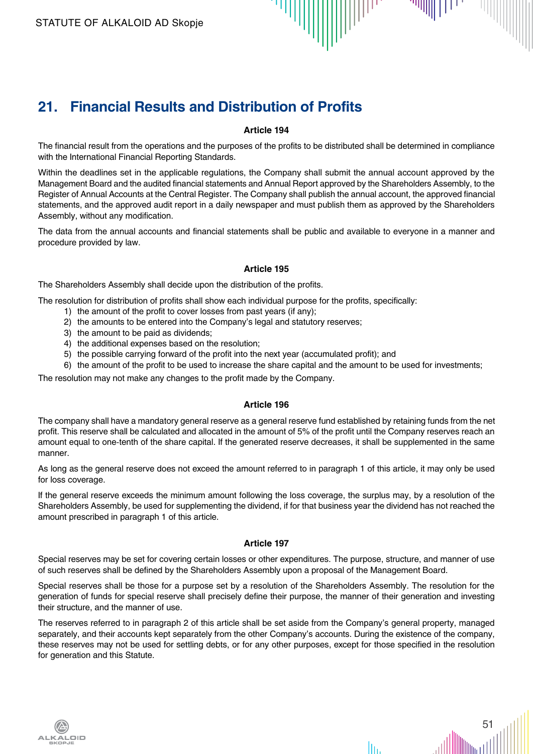## 21. Financial Results and Distribution of Profits

**Article 194**

The financial result from the operations and the purposes of the profits to be distributed shall be determined in compliance with the International Financial Reporting Standards.

Within the deadlines set in the applicable regulations, the Company shall submit the annual account approved by the Management Board and the audited financial statements and Annual Report approved by the Shareholders Assembly, to the Register of Annual Accounts at the Central Register. The Company shall publish the annual account, the approved financial statements, and the approved audit report in a daily newspaper and must publish them as approved by the Shareholders Assembly, without any modification.

The data from the annual accounts and financial statements shall be public and available to everyone in a manner and procedure provided by law.

**Article 195**

The Shareholders Assembly shall decide upon the distribution of the profits.

The resolution for distribution of profits shall show each individual purpose for the profits, specifically:

1) the amount of the profit to cover losses from past years (if any);
2) the amounts to be entered into the Company's legal and statutory reserves;
3) the amount to be paid as dividends;
4) the additional expenses based on the resolution;
5) the possible carrying forward of the profit into the next year (accumulated profit); and
6) the amount of the profit to be used to increase the share capital and the amount to be used for investments;

The resolution may not make any changes to the profit made by the Company.

**Article 196**

The company shall have a mandatory general reserve as a general reserve fund established by retaining funds from the net profit. This reserve shall be calculated and allocated in the amount of 5% of the profit until the Company reserves reach an amount equal to one-tenth of the share capital. If the generated reserve decreases, it shall be supplemented in the same manner.

As long as the general reserve does not exceed the amount referred to in paragraph 1 of this article, it may only be used for loss coverage.

If the general reserve exceeds the minimum amount following the loss coverage, the surplus may, by a resolution of the Shareholders Assembly, be used for supplementing the dividend, if for that business year the dividend has not reached the amount prescribed in paragraph 1 of this article.

**Article 197**

Special reserves may be set for covering certain losses or other expenditures. The purpose, structure, and manner of use of such reserves shall be defined by the Shareholders Assembly upon a proposal of the Management Board.

Special reserves shall be those for a purpose set by a resolution of the Shareholders Assembly. The resolution for the generation of funds for special reserve shall precisely define their purpose, the manner of their generation and investing their structure, and the manner of use.

The reserves referred to in paragraph 2 of this article shall be set aside from the Company's general property, managed separately, and their accounts kept separately from the other Company's accounts. During the existence of the company, these reserves may not be used for settling debts, or for any other purposes, except for those specified in the resolution for generation and this Statute.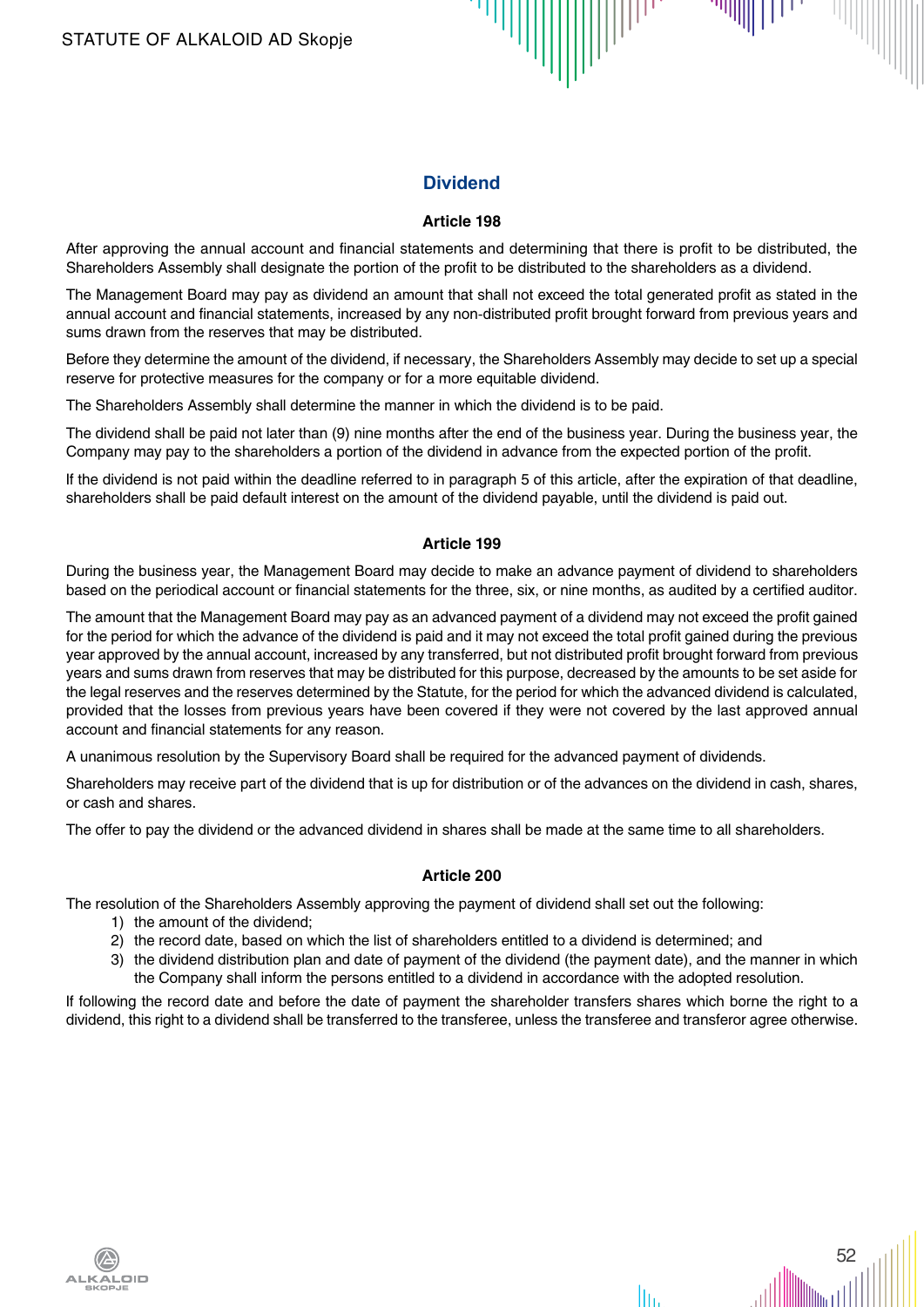## Dividend

### Article 198

After approving the annual account and financial statements and determining that there is profit to be distributed, the Shareholders Assembly shall designate the portion of the profit to be distributed to the shareholders as a dividend.

The Management Board may pay as dividend an amount that shall not exceed the total generated profit as stated in the annual account and financial statements, increased by any non-distributed profit brought forward from previous years and sums drawn from the reserves that may be distributed.

Before they determine the amount of the dividend, if necessary, the Shareholders Assembly may decide to set up a special reserve for protective measures for the company or for a more equitable dividend.

The Shareholders Assembly shall determine the manner in which the dividend is to be paid.

The dividend shall be paid not later than (9) nine months after the end of the business year. During the business year, the Company may pay to the shareholders a portion of the dividend in advance from the expected portion of the profit.

If the dividend is not paid within the deadline referred to in paragraph 5 of this article, after the expiration of that deadline, shareholders shall be paid default interest on the amount of the dividend payable, until the dividend is paid out.

### Article 199

During the business year, the Management Board may decide to make an advance payment of dividend to shareholders based on the periodical account or financial statements for the three, six, or nine months, as audited by a certified auditor.

The amount that the Management Board may pay as an advanced payment of a dividend may not exceed the profit gained for the period for which the advance of the dividend is paid and it may not exceed the total profit gained during the previous year approved by the annual account, increased by any transferred, but not distributed profit brought forward from previous years and sums drawn from reserves that may be distributed for this purpose, decreased by the amounts to be set aside for the legal reserves and the reserves determined by the Statute, for the period for which the advanced dividend is calculated, provided that the losses from previous years have been covered if they were not covered by the last approved annual account and financial statements for any reason.

A unanimous resolution by the Supervisory Board shall be required for the advanced payment of dividends.

Shareholders may receive part of the dividend that is up for distribution or of the advances on the dividend in cash, shares, or cash and shares.

The offer to pay the dividend or the advanced dividend in shares shall be made at the same time to all shareholders.

### Article 200

The resolution of the Shareholders Assembly approving the payment of dividend shall set out the following:

1) the amount of the dividend;
2) the record date, based on which the list of shareholders entitled to a dividend is determined; and
3) the dividend distribution plan and date of payment of the dividend (the payment date), and the manner in which the Company shall inform the persons entitled to a dividend in accordance with the adopted resolution.

If following the record date and before the date of payment the shareholder transfers shares which borne the right to a dividend, this right to a dividend shall be transferred to the transferee, unless the transferee and transferor agree otherwise.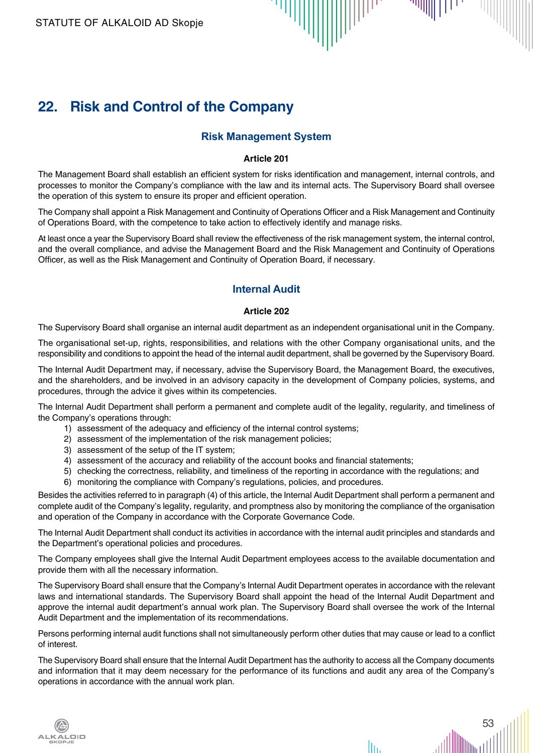## 22. Risk and Control of the Company

### Risk Management System

**Article 201**

The Management Board shall establish an efficient system for risks identification and management, internal controls, and processes to monitor the Company's compliance with the law and its internal acts. The Supervisory Board shall oversee the operation of this system to ensure its proper and efficient operation.

The Company shall appoint a Risk Management and Continuity of Operations Officer and a Risk Management and Continuity of Operations Board, with the competence to take action to effectively identify and manage risks.

At least once a year the Supervisory Board shall review the effectiveness of the risk management system, the internal control, and the overall compliance, and advise the Management Board and the Risk Management and Continuity of Operations Officer, as well as the Risk Management and Continuity of Operation Board, if necessary.

### Internal Audit

**Article 202**

The Supervisory Board shall organise an internal audit department as an independent organisational unit in the Company.

The organisational set-up, rights, responsibilities, and relations with the other Company organisational units, and the responsibility and conditions to appoint the head of the internal audit department, shall be governed by the Supervisory Board.

The Internal Audit Department may, if necessary, advise the Supervisory Board, the Management Board, the executives, and the shareholders, and be involved in an advisory capacity in the development of Company policies, systems, and procedures, through the advice it gives within its competencies.

The Internal Audit Department shall perform a permanent and complete audit of the legality, regularity, and timeliness of the Company's operations through:

1) assessment of the adequacy and efficiency of the internal control systems;
2) assessment of the implementation of the risk management policies;
3) assessment of the setup of the IT system;
4) assessment of the accuracy and reliability of the account books and financial statements;
5) checking the correctness, reliability, and timeliness of the reporting in accordance with the regulations; and
6) monitoring the compliance with Company's regulations, policies, and procedures.

Besides the activities referred to in paragraph (4) of this article, the Internal Audit Department shall perform a permanent and complete audit of the Company's legality, regularity, and promptness also by monitoring the compliance of the organisation and operation of the Company in accordance with the Corporate Governance Code.

The Internal Audit Department shall conduct its activities in accordance with the internal audit principles and standards and the Department's operational policies and procedures.

The Company employees shall give the Internal Audit Department employees access to the available documentation and provide them with all the necessary information.

The Supervisory Board shall ensure that the Company's Internal Audit Department operates in accordance with the relevant laws and international standards. The Supervisory Board shall appoint the head of the Internal Audit Department and approve the internal audit department's annual work plan. The Supervisory Board shall oversee the work of the Internal Audit Department and the implementation of its recommendations.

Persons performing internal audit functions shall not simultaneously perform other duties that may cause or lead to a conflict of interest.

The Supervisory Board shall ensure that the Internal Audit Department has the authority to access all the Company documents and information that it may deem necessary for the performance of its functions and audit any area of the Company's operations in accordance with the annual work plan.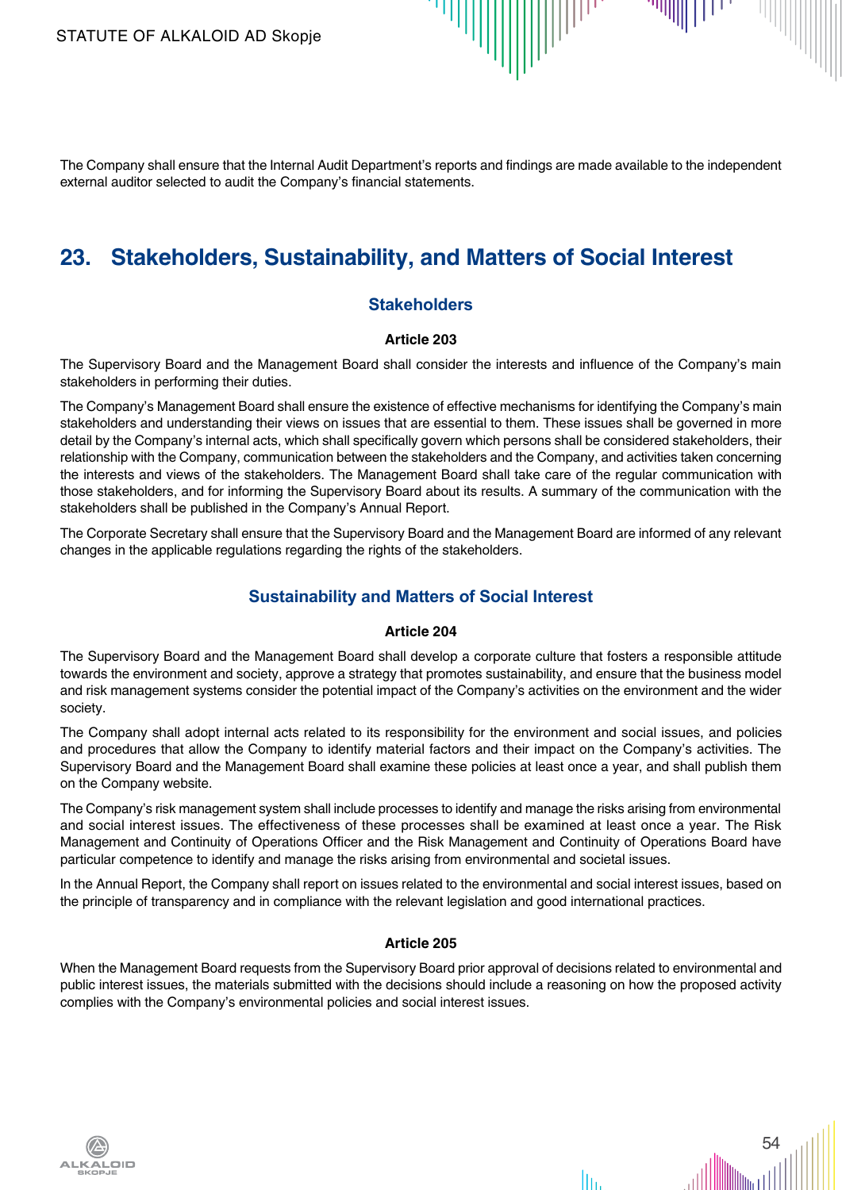The Company shall ensure that the Internal Audit Department's reports and findings are made available to the independent external auditor selected to audit the Company's financial statements.

## 23. Stakeholders, Sustainability, and Matters of Social Interest

### Stakeholders

**Article 203**

The Supervisory Board and the Management Board shall consider the interests and influence of the Company's main stakeholders in performing their duties.

The Company's Management Board shall ensure the existence of effective mechanisms for identifying the Company's main stakeholders and understanding their views on issues that are essential to them. These issues shall be governed in more detail by the Company's internal acts, which shall specifically govern which persons shall be considered stakeholders, their relationship with the Company, communication between the stakeholders and the Company, and activities taken concerning the interests and views of the stakeholders. The Management Board shall take care of the regular communication with those stakeholders, and for informing the Supervisory Board about its results. A summary of the communication with the stakeholders shall be published in the Company's Annual Report.

The Corporate Secretary shall ensure that the Supervisory Board and the Management Board are informed of any relevant changes in the applicable regulations regarding the rights of the stakeholders.

### Sustainability and Matters of Social Interest

**Article 204**

The Supervisory Board and the Management Board shall develop a corporate culture that fosters a responsible attitude towards the environment and society, approve a strategy that promotes sustainability, and ensure that the business model and risk management systems consider the potential impact of the Company's activities on the environment and the wider society.

The Company shall adopt internal acts related to its responsibility for the environment and social issues, and policies and procedures that allow the Company to identify material factors and their impact on the Company's activities. The Supervisory Board and the Management Board shall examine these policies at least once a year, and shall publish them on the Company website.

The Company's risk management system shall include processes to identify and manage the risks arising from environmental and social interest issues. The effectiveness of these processes shall be examined at least once a year. The Risk Management and Continuity of Operations Officer and the Risk Management and Continuity of Operations Board have particular competence to identify and manage the risks arising from environmental and societal issues.

In the Annual Report, the Company shall report on issues related to the environmental and social interest issues, based on the principle of transparency and in compliance with the relevant legislation and good international practices.

**Article 205**

When the Management Board requests from the Supervisory Board prior approval of decisions related to environmental and public interest issues, the materials submitted with the decisions should include a reasoning on how the proposed activity complies with the Company's environmental policies and social interest issues.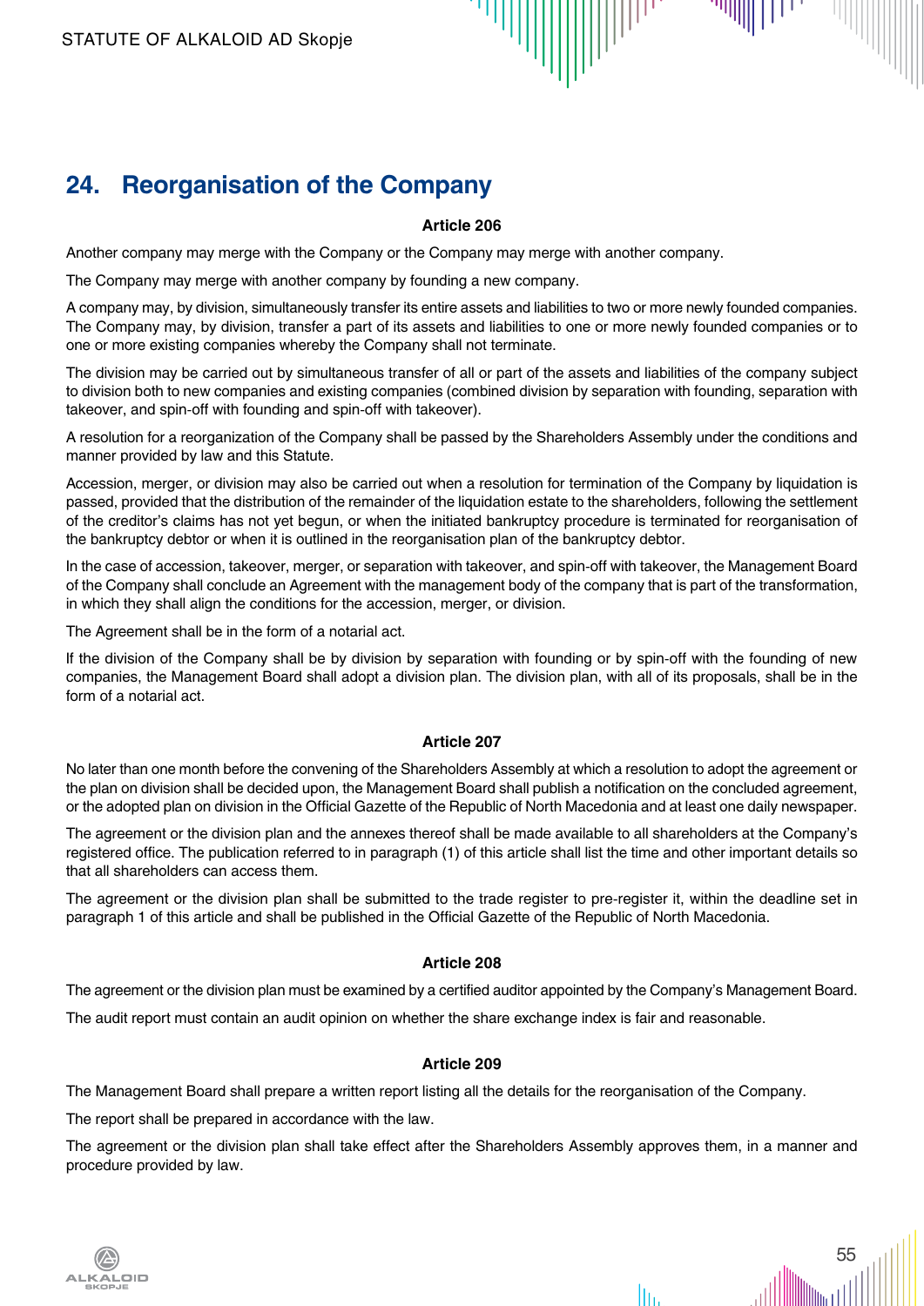## 24. Reorganisation of the Company

**Article 206**

Another company may merge with the Company or the Company may merge with another company.

The Company may merge with another company by founding a new company.

A company may, by division, simultaneously transfer its entire assets and liabilities to two or more newly founded companies. The Company may, by division, transfer a part of its assets and liabilities to one or more newly founded companies or to one or more existing companies whereby the Company shall not terminate.

The division may be carried out by simultaneous transfer of all or part of the assets and liabilities of the company subject to division both to new companies and existing companies (combined division by separation with founding, separation with takeover, and spin-off with founding and spin-off with takeover).

A resolution for a reorganization of the Company shall be passed by the Shareholders Assembly under the conditions and manner provided by law and this Statute.

Accession, merger, or division may also be carried out when a resolution for termination of the Company by liquidation is passed, provided that the distribution of the remainder of the liquidation estate to the shareholders, following the settlement of the creditor's claims has not yet begun, or when the initiated bankruptcy procedure is terminated for reorganisation of the bankruptcy debtor or when it is outlined in the reorganisation plan of the bankruptcy debtor.

In the case of accession, takeover, merger, or separation with takeover, and spin-off with takeover, the Management Board of the Company shall conclude an Agreement with the management body of the company that is part of the transformation, in which they shall align the conditions for the accession, merger, or division.

The Agreement shall be in the form of a notarial act.

If the division of the Company shall be by division by separation with founding or by spin-off with the founding of new companies, the Management Board shall adopt a division plan. The division plan, with all of its proposals, shall be in the form of a notarial act.

**Article 207**

No later than one month before the convening of the Shareholders Assembly at which a resolution to adopt the agreement or the plan on division shall be decided upon, the Management Board shall publish a notification on the concluded agreement, or the adopted plan on division in the Official Gazette of the Republic of North Macedonia and at least one daily newspaper.

The agreement or the division plan and the annexes thereof shall be made available to all shareholders at the Company's registered office. The publication referred to in paragraph (1) of this article shall list the time and other important details so that all shareholders can access them.

The agreement or the division plan shall be submitted to the trade register to pre-register it, within the deadline set in paragraph 1 of this article and shall be published in the Official Gazette of the Republic of North Macedonia.

**Article 208**

The agreement or the division plan must be examined by a certified auditor appointed by the Company's Management Board.

The audit report must contain an audit opinion on whether the share exchange index is fair and reasonable.

**Article 209**

The Management Board shall prepare a written report listing all the details for the reorganisation of the Company.

The report shall be prepared in accordance with the law.

The agreement or the division plan shall take effect after the Shareholders Assembly approves them, in a manner and procedure provided by law.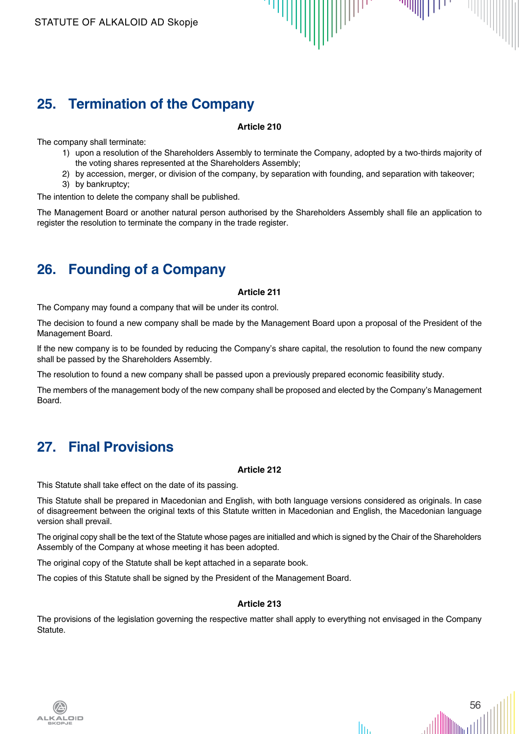## 25. Termination of the Company

**Article 210**

The company shall terminate:

1) upon a resolution of the Shareholders Assembly to terminate the Company, adopted by a two-thirds majority of the voting shares represented at the Shareholders Assembly;
2) by accession, merger, or division of the company, by separation with founding, and separation with takeover;
3) by bankruptcy;

The intention to delete the company shall be published.

The Management Board or another natural person authorised by the Shareholders Assembly shall file an application to register the resolution to terminate the company in the trade register.

## 26. Founding of a Company

**Article 211**

The Company may found a company that will be under its control.

The decision to found a new company shall be made by the Management Board upon a proposal of the President of the Management Board.

If the new company is to be founded by reducing the Company's share capital, the resolution to found the new company shall be passed by the Shareholders Assembly.

The resolution to found a new company shall be passed upon a previously prepared economic feasibility study.

The members of the management body of the new company shall be proposed and elected by the Company's Management Board.

## 27. Final Provisions

**Article 212**

This Statute shall take effect on the date of its passing.

This Statute shall be prepared in Macedonian and English, with both language versions considered as originals. In case of disagreement between the original texts of this Statute written in Macedonian and English, the Macedonian language version shall prevail.

The original copy shall be the text of the Statute whose pages are initialled and which is signed by the Chair of the Shareholders Assembly of the Company at whose meeting it has been adopted.

The original copy of the Statute shall be kept attached in a separate book.

The copies of this Statute shall be signed by the President of the Management Board.

**Article 213**

The provisions of the legislation governing the respective matter shall apply to everything not envisaged in the Company Statute.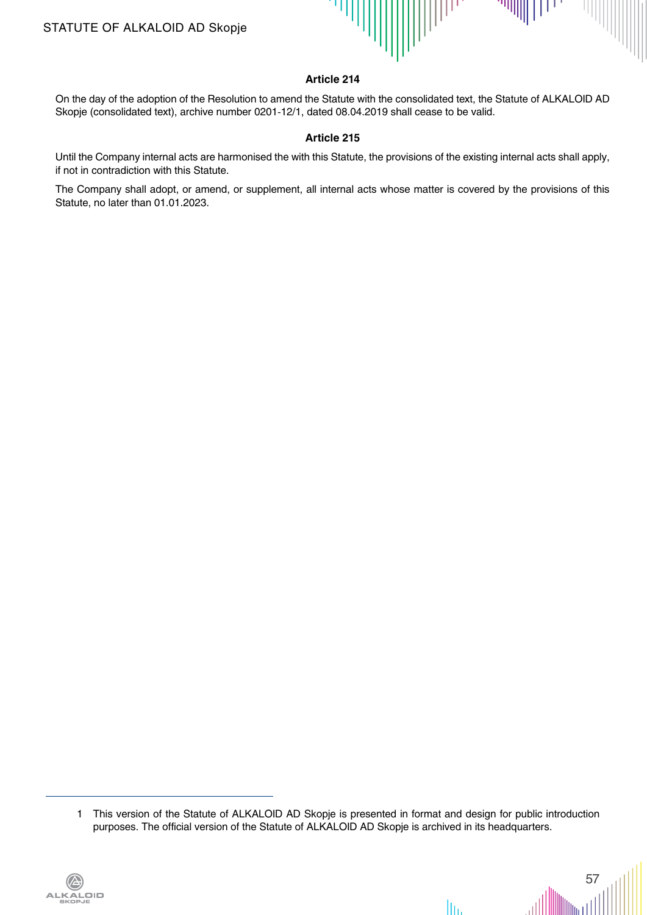**Article 214**

On the day of the adoption of the Resolution to amend the Statute with the consolidated text, the Statute of ALKALOID AD Skopje (consolidated text), archive number 0201-12/1, dated 08.04.2019 shall cease to be valid.

**Article 215**

Until the Company internal acts are harmonised the with this Statute, the provisions of the existing internal acts shall apply, if not in contradiction with this Statute.

The Company shall adopt, or amend, or supplement, all internal acts whose matter is covered by the provisions of this Statute, no later than 01.01.2023.

---

1 This version of the Statute of ALKALOID AD Skopje is presented in format and design for public introduction purposes. The official version of the Statute of ALKALOID AD Skopje is archived in its headquarters.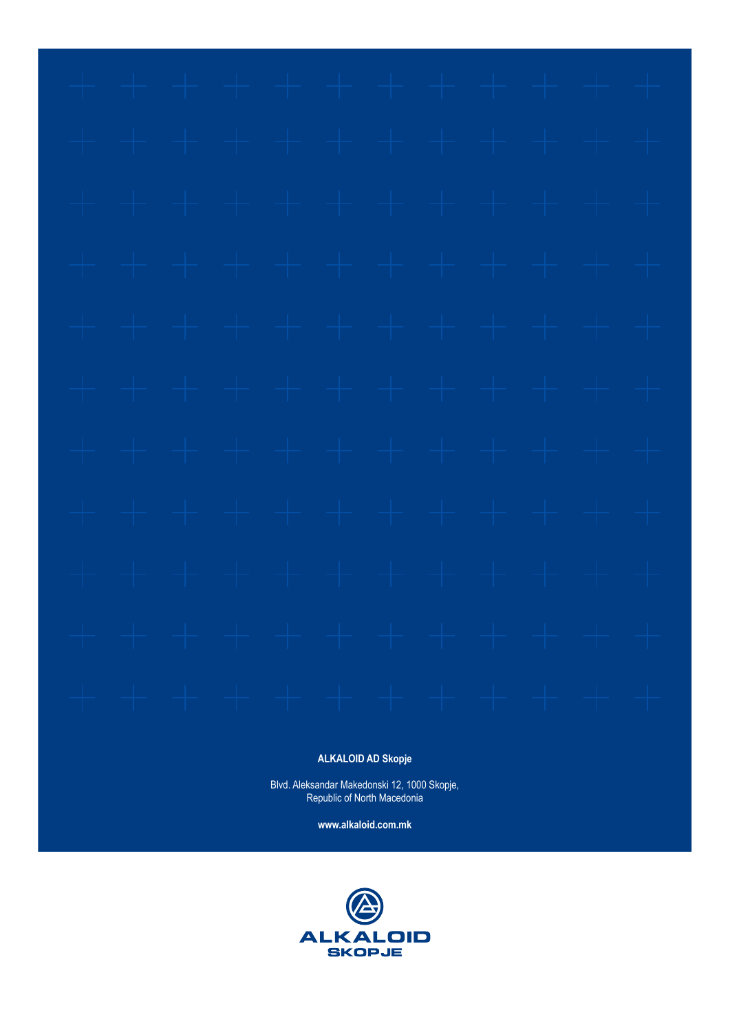**ALKALOID AD Skopje**

Blvd. Aleksandar Makedonski 12, 1000 Skopje,
Republic of North Macedonia

**www.alkaloid.com.mk**

ALKALOID
SKOPJE